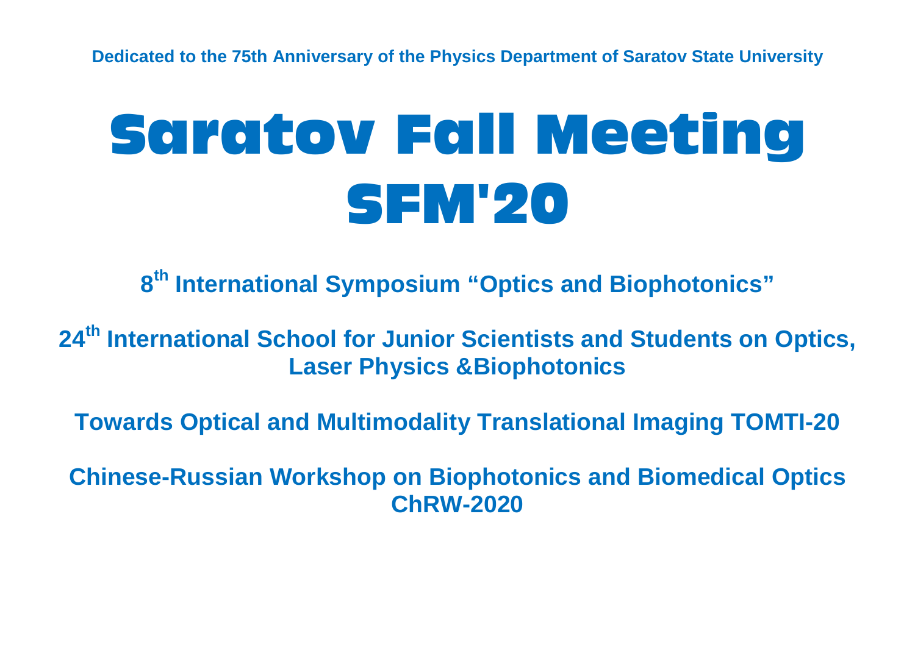**Dedicated to the 75th Anniversary of the Physics Department of Saratov State University**

# Saratov Fall Meeting SFM'20

## 8th International Symposium “Optics and Biophotonics”

## 24th International School for Junior Scientists and Students on Optics, Laser Physics &Biophotonics

## Towards Optical and Multimodality Translational Imaging TOMTI-20

## Chinese-Russian Workshop on Biophotonics and Biomedical Optics ChRW-2020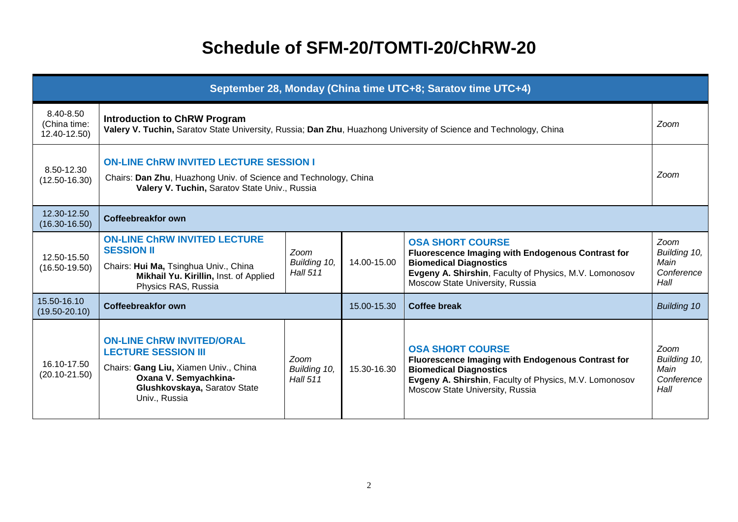# Schedule of SFM-20/TOMTI-20/ChRW-20

| September 28, Monday (China time UTC+8; Saratov time UTC+4) | | | | | |
|---|---|---|---|---|---|
| 8.40-8.50 (China time: 12.40-12.50) | **Introduction to ChRW Program** **Valery V. Tuchin,** Saratov State University, Russia; **Dan Zhu**, Huazhong University of Science and Technology, China | | | | *Zoom* |
| 8.50-12.30 (12.50-16.30) | **ON-LINE ChRW INVITED LECTURE SESSION I** Chairs: **Dan Zhu**, Huazhong Univ. of Science and Technology, China; **Valery V. Tuchin,** Saratov State Univ., Russia | | | | *Zoom* |
| 12.30-12.50 (16.30-16.50) | **Coffeebreakfor own** | | | | |
| 12.50-15.50 (16.50-19.50) | **ON-LINE ChRW INVITED LECTURE SESSION II** Chairs: **Hui Ma,** Tsinghua Univ., China; **Mikhail Yu. Kirillin,** Inst. of Applied Physics RAS, Russia | *Zoom Building 10, Hall 511* | 14.00-15.00 | **OSA SHORT COURSE** **Fluorescence Imaging with Endogenous Contrast for Biomedical Diagnostics** **Evgeny A. Shirshin**, Faculty of Physics, M.V. Lomonosov Moscow State University, Russia | *Zoom Building 10, Main Conference Hall* |
| 15.50-16.10 (19.50-20.10) | **Coffeebreakfor own** | | 15.00-15.30 | **Coffee break** | *Building 10* |
| 16.10-17.50 (20.10-21.50) | **ON-LINE ChRW INVITED/ORAL LECTURE SESSION III** Chairs: **Gang Liu,** Xiamen Univ., China; **Oxana V. Semyachkina-Glushkovskaya,** Saratov State Univ., Russia | *Zoom Building 10, Hall 511* | 15.30-16.30 | **OSA SHORT COURSE** **Fluorescence Imaging with Endogenous Contrast for Biomedical Diagnostics** **Evgeny A. Shirshin**, Faculty of Physics, M.V. Lomonosov Moscow State University, Russia | *Zoom Building 10, Main Conference Hall* |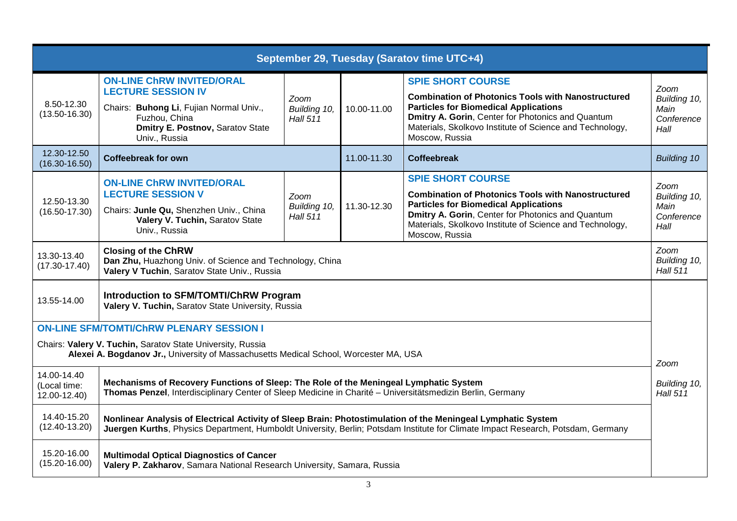## September 29, Tuesday (Saratov time UTC+4)

| Time | Session | Venue | Time | Session | Venue |
|---|---|---|---|---|---|
| 8.50-12.30 (13.50-16.30) | **ON-LINE ChRW INVITED/ORAL LECTURE SESSION IV**<br>Chairs: **Buhong Li**, Fujian Normal Univ., Fuzhou, China<br>**Dmitry E. Postnov,** Saratov State Univ., Russia | *Zoom Building 10, Hall 511* | 10.00-11.00 | **SPIE SHORT COURSE**<br>**Combination of Photonics Tools with Nanostructured Particles for Biomedical Applications**<br>**Dmitry A. Gorin**, Center for Photonics and Quantum Materials, Skolkovo Institute of Science and Technology, Moscow, Russia | *Zoom Building 10, Main Conference Hall* |
| 12.30-12.50 (16.30-16.50) | **Coffeebreak for own** | | 11.00-11.30 | **Coffeebreak** | *Building 10* |
| 12.50-13.30 (16.50-17.30) | **ON-LINE ChRW INVITED/ORAL LECTURE SESSION V**<br>Chairs: **Junle Qu,** Shenzhen Univ., China<br>**Valery V. Tuchin,** Saratov State Univ., Russia | *Zoom Building 10, Hall 511* | 11.30-12.30 | **SPIE SHORT COURSE**<br>**Combination of Photonics Tools with Nanostructured Particles for Biomedical Applications**<br>**Dmitry A. Gorin**, Center for Photonics and Quantum Materials, Skolkovo Institute of Science and Technology, Moscow, Russia | *Zoom Building 10, Main Conference Hall* |
| 13.30-13.40 (17.30-17.40) | **Closing of the ChRW**<br>**Dan Zhu,** Huazhong Univ. of Science and Technology, China<br>**Valery V Tuchin**, Saratov State Univ., Russia | | | | *Zoom Building 10, Hall 511* |
| 13.55-14.00 | **Introduction to SFM/TOMTI/ChRW Program**<br>**Valery V. Tuchin,** Saratov State University, Russia | | | | *Zoom Building 10, Hall 511* |
| | **ON-LINE SFM/TOMTI/ChRW PLENARY SESSION I**<br>Chairs: **Valery V. Tuchin,** Saratov State University, Russia<br>**Alexei A. Bogdanov Jr.,** University of Massachusetts Medical School, Worcester MA, USA | | | | |
| 14.00-14.40 (Local time: 12.00-12.40) | **Mechanisms of Recovery Functions of Sleep: The Role of the Meningeal Lymphatic System**<br>**Thomas Penzel**, Interdisciplinary Center of Sleep Medicine in Charité – Universitätsmedizin Berlin, Germany | | | | |
| 14.40-15.20 (12.40-13.20) | **Nonlinear Analysis of Electrical Activity of Sleep Brain: Photostimulation of the Meningeal Lymphatic System**<br>**Juergen Kurths**, Physics Department, Humboldt University, Berlin; Potsdam Institute for Climate Impact Research, Potsdam, Germany | | | | |
| 15.20-16.00 (15.20-16.00) | **Multimodal Optical Diagnostics of Cancer**<br>**Valery P. Zakharov**, Samara National Research University, Samara, Russia | | | | |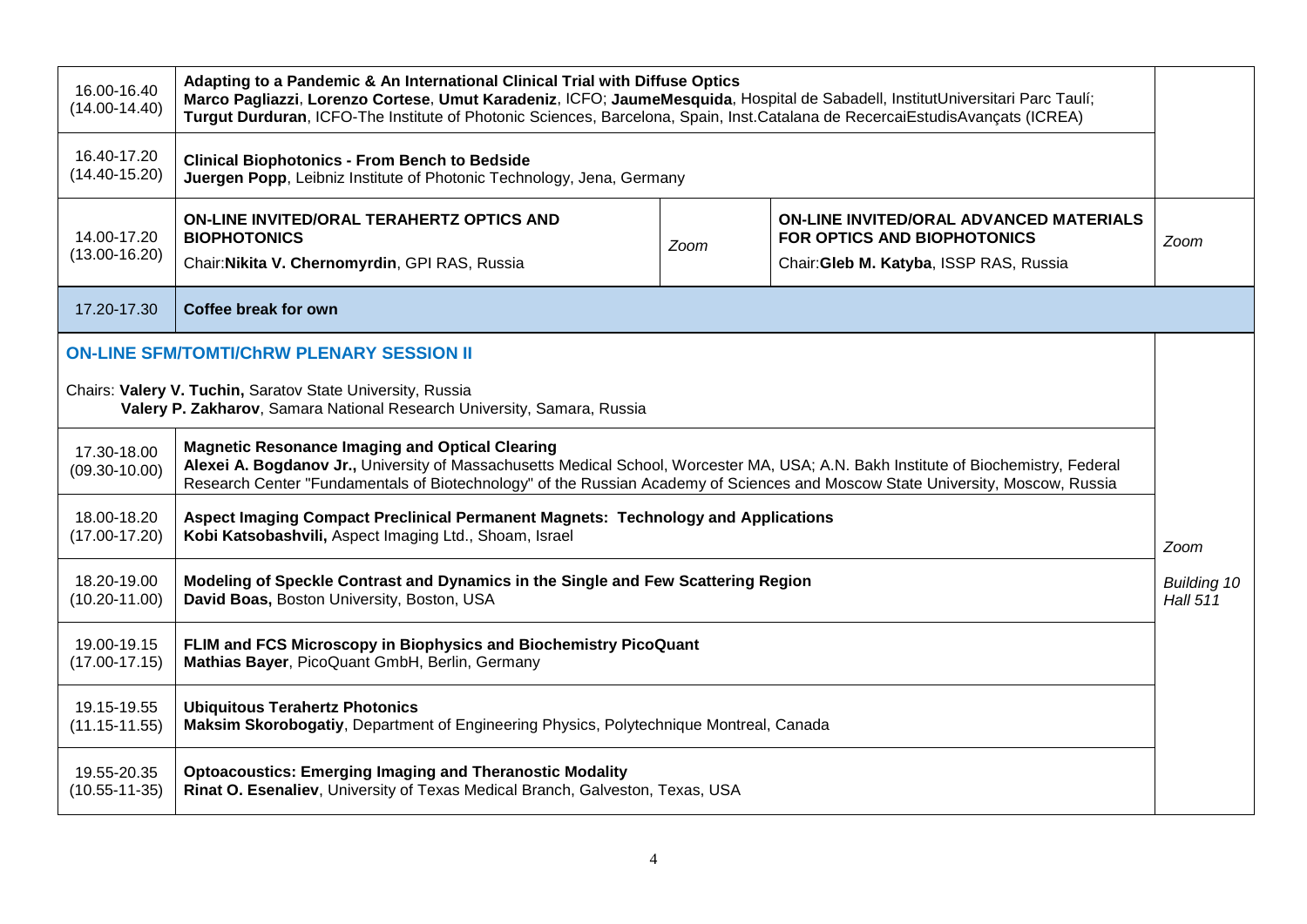| | | | | |
|---|---|---|---|---|
| 16.00-16.40 (14.00-14.40) | **Adapting to a Pandemic & An International Clinical Trial with Diffuse Optics** **Marco Pagliazzi**, **Lorenzo Cortese**, **Umut Karadeniz**, ICFO; **JaumeMesquida**, Hospital de Sabadell, InstitutUniversitari Parc Taulí; **Turgut Durduran**, ICFO-The Institute of Photonic Sciences, Barcelona, Spain, Inst.Catalana de RecercaiEstudisAvançats (ICREA) | | | |
| 16.40-17.20 (14.40-15.20) | **Clinical Biophotonics - From Bench to Bedside** **Juergen Popp**, Leibniz Institute of Photonic Technology, Jena, Germany | | | |
| 14.00-17.20 (13.00-16.20) | **ON-LINE INVITED/ORAL TERAHERTZ OPTICS AND BIOPHOTONICS** Chair:**Nikita V. Chernomyrdin**, GPI RAS, Russia | *Zoom* | **ON-LINE INVITED/ORAL ADVANCED MATERIALS FOR OPTICS AND BIOPHOTONICS** Chair:**Gleb M. Katyba**, ISSP RAS, Russia | *Zoom* |
| 17.20-17.30 | **Coffee break for own** | | | |

**ON-LINE SFM/TOMTI/ChRW PLENARY SESSION II**

Chairs: **Valery V. Tuchin,** Saratov State University, Russia
**Valery P. Zakharov**, Samara National Research University, Samara, Russia

*Zoom*
*Building 10 Hall 511*

| | |
|---|---|
| 17.30-18.00 (09.30-10.00) | **Magnetic Resonance Imaging and Optical Clearing** **Alexei A. Bogdanov Jr.,** University of Massachusetts Medical School, Worcester MA, USA; A.N. Bakh Institute of Biochemistry, Federal Research Center "Fundamentals of Biotechnology" of the Russian Academy of Sciences and Moscow State University, Moscow, Russia |
| 18.00-18.20 (17.00-17.20) | **Aspect Imaging Compact Preclinical Permanent Magnets: Technology and Applications** **Kobi Katsobashvili,** Aspect Imaging Ltd., Shoam, Israel |
| 18.20-19.00 (10.20-11.00) | **Modeling of Speckle Contrast and Dynamics in the Single and Few Scattering Region** **David Boas,** Boston University, Boston, USA |
| 19.00-19.15 (17.00-17.15) | **FLIM and FCS Microscopy in Biophysics and Biochemistry PicoQuant** **Mathias Bayer**, PicoQuant GmbH, Berlin, Germany |
| 19.15-19.55 (11.15-11.55) | **Ubiquitous Terahertz Photonics** **Maksim Skorobogatiy**, Department of Engineering Physics, Polytechnique Montreal, Canada |
| 19.55-20.35 (10.55-11-35) | **Optoacoustics: Emerging Imaging and Theranostic Modality** **Rinat O. Esenaliev**, University of Texas Medical Branch, Galveston, Texas, USA |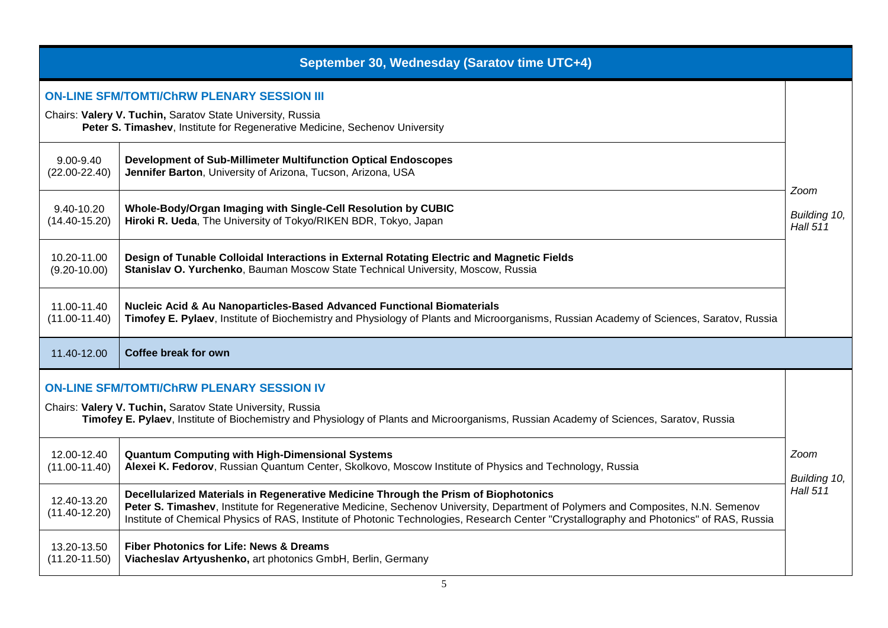## September 30, Wednesday (Saratov time UTC+4)

### ON-LINE SFM/TOMTI/ChRW PLENARY SESSION III

Chairs: **Valery V. Tuchin,** Saratov State University, Russia
**Peter S. Timashev**, Institute for Regenerative Medicine, Sechenov University

| Time | Talk | Venue |
|---|---|---|
| 9.00-9.40 (22.00-22.40) | **Development of Sub-Millimeter Multifunction Optical Endoscopes**<br>**Jennifer Barton**, University of Arizona, Tucson, Arizona, USA | *Zoom*<br>*Building 10, Hall 511* |
| 9.40-10.20 (14.40-15.20) | **Whole-Body/Organ Imaging with Single-Cell Resolution by CUBIC**<br>**Hiroki R. Ueda**, The University of Tokyo/RIKEN BDR, Tokyo, Japan | |
| 10.20-11.00 (9.20-10.00) | **Design of Tunable Colloidal Interactions in External Rotating Electric and Magnetic Fields**<br>**Stanislav O. Yurchenko**, Bauman Moscow State Technical University, Moscow, Russia | |
| 11.00-11.40 (11.00-11.40) | **Nucleic Acid & Au Nanoparticles-Based Advanced Functional Biomaterials**<br>**Timofey E. Pylaev**, Institute of Biochemistry and Physiology of Plants and Microorganisms, Russian Academy of Sciences, Saratov, Russia | |
| 11.40-12.00 | **Coffee break for own** | |

### ON-LINE SFM/TOMTI/ChRW PLENARY SESSION IV

Chairs: **Valery V. Tuchin,** Saratov State University, Russia
**Timofey E. Pylaev**, Institute of Biochemistry and Physiology of Plants and Microorganisms, Russian Academy of Sciences, Saratov, Russia

| Time | Talk | Venue |
|---|---|---|
| 12.00-12.40 (11.00-11.40) | **Quantum Computing with High-Dimensional Systems**<br>**Alexei K. Fedorov**, Russian Quantum Center, Skolkovo, Moscow Institute of Physics and Technology, Russia | *Zoom*<br>*Building 10, Hall 511* |
| 12.40-13.20 (11.40-12.20) | **Decellularized Materials in Regenerative Medicine Through the Prism of Biophotonics**<br>**Peter S. Timashev**, Institute for Regenerative Medicine, Sechenov University, Department of Polymers and Composites, N.N. Semenov Institute of Chemical Physics of RAS, Institute of Photonic Technologies, Research Center "Crystallography and Photonics" of RAS, Russia | |
| 13.20-13.50 (11.20-11.50) | **Fiber Photonics for Life: News & Dreams**<br>**Viacheslav Artyushenko,** art photonics GmbH, Berlin, Germany | |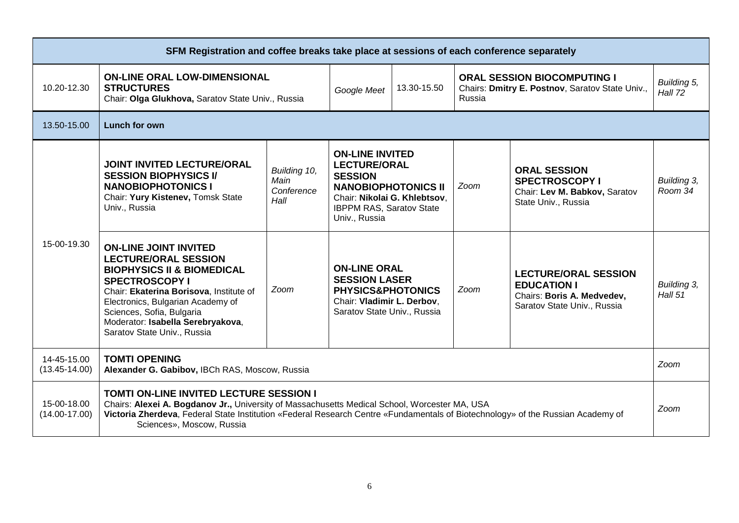| SFM Registration and coffee breaks take place at sessions of each conference separately | | | | | | | |
|---|---|---|---|---|---|---|---|
| 10.20-12.30 | **ON-LINE ORAL LOW-DIMENSIONAL STRUCTURES**<br>Chair: **Olga Glukhova,** Saratov State Univ., Russia | | *Google Meet* | 13.30-15.50 | **ORAL SESSION BIOCOMPUTING I**<br>Chairs: **Dmitry E. Postnov**, Saratov State Univ., Russia | | *Building 5, Hall 72* |
| 13.50-15.00 | **Lunch for own** | | | | | | |
| 15-00-19.30 | **JOINT INVITED LECTURE/ORAL SESSION BIOPHYSICS I/ NANOBIOPHOTONICS I**<br>Chair: **Yury Kistenev,** Tomsk State Univ., Russia | *Building 10, Main Conference Hall* | **ON-LINE INVITED LECTURE/ORAL SESSION NANOBIOPHOTONICS II**<br>Chair: **Nikolai G. Khlebtsov**, IBPPM RAS, Saratov State Univ., Russia | | *Zoom* | **ORAL SESSION SPECTROSCOPY I**<br>Chair: **Lev M. Babkov,** Saratov State Univ., Russia | *Building 3, Room 34* |
| | **ON-LINE JOINT INVITED LECTURE/ORAL SESSION BIOPHYSICS II & BIOMEDICAL SPECTROSCOPY I**<br>Chair: **Ekaterina Borisova**, Institute of Electronics, Bulgarian Academy of Sciences, Sofia, Bulgaria<br>Moderator: **Isabella Serebryakova**, Saratov State Univ., Russia | *Zoom* | **ON-LINE ORAL SESSION LASER PHYSICS&PHOTONICS**<br>Chair: **Vladimir L. Derbov**, Saratov State Univ., Russia | | *Zoom* | **LECTURE/ORAL SESSION EDUCATION I**<br>Chairs: **Boris A. Medvedev,** Saratov State Univ., Russia | *Building 3, Hall 51* |
| 14-45-15.00 (13.45-14.00) | **TOMTI OPENING**<br>**Alexander G. Gabibov,** IBCh RAS, Moscow, Russia | | | | | | *Zoom* |
| 15-00-18.00 (14.00-17.00) | **TOMTI ON-LINE INVITED LECTURE SESSION I**<br>Chairs: **Alexei A. Bogdanov Jr.,** University of Massachusetts Medical School, Worcester MA, USA<br>**Victoria Zherdeva**, Federal State Institution «Federal Research Centre «Fundamentals of Biotechnology» of the Russian Academy of Sciences», Moscow, Russia | | | | | | *Zoom* |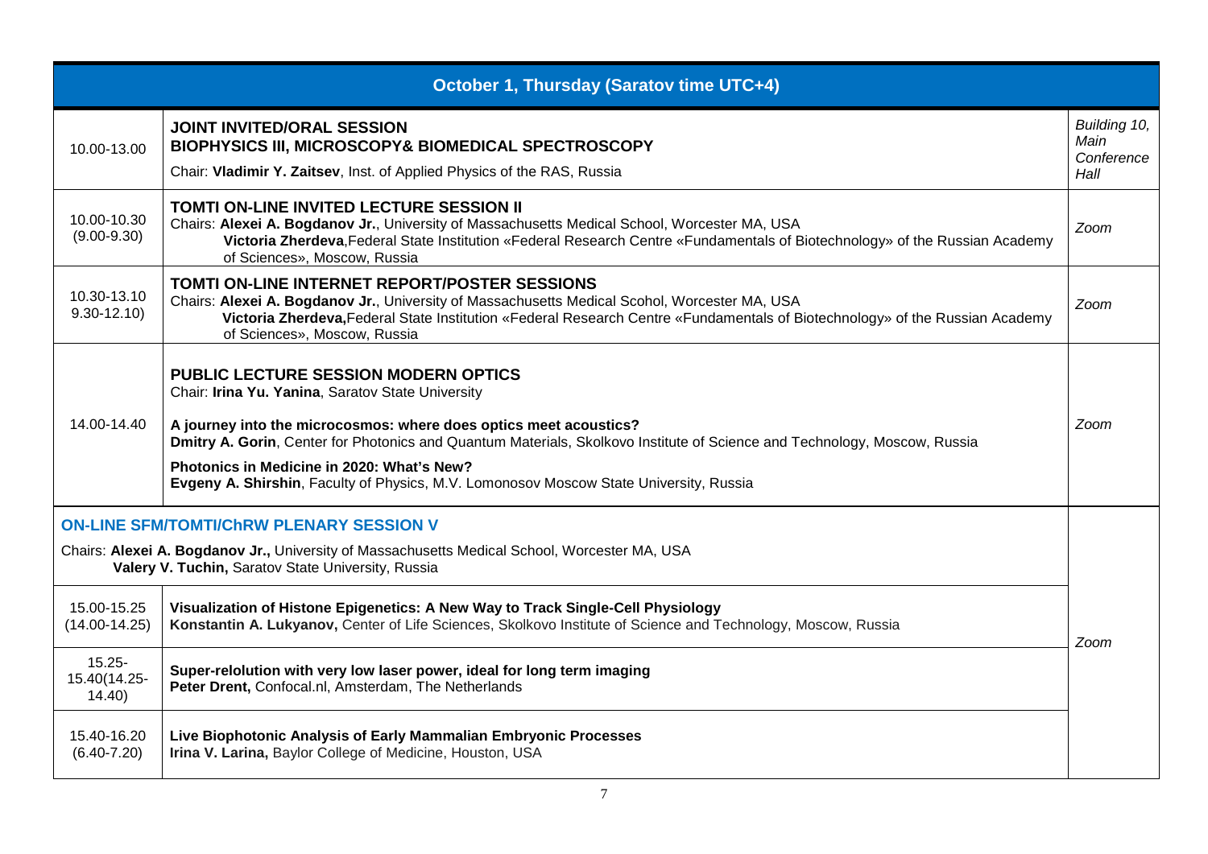## October 1, Thursday (Saratov time UTC+4)

| Time | Session | Location |
|---|---|---|
| 10.00-13.00 | **JOINT INVITED/ORAL SESSION**<br>**BIOPHYSICS III, MICROSCOPY& BIOMEDICAL SPECTROSCOPY**<br>Chair: **Vladimir Y. Zaitsev**, Inst. of Applied Physics of the RAS, Russia | *Building 10, Main Conference Hall* |
| 10.00-10.30 (9.00-9.30) | **TOMTI ON-LINE INVITED LECTURE SESSION II**<br>Chairs: **Alexei A. Bogdanov Jr.**, University of Massachusetts Medical School, Worcester MA, USA<br>**Victoria Zherdeva**,Federal State Institution «Federal Research Centre «Fundamentals of Biotechnology» of the Russian Academy of Sciences», Moscow, Russia | *Zoom* |
| 10.30-13.10 9.30-12.10) | **TOMTI ON-LINE INTERNET REPORT/POSTER SESSIONS**<br>Chairs: **Alexei A. Bogdanov Jr.**, University of Massachusetts Medical Scohol, Worcester MA, USA<br>**Victoria Zherdeva,**Federal State Institution «Federal Research Centre «Fundamentals of Biotechnology» of the Russian Academy of Sciences», Moscow, Russia | *Zoom* |
| 14.00-14.40 | **PUBLIC LECTURE SESSION MODERN OPTICS**<br>Chair: **Irina Yu. Yanina**, Saratov State University<br><br>**A journey into the microcosmos: where does optics meet acoustics?**<br>**Dmitry A. Gorin**, Center for Photonics and Quantum Materials, Skolkovo Institute of Science and Technology, Moscow, Russia<br><br>**Photonics in Medicine in 2020: What's New?**<br>**Evgeny A. Shirshin**, Faculty of Physics, M.V. Lomonosov Moscow State University, Russia | *Zoom* |
| **ON-LINE SFM/TOMTI/ChRW PLENARY SESSION V**<br>Chairs: **Alexei A. Bogdanov Jr.,** University of Massachusetts Medical School, Worcester MA, USA<br>**Valery V. Tuchin,** Saratov State University, Russia | | *Zoom* |
| 15.00-15.25 (14.00-14.25) | **Visualization of Histone Epigenetics: A New Way to Track Single-Cell Physiology**<br>**Konstantin A. Lukyanov,** Center of Life Sciences, Skolkovo Institute of Science and Technology, Moscow, Russia | |
| 15.25-15.40(14.25-14.40) | **Super-relolution with very low laser power, ideal for long term imaging**<br>**Peter Drent,** Confocal.nl, Amsterdam, The Netherlands | |
| 15.40-16.20 (6.40-7.20) | **Live Biophotonic Analysis of Early Mammalian Embryonic Processes**<br>**Irina V. Larina,** Baylor College of Medicine, Houston, USA | |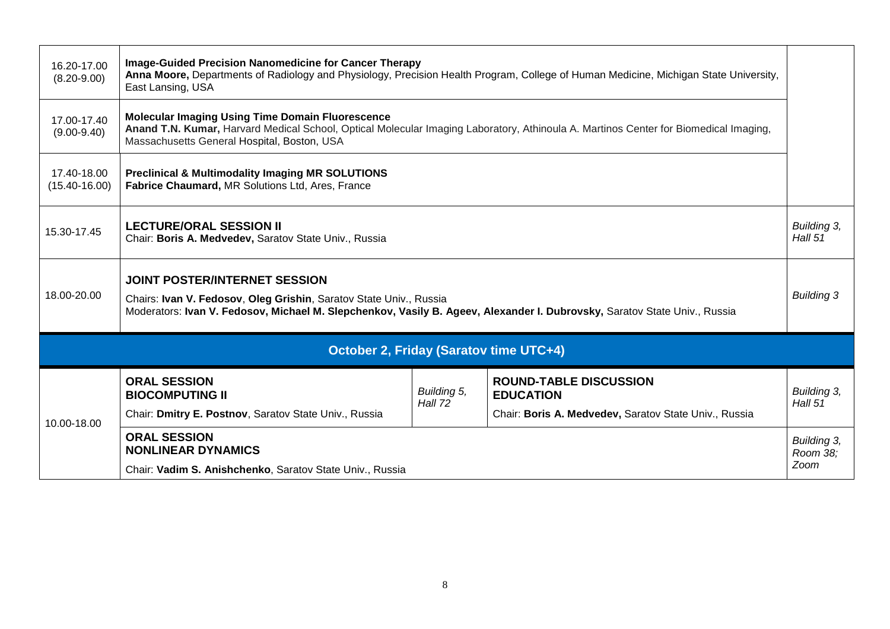| | | |
|---|---|---|
| 16.20-17.00 (8.20-9.00) | **Image-Guided Precision Nanomedicine for Cancer Therapy** **Anna Moore,** Departments of Radiology and Physiology, Precision Health Program, College of Human Medicine, Michigan State University, East Lansing, USA | |
| 17.00-17.40 (9.00-9.40) | **Molecular Imaging Using Time Domain Fluorescence** **Anand T.N. Kumar,** Harvard Medical School, Optical Molecular Imaging Laboratory, Athinoula A. Martinos Center for Biomedical Imaging, Massachusetts General Hospital, Boston, USA | |
| 17.40-18.00 (15.40-16.00) | **Preclinical & Multimodality Imaging MR SOLUTIONS** **Fabrice Chaumard,** MR Solutions Ltd, Ares, France | |
| 15.30-17.45 | **LECTURE/ORAL SESSION II** Chair: **Boris A. Medvedev,** Saratov State Univ., Russia | *Building 3, Hall 51* |
| 18.00-20.00 | **JOINT POSTER/INTERNET SESSION** Chairs: **Ivan V. Fedosov**, **Oleg Grishin**, Saratov State Univ., Russia Moderators: **Ivan V. Fedosov, Michael M. Slepchenkov, Vasily B. Ageev, Alexander I. Dubrovsky,** Saratov State Univ., Russia | *Building 3* |

## October 2, Friday (Saratov time UTC+4)

| | | | | |
|---|---|---|---|---|
| 10.00-18.00 | **ORAL SESSION** **BIOCOMPUTING II** Chair: **Dmitry E. Postnov**, Saratov State Univ., Russia | *Building 5, Hall 72* | **ROUND-TABLE DISCUSSION** **EDUCATION** Chair: **Boris A. Medvedev,** Saratov State Univ., Russia | *Building 3, Hall 51* |
| | **ORAL SESSION** **NONLINEAR DYNAMICS** Chair: **Vadim S. Anishchenko**, Saratov State Univ., Russia | | | *Building 3, Room 38; Zoom* |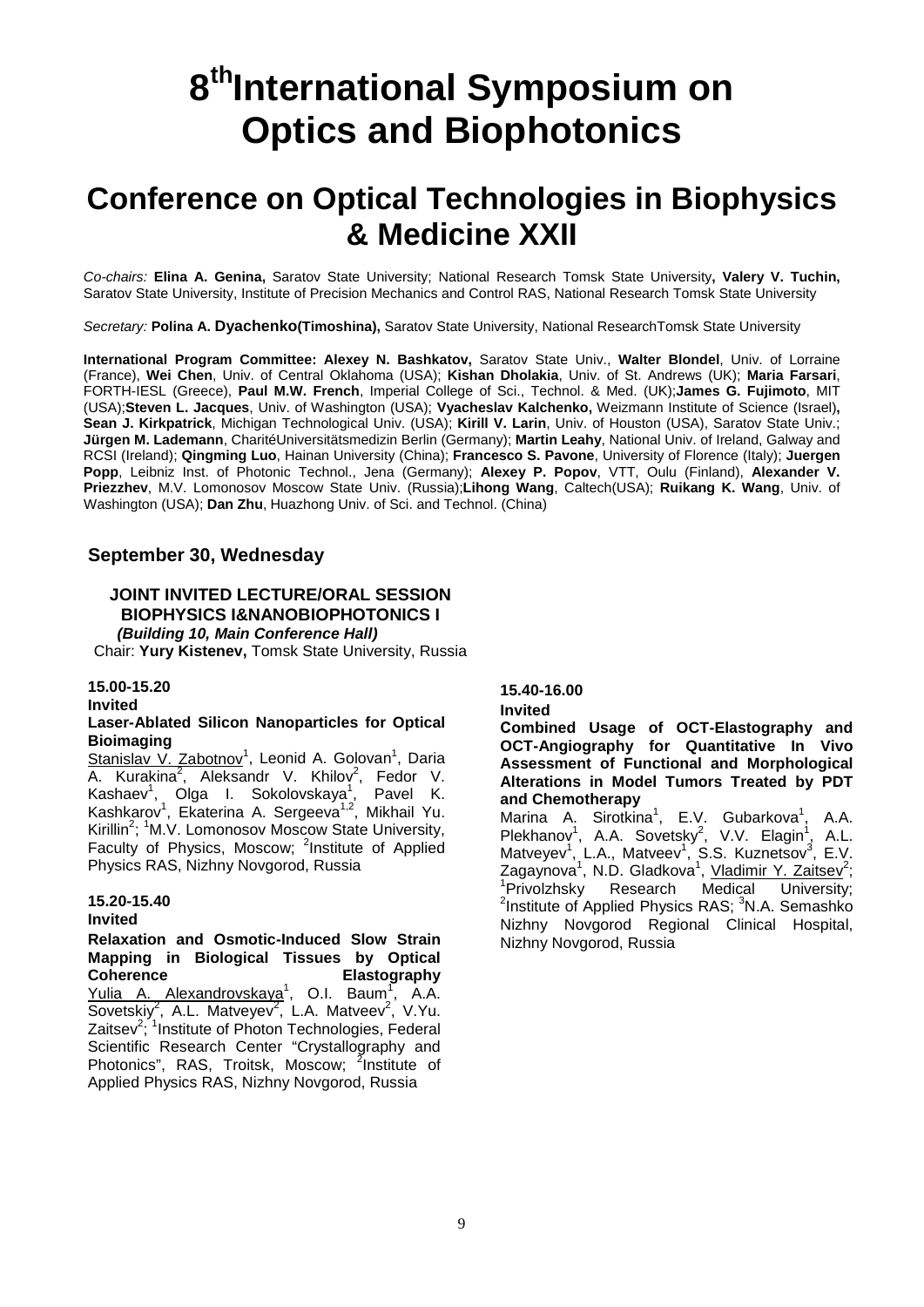# 8th International Symposium on Optics and Biophotonics

# Conference on Optical Technologies in Biophysics & Medicine XXII

*Co-chairs:* **Elina A. Genina,** Saratov State University; National Research Tomsk State University**, Valery V. Tuchin,** Saratov State University, Institute of Precision Mechanics and Control RAS, National Research Tomsk State University

*Secretary:* **Polina A. Dyachenko(Timoshina),** Saratov State University, National ResearchTomsk State University

**International Program Committee: Alexey N. Bashkatov,** Saratov State Univ., **Walter Blondel**, Univ. of Lorraine (France), **Wei Chen**, Univ. of Central Oklahoma (USA); **Kishan Dholakia**, Univ. of St. Andrews (UK); **Maria Farsari**, FORTH-IESL (Greece), **Paul M.W. French**, Imperial College of Sci., Technol. & Med. (UK);**James G. Fujimoto**, MIT (USA);**Steven L. Jacques**, Univ. of Washington (USA); **Vyacheslav Kalchenko,** Weizmann Institute of Science (Israel)**, Sean J. Kirkpatrick**, Michigan Technological Univ. (USA); **Kirill V. Larin**, Univ. of Houston (USA), Saratov State Univ.; **Jürgen M. Lademann**, CharitéUniversitätsmedizin Berlin (Germany); **Martin Leahy**, National Univ. of Ireland, Galway and RCSI (Ireland); **Qingming Luo**, Hainan University (China); **Francesco S. Pavone**, University of Florence (Italy); **Juergen Popp**, Leibniz Inst. of Photonic Technol., Jena (Germany); **Alexey P. Popov**, VTT, Oulu (Finland), **Alexander V. Priezzhev**, M.V. Lomonosov Moscow State Univ. (Russia);**Lihong Wang**, Caltech(USA); **Ruikang K. Wang**, Univ. of Washington (USA); **Dan Zhu**, Huazhong Univ. of Sci. and Technol. (China)

## September 30, Wednesday

### JOINT INVITED LECTURE/ORAL SESSION BIOPHYSICS I&NANOBIOPHOTONICS I

***(Building 10, Main Conference Hall)***

Chair: **Yury Kistenev,** Tomsk State University, Russia

**15.00-15.20**

**Invited**

**Laser-Ablated Silicon Nanoparticles for Optical Bioimaging**

Stanislav V. Zabotnov[1], Leonid A. Golovan[1], Daria A. Kurakina[2], Aleksandr V. Khilov[2], Fedor V. Kashaev[1], Olga I. Sokolovskaya[1], Pavel K. Kashkarov[1], Ekaterina A. Sergeeva[1,2], Mikhail Yu. Kirillin[2]; [1]M.V. Lomonosov Moscow State University, Faculty of Physics, Moscow; [2]Institute of Applied Physics RAS, Nizhny Novgorod, Russia

**15.20-15.40**

**Invited**

**Relaxation and Osmotic-Induced Slow Strain Mapping in Biological Tissues by Optical Coherence Elastography**

Yulia A. Alexandrovskaya[1], O.I. Baum[1], A.A. Sovetskiy[2], A.L. Matveyev[2], L.A. Matveev[2], V.Yu. Zaitsev[2]; [1]Institute of Photon Technologies, Federal Scientific Research Center "Crystallography and Photonics", RAS, Troitsk, Moscow; [2]Institute of Applied Physics RAS, Nizhny Novgorod, Russia

**15.40-16.00**

**Invited**

**Combined Usage of OCT-Elastography and OCT-Angiography for Quantitative In Vivo Assessment of Functional and Morphological Alterations in Model Tumors Treated by PDT and Chemotherapy**

Marina A. Sirotkina[1], E.V. Gubarkova[1], A.A. Plekhanov[1], A.A. Sovetsky[2], V.V. Elagin[1], A.L. Matveyev[1], L.A., Matveev[1], S.S. Kuznetsov[3], E.V. Zagaynova[1], N.D. Gladkova[1], Vladimir Y. Zaitsev[2]; [1]Privolzhsky Research Medical University; [2]Institute of Applied Physics RAS; [3]N.A. Semashko Nizhny Novgorod Regional Clinical Hospital, Nizhny Novgorod, Russia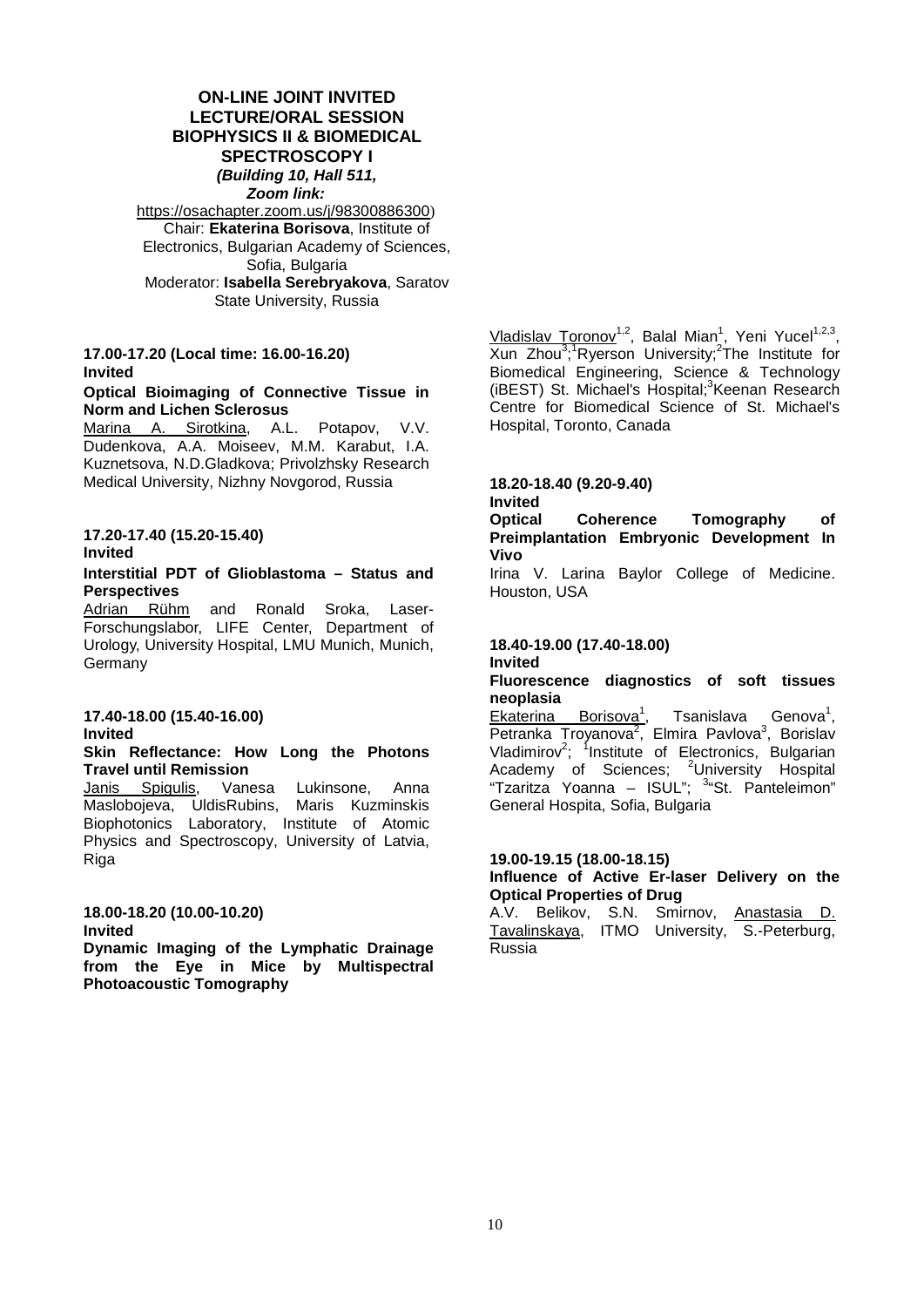## ON-LINE JOINT INVITED LECTURE/ORAL SESSION BIOPHYSICS II & BIOMEDICAL SPECTROSCOPY I

***(Building 10, Hall 511, Zoom link:*** https://osachapter.zoom.us/j/98300886300)

Chair: **Ekaterina Borisova**, Institute of Electronics, Bulgarian Academy of Sciences, Sofia, Bulgaria

Moderator: **Isabella Serebryakova**, Saratov State University, Russia

**17.00-17.20 (Local time: 16.00-16.20)**
**Invited**

**Optical Bioimaging of Connective Tissue in Norm and Lichen Sclerosus**

Marina A. Sirotkina, A.L. Potapov, V.V. Dudenkova, A.A. Moiseev, M.M. Karabut, I.A. Kuznetsova, N.D.Gladkova; Privolzhsky Research Medical University, Nizhny Novgorod, Russia

**17.20-17.40 (15.20-15.40)**
**Invited**

**Interstitial PDT of Glioblastoma – Status and Perspectives**

Adrian Rühm and Ronald Sroka, Laser-Forschungslabor, LIFE Center, Department of Urology, University Hospital, LMU Munich, Munich, Germany

**17.40-18.00 (15.40-16.00)**
**Invited**

**Skin Reflectance: How Long the Photons Travel until Remission**

Janis Spigulis, Vanesa Lukinsone, Anna Maslobojeva, UldisRubins, Maris Kuzminskis Biophotonics Laboratory, Institute of Atomic Physics and Spectroscopy, University of Latvia, Riga

**18.00-18.20 (10.00-10.20)**
**Invited**

**Dynamic Imaging of the Lymphatic Drainage from the Eye in Mice by Multispectral Photoacoustic Tomography**

Vladislav Toronov[1,2], Balal Mian[1], Yeni Yucel[1,2,3], Xun Zhou[3]; [1]Ryerson University; [2]The Institute for Biomedical Engineering, Science & Technology (iBEST) St. Michael's Hospital; [3]Keenan Research Centre for Biomedical Science of St. Michael's Hospital, Toronto, Canada

**18.20-18.40 (9.20-9.40)**
**Invited**

**Optical Coherence Tomography of Preimplantation Embryonic Development In Vivo**

Irina V. Larina Baylor College of Medicine. Houston, USA

**18.40-19.00 (17.40-18.00)**
**Invited**

**Fluorescence diagnostics of soft tissues neoplasia**

Ekaterina Borisova[1], Tsanislava Genova[1], Petranka Troyanova[2], Elmira Pavlova[3], Borislav Vladimirov[2]; [1]Institute of Electronics, Bulgarian Academy of Sciences; [2]University Hospital "Tzaritza Yoanna – ISUL"; [3]"St. Panteleimon" General Hospita, Sofia, Bulgaria

**19.00-19.15 (18.00-18.15)**

**Influence of Active Er-laser Delivery on the Optical Properties of Drug**

A.V. Belikov, S.N. Smirnov, Anastasia D. Tavalinskaya, ITMO University, S.-Peterburg, Russia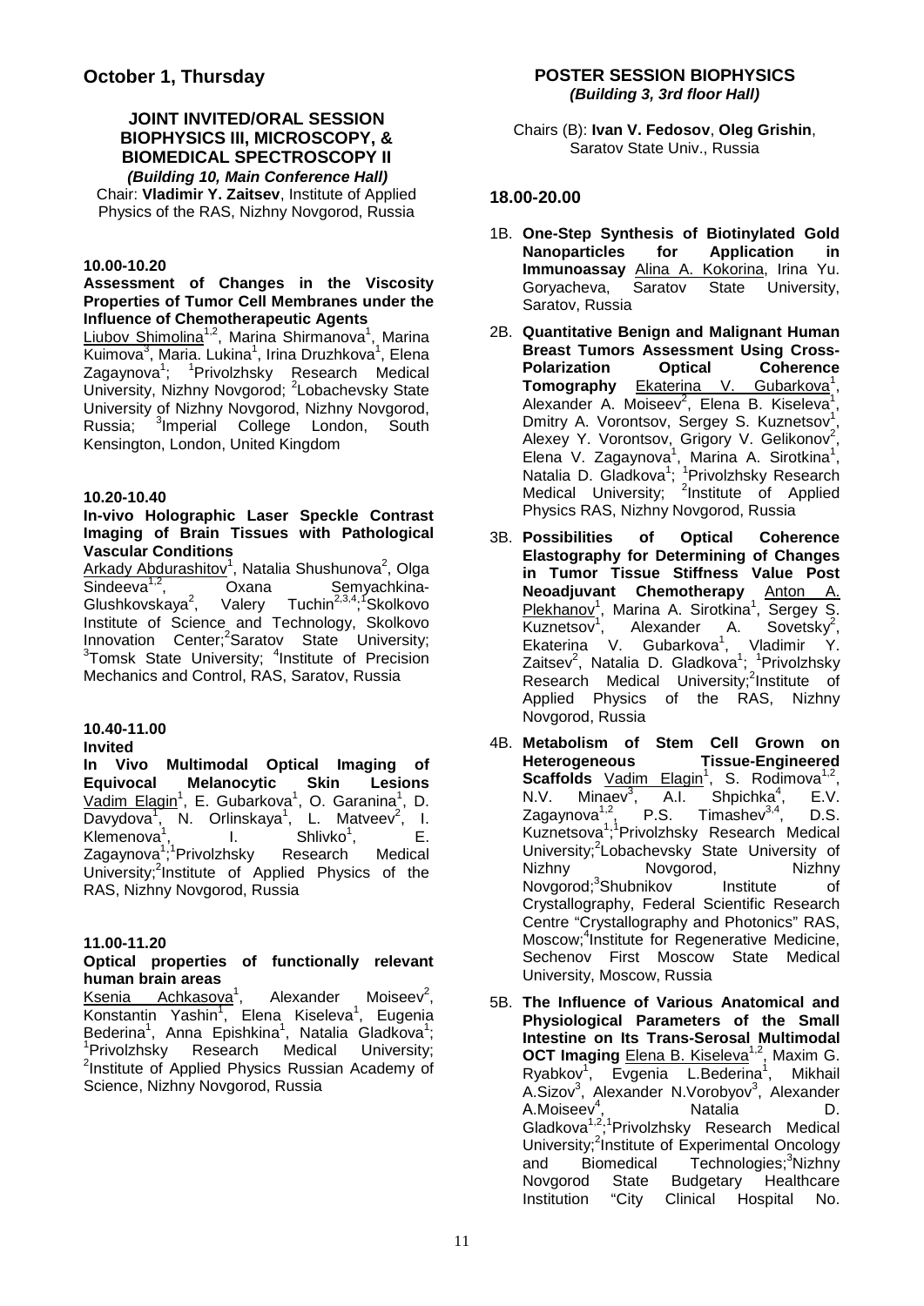## October 1, Thursday

### JOINT INVITED/ORAL SESSION BIOPHYSICS III, MICROSCOPY, & BIOMEDICAL SPECTROSCOPY II

***(Building 10, Main Conference Hall)***

Chair: **Vladimir Y. Zaitsev**, Institute of Applied Physics of the RAS, Nizhny Novgorod, Russia

**10.00-10.20**

**Assessment of Changes in the Viscosity Properties of Tumor Cell Membranes under the Influence of Chemotherapeutic Agents**
Liubov Shimolina[1,2], Marina Shirmanova[1], Marina Kuimova[3], Maria. Lukina[1], Irina Druzhkova[1], Elena Zagaynova[1]; [1]Privolzhsky Research Medical University, Nizhny Novgorod; [2]Lobachevsky State University of Nizhny Novgorod, Nizhny Novgorod, Russia; [3]Imperial College London, South Kensington, London, United Kingdom

**10.20-10.40**

**In-vivo Holographic Laser Speckle Contrast Imaging of Brain Tissues with Pathological Vascular Conditions**
Arkady Abdurashitov[1], Natalia Shushunova[2], Olga Sindeeva[1,2], Oxana Semyachkina-Glushkovskaya[2], Valery Tuchin[2,3,4]; [1]Skolkovo Institute of Science and Technology, Skolkovo Innovation Center; [2]Saratov State University; [3]Tomsk State University; [4]Institute of Precision Mechanics and Control, RAS, Saratov, Russia

**10.40-11.00**
**Invited**

**In Vivo Multimodal Optical Imaging of Equivocal Melanocytic Skin Lesions**
Vadim Elagin[1], E. Gubarkova[1], O. Garanina[1], D. Davydova[1], N. Orlinskaya[1], L. Matveev[2], I. Klemenova[1], I. Shlivko[1], E. Zagaynova[1]; [1]Privolzhsky Research Medical University; [2]Institute of Applied Physics of the RAS, Nizhny Novgorod, Russia

**11.00-11.20**

**Optical properties of functionally relevant human brain areas**
Ksenia Achkasova[1], Alexander Moiseev[2], Konstantin Yashin[1], Elena Kiseleva[1], Eugenia Bederina[1], Anna Epishkina[1], Natalia Gladkova[1]; [1]Privolzhsky Research Medical University; [2]Institute of Applied Physics Russian Academy of Science, Nizhny Novgorod, Russia

### POSTER SESSION BIOPHYSICS

***(Building 3, 3rd floor Hall)***

Chairs (B): **Ivan V. Fedosov**, **Oleg Grishin**, Saratov State Univ., Russia

**18.00-20.00**

1B. **One-Step Synthesis of Biotinylated Gold Nanoparticles for Application in Immunoassay** Alina A. Kokorina, Irina Yu. Goryacheva, Saratov State University, Saratov, Russia

2B. **Quantitative Benign and Malignant Human Breast Tumors Assessment Using Cross-Polarization Optical Coherence Tomography** Ekaterina V. Gubarkova[1], Alexander A. Moiseev[2], Elena B. Kiseleva[1], Dmitry A. Vorontsov, Sergey S. Kuznetsov[1], Alexey Y. Vorontsov, Grigory V. Gelikonov[2], Elena V. Zagaynova[1], Marina A. Sirotkina[1], Natalia D. Gladkova[1]; [1]Privolzhsky Research Medical University; [2]Institute of Applied Physics RAS, Nizhny Novgorod, Russia

3B. **Possibilities of Optical Coherence Elastography for Determining of Changes in Tumor Tissue Stiffness Value Post Neoadjuvant Chemotherapy** Anton A. Plekhanov[1], Marina A. Sirotkina[1], Sergey S. Kuznetsov[1], Alexander A. Sovetsky[2], Ekaterina V. Gubarkova[1], Vladimir Y. Zaitsev[2], Natalia D. Gladkova[1]; [1]Privolzhsky Research Medical University; [2]Institute of Applied Physics of the RAS, Nizhny Novgorod, Russia

4B. **Metabolism of Stem Cell Grown on Heterogeneous Tissue-Engineered Scaffolds** Vadim Elagin[1], S. Rodimova[1,2], N.V. Minaev[3], A.I. Shpichka[4], E.V. Zagaynova[1,2], P.S. Timashev[3,4], D.S. Kuznetsova[1]; [1]Privolzhsky Research Medical University; [2]Lobachevsky State University of Nizhny Novgorod, Nizhny Novgorod; [3]Shubnikov Institute of Crystallography, Federal Scientific Research Centre "Crystallography and Photonics" RAS, Moscow; [4]Institute for Regenerative Medicine, Sechenov First Moscow State Medical University, Moscow, Russia

5B. **The Influence of Various Anatomical and Physiological Parameters of the Small Intestine on Its Trans-Serosal Multimodal OCT Imaging** Elena B. Kiseleva[1,2], Maxim G. Ryabkov[1], Evgenia L.Bederina[1], Mikhail A.Sizov[3], Alexander N.Vorobyov[3], Alexander A.Moiseev[4], Natalia D. Gladkova[1,2]; [1]Privolzhsky Research Medical University; [2]Institute of Experimental Oncology and Biomedical Technologies; [3]Nizhny Novgorod State Budgetary Healthcare Institution "City Clinical Hospital No.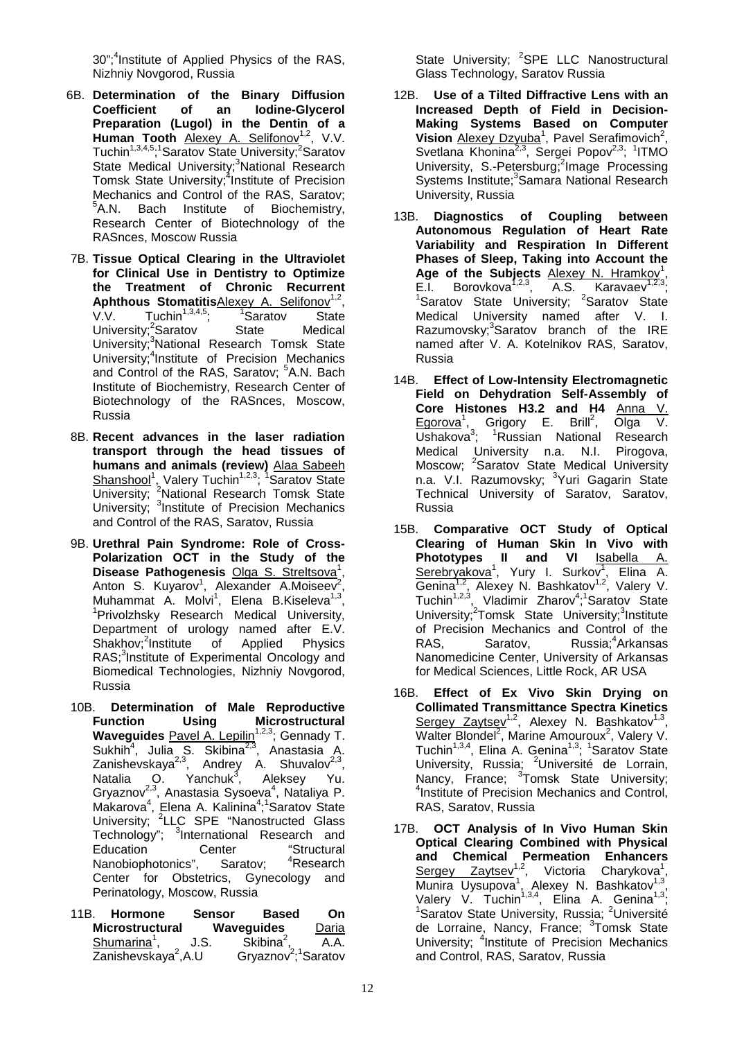30";[4]Institute of Applied Physics of the RAS, Nizhniy Novgorod, Russia

6B. **Determination of the Binary Diffusion Coefficient of an Iodine-Glycerol Preparation (Lugol) in the Dentin of a Human Tooth** Alexey A. Selifonov[1,2], V.V. Tuchin[1,3,4,5];[1]Saratov State University;[2]Saratov State Medical University;[3]National Research Tomsk State University;[4]Institute of Precision Mechanics and Control of the RAS, Saratov; [5]A.N. Bach Institute of Biochemistry, Research Center of Biotechnology of the RASnces, Moscow Russia

7B. **Tissue Optical Clearing in the Ultraviolet for Clinical Use in Dentistry to Optimize the Treatment of Chronic Recurrent Aphthous Stomatitis**Alexey A. Selifonov[1,2], V.V. Tuchin[1,3,4,5]; [1]Saratov State University;[2]Saratov State Medical University;[3]National Research Tomsk State University;[4]Institute of Precision Mechanics and Control of the RAS, Saratov; [5]A.N. Bach Institute of Biochemistry, Research Center of Biotechnology of the RASnces, Moscow, Russia

8B. **Recent advances in the laser radiation transport through the head tissues of humans and animals (review)** Alaa Sabeeh Shanshool[1], Valery Tuchin[1,2,3]; [1]Saratov State University; [2]National Research Tomsk State University; [3]Institute of Precision Mechanics and Control of the RAS, Saratov, Russia

9B. **Urethral Pain Syndrome: Role of Cross-Polarization OCT in the Study of the Disease Pathogenesis** Olga S. Streltsova[1], Anton S. Kuyarov[1], Alexander A.Moiseev[2], Muhammat A. Molvi[1], Elena B.Kiseleva[1,3], [1]Privolzhsky Research Medical University, Department of urology named after E.V. Shakhov;[2]Institute of Applied Physics RAS;[3]Institute of Experimental Oncology and Biomedical Technologies, Nizhniy Novgorod, Russia

10B. **Determination of Male Reproductive Function Using Microstructural Waveguides** Pavel A. Lepilin[1,2,3]; Gennady T. Sukhih[4], Julia S. Skibina[2,3], Anastasia A. Zanishevskaya[2,3], Andrey A. Shuvalov[2,3], Natalia O. Yanchuk[3], Aleksey Yu. Gryaznov[2,3], Anastasia Sysoeva[4], Nataliya P. Makarova[4], Elena A. Kalinina[4];[1]Saratov State University; [2]LLC SPE "Nanostructed Glass Technology"; [3]International Research and Education Center "Structural Nanobiophotonics", Saratov; [4]Research Center for Obstetrics, Gynecology and Perinatology, Moscow, Russia

11B. **Hormone Sensor Based On Microstructural Waveguides** Daria Shumarina[1], J.S. Skibina[2], A.A. Zanishevskaya[2],A.U Gryaznov[2];[1]Saratov State University; [2]SPE LLC Nanostructural Glass Technology, Saratov Russia

12B. **Use of a Tilted Diffractive Lens with an Increased Depth of Field in Decision-Making Systems Based on Computer Vision** Alexey Dzyuba[1], Pavel Serafimovich[2], Svetlana Khonina[2,3], Sergei Popov[2,3]; [1]ITMO University, S.-Petersburg;[2]Image Processing Systems Institute;[3]Samara National Research University, Russia

13B. **Diagnostics of Coupling between Autonomous Regulation of Heart Rate Variability and Respiration In Different Phases of Sleep, Taking into Account the Age of the Subjects** Alexey N. Hramkov[1], E.I. Borovkova[1,2,3], A.S. Karavaev[1,2,3]; [1]Saratov State University; [2]Saratov State Medical University named after V. I. Razumovsky;[3]Saratov branch of the IRE named after V. A. Kotelnikov RAS, Saratov, Russia

14B. **Effect of Low-Intensity Electromagnetic Field on Dehydration Self-Assembly of Core Histones H3.2 and H4** Anna V. Egorova[1], Grigory E. Brill[2], Olga V. Ushakova[3]; [1]Russian National Research Medical University n.a. N.I. Pirogova, Moscow; [2]Saratov State Medical University n.a. V.I. Razumovsky; [3]Yuri Gagarin State Technical University of Saratov, Saratov, Russia

15B. **Comparative OCT Study of Optical Clearing of Human Skin In Vivo with Phototypes II and VI** Isabella A. Serebryakova[1], Yury I. Surkov[1], Elina A. Genina[1,2], Alexey N. Bashkatov[1,2], Valery V. Tuchin[1,2,3], Vladimir Zharov[4];[1]Saratov State University;[2]Tomsk State University;[3]Institute of Precision Mechanics and Control of the RAS, Saratov, Russia;[4]Arkansas Nanomedicine Center, University of Arkansas for Medical Sciences, Little Rock, AR USA

16B. **Effect of Ex Vivo Skin Drying on Collimated Transmittance Spectra Kinetics** Sergey Zaytsev[1,2], Alexey N. Bashkatov[1,3], Walter Blondel[2], Marine Amouroux[2], Valery V. Tuchin[1,3,4], Elina A. Genina[1,3]; [1]Saratov State University, Russia; [2]Université de Lorrain, Nancy, France; [3]Tomsk State University; [4]Institute of Precision Mechanics and Control, RAS, Saratov, Russia

17B. **OCT Analysis of In Vivo Human Skin Optical Clearing Combined with Physical and Chemical Permeation Enhancers** Sergey Zaytsev[1,2], Victoria Charykova[1], Munira Uysupova[1], Alexey N. Bashkatov[1,3], Valery V. Tuchin[1,3,4], Elina A. Genina[1,3]; [1]Saratov State University, Russia; [2]Université de Lorraine, Nancy, France; [3]Tomsk State University; [4]Institute of Precision Mechanics and Control, RAS, Saratov, Russia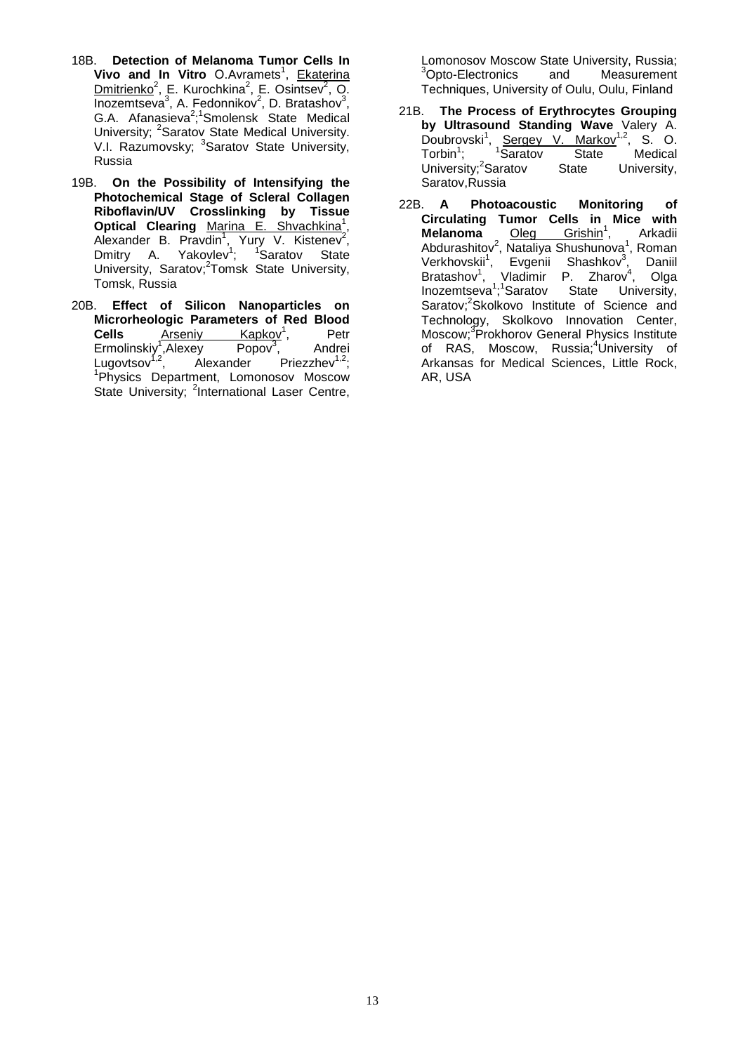18B. **Detection of Melanoma Tumor Cells In Vivo and In Vitro** O.Avramets[1], Ekaterina Dmitrienko[2], E. Kurochkina[2], E. Osintsev[2], O. Inozemtseva[3], A. Fedonnikov[2], D. Bratashov[3], G.A. Afanasieva[2]; [1]Smolensk State Medical University; [2]Saratov State Medical University. V.I. Razumovsky; [3]Saratov State University, Russia

19B. **On the Possibility of Intensifying the Photochemical Stage of Scleral Collagen Riboflavin/UV Crosslinking by Tissue Optical Clearing** Marina E. Shvachkina[1], Alexander B. Pravdin[1], Yury V. Kistenev[2], Dmitry A. Yakovlev[1]; [1]Saratov State University, Saratov; [2]Tomsk State University, Tomsk, Russia

20B. **Effect of Silicon Nanoparticles on Microrheologic Parameters of Red Blood Cells** Arseniy Kapkov[1], Petr Ermolinskiy[1], Alexey Popov[3], Andrei Lugovtsov[1,2], Alexander Priezzhev[1,2]; [1]Physics Department, Lomonosov Moscow State University; [2]International Laser Centre, Lomonosov Moscow State University, Russia; [3]Opto-Electronics and Measurement Techniques, University of Oulu, Oulu, Finland

21B. **The Process of Erythrocytes Grouping by Ultrasound Standing Wave** Valery A. Doubrovski[1], Sergey V. Markov[1,2], S. O. Torbin[1]; [1]Saratov State Medical University; [2]Saratov State University, Saratov, Russia

22B. **A Photoacoustic Monitoring of Circulating Tumor Cells in Mice with Melanoma** Oleg Grishin[1], Arkadii Abdurashitov[2], Nataliya Shushunova[1], Roman Verkhovskii[1], Evgenii Shashkov[3], Daniil Bratashov[1], Vladimir P. Zharov[4], Olga Inozemtseva[1]; [1]Saratov State University, Saratov; [2]Skolkovo Institute of Science and Technology, Skolkovo Innovation Center, Moscow; [3]Prokhorov General Physics Institute of RAS, Moscow, Russia; [4]University of Arkansas for Medical Sciences, Little Rock, AR, USA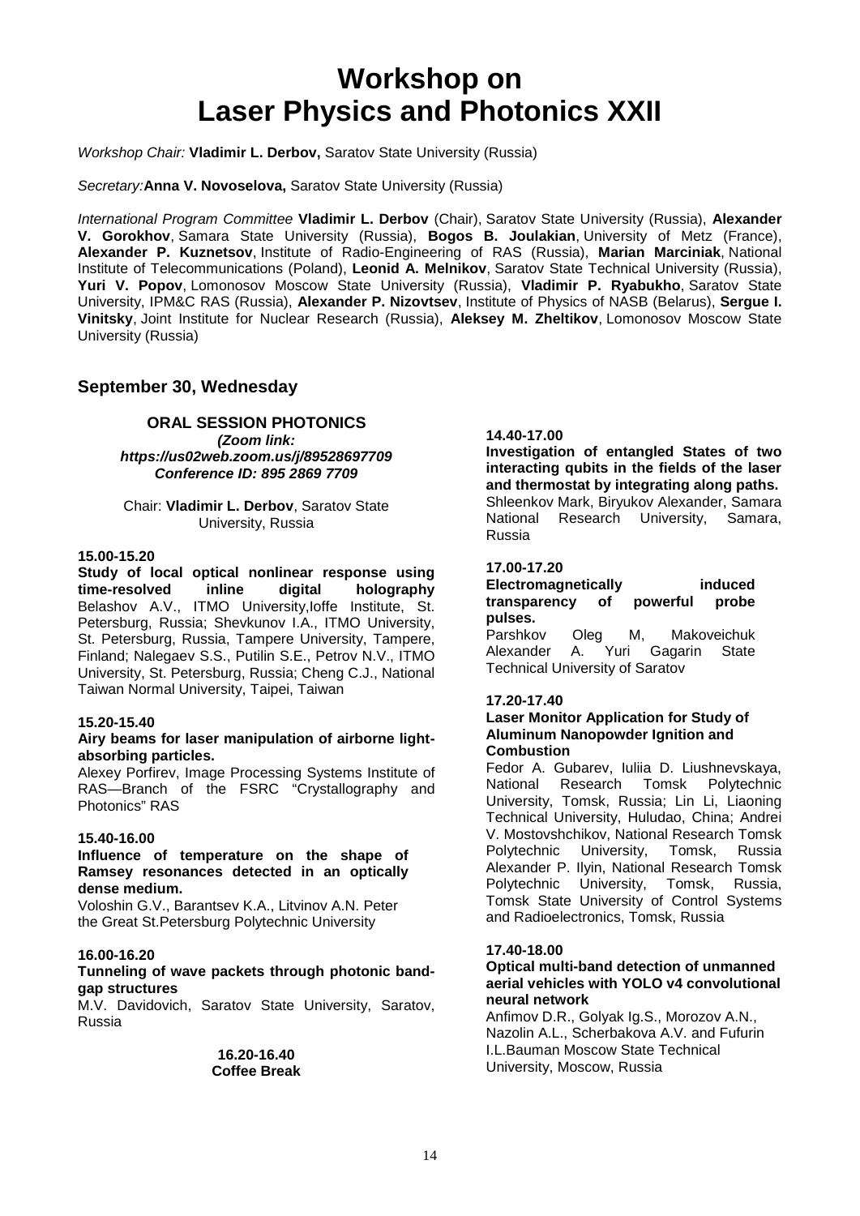# Workshop on Laser Physics and Photonics XXII

*Workshop Chair:* **Vladimir L. Derbov,** Saratov State University (Russia)

*Secretary:* **Anna V. Novoselova,** Saratov State University (Russia)

*International Program Committee* **Vladimir L. Derbov** (Chair), Saratov State University (Russia), **Alexander V. Gorokhov**, Samara State University (Russia), **Bogos B. Joulakian**, University of Metz (France), **Alexander P. Kuznetsov**, Institute of Radio-Engineering of RAS (Russia), **Marian Marciniak**, National Institute of Telecommunications (Poland), **Leonid A. Melnikov**, Saratov State Technical University (Russia), **Yuri V. Popov**, Lomonosov Moscow State University (Russia), **Vladimir P. Ryabukho**, Saratov State University, IPM&C RAS (Russia), **Alexander P. Nizovtsev**, Institute of Physics of NASB (Belarus), **Sergue I. Vinitsky**, Joint Institute for Nuclear Research (Russia), **Aleksey M. Zheltikov**, Lomonosov Moscow State University (Russia)

## September 30, Wednesday

### ORAL SESSION PHOTONICS

***(Zoom link: https://us02web.zoom.us/j/89528697709 Conference ID: 895 2869 7709***

Chair: **Vladimir L. Derbov**, Saratov State University, Russia

**15.00-15.20**

**Study of local optical nonlinear response using time-resolved inline digital holography**
Belashov A.V., ITMO University,Ioffe Institute, St. Petersburg, Russia; Shevkunov I.A., ITMO University, St. Petersburg, Russia, Tampere University, Tampere, Finland; Nalegaev S.S., Putilin S.E., Petrov N.V., ITMO University, St. Petersburg, Russia; Cheng C.J., National Taiwan Normal University, Taipei, Taiwan

**15.20-15.40**

**Airy beams for laser manipulation of airborne light-absorbing particles.**
Alexey Porfirev, Image Processing Systems Institute of RAS—Branch of the FSRC "Crystallography and Photonics" RAS

**15.40-16.00**

**Influence of temperature on the shape of Ramsey resonances detected in an optically dense medium.**
Voloshin G.V., Barantsev K.A., Litvinov A.N. Peter the Great St.Petersburg Polytechnic University

**16.00-16.20**

**Tunneling of wave packets through photonic band-gap structures**
M.V. Davidovich, Saratov State University, Saratov, Russia

**16.20-16.40**
**Coffee Break**

**14.40-17.00**

**Investigation of entangled States of two interacting qubits in the fields of the laser and thermostat by integrating along paths.**
Shleenkov Mark, Biryukov Alexander, Samara National Research University, Samara, Russia

**17.00-17.20**

**Electromagnetically induced transparency of powerful probe pulses.**
Parshkov Oleg M, Makoveichuk Alexander A. Yuri Gagarin State Technical University of Saratov

**17.20-17.40**

**Laser Monitor Application for Study of Aluminum Nanopowder Ignition and Combustion**
Fedor A. Gubarev, Iuliia D. Liushnevskaya, National Research Tomsk Polytechnic University, Tomsk, Russia; Lin Li, Liaoning Technical University, Huludao, China; Andrei V. Mostovshchikov, National Research Tomsk Polytechnic University, Tomsk, Russia Alexander P. Ilyin, National Research Tomsk Polytechnic University, Tomsk, Russia, Tomsk State University of Control Systems and Radioelectronics, Tomsk, Russia

**17.40-18.00**

**Optical multi-band detection of unmanned aerial vehicles with YOLO v4 convolutional neural network**
Anfimov D.R., Golyak Ig.S., Morozov A.N., Nazolin A.L., Scherbakova A.V. and Fufurin I.L.Bauman Moscow State Technical University, Moscow, Russia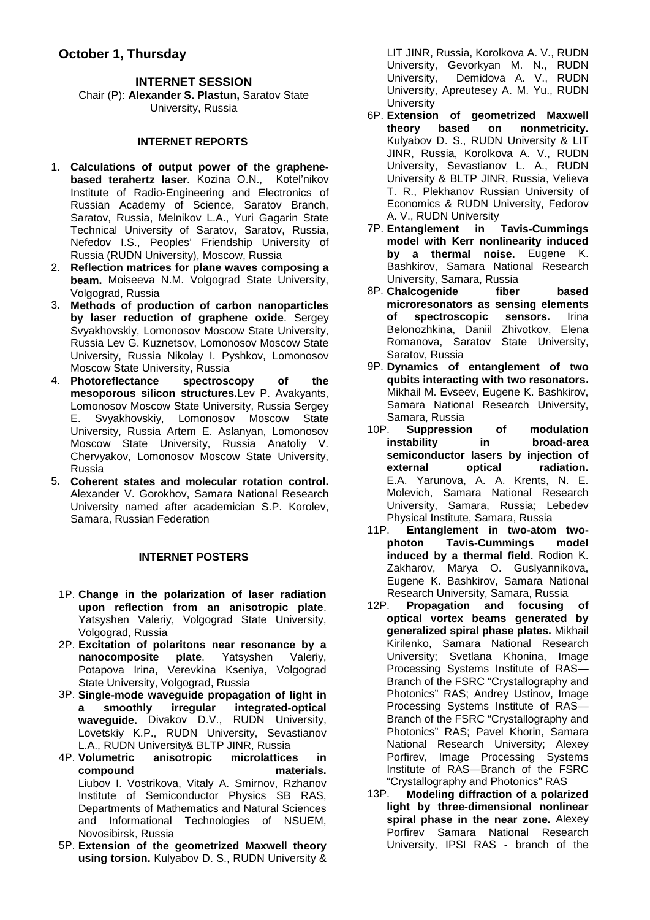## October 1, Thursday

### INTERNET SESSION

Chair (P): **Alexander S. Plastun,** Saratov State University, Russia

#### INTERNET REPORTS

1. **Calculations of output power of the graphene-based terahertz laser.** Kozina O.N., Kotel'nikov Institute of Radio-Engineering and Electronics of Russian Academy of Science, Saratov Branch, Saratov, Russia, Melnikov L.A., Yuri Gagarin State Technical University of Saratov, Saratov, Russia, Nefedov I.S., Peoples' Friendship University of Russia (RUDN University), Moscow, Russia
2. **Reflection matrices for plane waves composing a beam.** Moiseeva N.M. Volgograd State University, Volgograd, Russia
3. **Methods of production of carbon nanoparticles by laser reduction of graphene oxide**. Sergey Svyakhovskiy, Lomonosov Moscow State University, Russia Lev G. Kuznetsov, Lomonosov Moscow State University, Russia Nikolay I. Pyshkov, Lomonosov Moscow State University, Russia
4. **Photoreflectance spectroscopy of the mesoporous silicon structures.**Lev P. Avakyants, Lomonosov Moscow State University, Russia Sergey E. Svyakhovskiy, Lomonosov Moscow State University, Russia Artem E. Aslanyan, Lomonosov Moscow State University, Russia Anatoliy V. Chervyakov, Lomonosov Moscow State University, Russia
5. **Coherent states and molecular rotation control.** Alexander V. Gorokhov, Samara National Research University named after academician S.P. Korolev, Samara, Russian Federation

#### INTERNET POSTERS

1P. **Change in the polarization of laser radiation upon reflection from an anisotropic plate**. Yatsyshen Valeriy, Volgograd State University, Volgograd, Russia

2P. **Excitation of polaritons near resonance by a nanocomposite plate**. Yatsyshen Valeriy, Potapova Irina, Verevkina Kseniya, Volgograd State University, Volgograd, Russia

3P. **Single-mode waveguide propagation of light in a smoothly irregular integrated-optical waveguide.** Divakov D.V., RUDN University, Lovetskiy K.P., RUDN University, Sevastianov L.A., RUDN University& BLTP JINR, Russia

4P. **Volumetric anisotropic microlattices in compound materials.** Liubov I. Vostrikova, Vitaly A. Smirnov, Rzhanov Institute of Semiconductor Physics SB RAS, Departments of Mathematics and Natural Sciences and Informational Technologies of NSUEM, Novosibirsk, Russia

5P. **Extension of the geometrized Maxwell theory using torsion.** Kulyabov D. S., RUDN University & LIT JINR, Russia, Korolkova A. V., RUDN University, Gevorkyan M. N., RUDN University, Demidova A. V., RUDN University, Apreutesey A. M. Yu., RUDN University

6P. **Extension of geometrized Maxwell theory based on nonmetricity.** Kulyabov D. S., RUDN University & LIT JINR, Russia, Korolkova A. V., RUDN University, Sevastianov L. A., RUDN University & BLTP JINR, Russia, Velieva T. R., Plekhanov Russian University of Economics & RUDN University, Fedorov A. V., RUDN University

7P. **Entanglement in Tavis-Cummings model with Kerr nonlinearity induced by a thermal noise.** Eugene K. Bashkirov, Samara National Research University, Samara, Russia

8P. **Chalcogenide fiber based microresonators as sensing elements of spectroscopic sensors.** Irina Belonozhkina, Daniil Zhivotkov, Elena Romanova, Saratov State University, Saratov, Russia

9P. **Dynamics of entanglement of two qubits interacting with two resonators**. Mikhail M. Evseev, Eugene K. Bashkirov, Samara National Research University, Samara, Russia

10P. **Suppression of modulation instability in broad-area semiconductor lasers by injection of external optical radiation.** E.A. Yarunova, A. A. Krents, N. E. Molevich, Samara National Research University, Samara, Russia; Lebedev Physical Institute, Samara, Russia

11P. **Entanglement in two-atom two-photon Tavis-Cummings model induced by a thermal field.** Rodion K. Zakharov, Marya O. Guslyannikova, Eugene K. Bashkirov, Samara National Research University, Samara, Russia

12P. **Propagation and focusing of optical vortex beams generated by generalized spiral phase plates.** Mikhail Kirilenko, Samara National Research University; Svetlana Khonina, Image Processing Systems Institute of RAS—Branch of the FSRC "Crystallography and Photonics" RAS; Andrey Ustinov, Image Processing Systems Institute of RAS—Branch of the FSRC "Crystallography and Photonics" RAS; Pavel Khorin, Samara National Research University; Alexey Porfirev, Image Processing Systems Institute of RAS—Branch of the FSRC "Crystallography and Photonics" RAS

13P. **Modeling diffraction of a polarized light by three-dimensional nonlinear spiral phase in the near zone.** Alexey Porfirev Samara National Research University, IPSI RAS - branch of the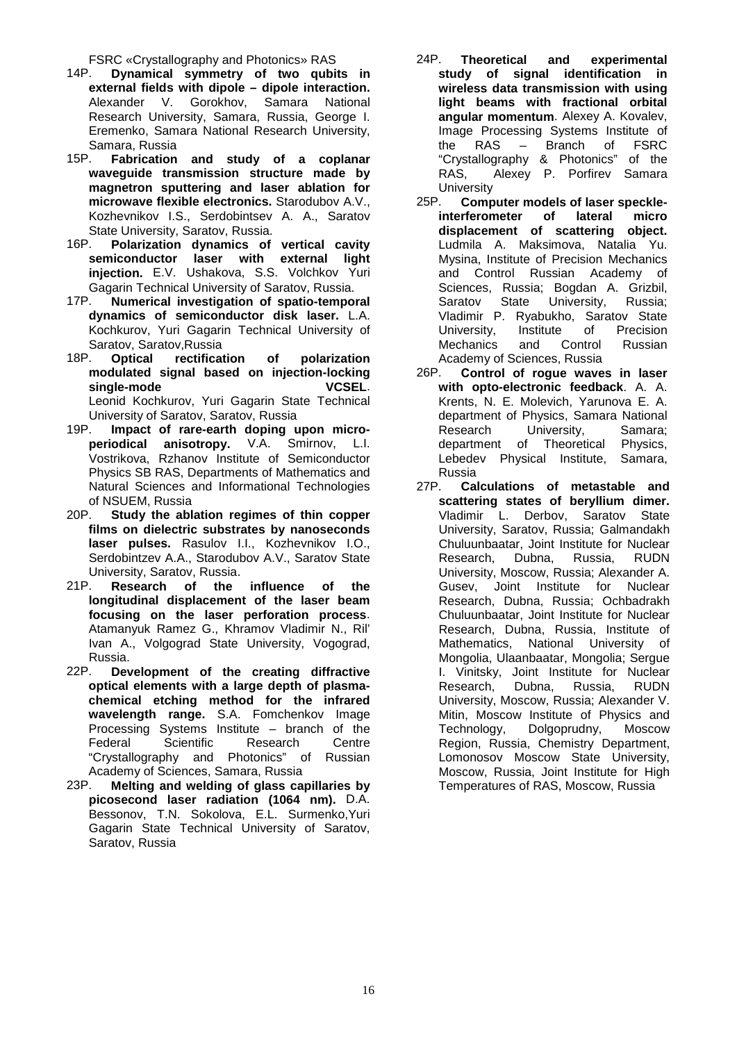FSRC «Crystallography and Photonics» RAS

14P. **Dynamical symmetry of two qubits in external fields with dipole – dipole interaction.** Alexander V. Gorokhov, Samara National Research University, Samara, Russia, George I. Eremenko, Samara National Research University, Samara, Russia

15P. **Fabrication and study of a coplanar waveguide transmission structure made by magnetron sputtering and laser ablation for microwave flexible electronics.** Starodubov A.V., Kozhevnikov I.S., Serdobintsev A. A., Saratov State University, Saratov, Russia.

16P. **Polarization dynamics of vertical cavity semiconductor laser with external light injection.** E.V. Ushakova, S.S. Volchkov Yuri Gagarin Technical University of Saratov, Russia.

17P. **Numerical investigation of spatio-temporal dynamics of semiconductor disk laser.** L.A. Kochkurov, Yuri Gagarin Technical University of Saratov, Saratov,Russia

18P. **Optical rectification of polarization modulated signal based on injection-locking single-mode VCSEL**. Leonid Kochkurov, Yuri Gagarin State Technical University of Saratov, Saratov, Russia

19P. **Impact of rare-earth doping upon micro-periodical anisotropy.** V.A. Smirnov, L.I. Vostrikova, Rzhanov Institute of Semiconductor Physics SB RAS, Departments of Mathematics and Natural Sciences and Informational Technologies of NSUEM, Russia

20P. **Study the ablation regimes of thin copper films on dielectric substrates by nanoseconds laser pulses.** Rasulov I.I., Kozhevnikov I.O., Serdobintzev A.A., Starodubov A.V., Saratov State University, Saratov, Russia.

21P. **Research of the influence of the longitudinal displacement of the laser beam focusing on the laser perforation process**. Atamanyuk Ramez G., Khramov Vladimir N., Ril' Ivan A., Volgograd State University, Vogograd, Russia.

22P. **Development of the creating diffractive optical elements with a large depth of plasma-chemical etching method for the infrared wavelength range.** S.A. Fomchenkov Image Processing Systems Institute – branch of the Federal Scientific Research Centre "Crystallography and Photonics" of Russian Academy of Sciences, Samara, Russia

23P. **Melting and welding of glass capillaries by picosecond laser radiation (1064 nm).** D.A. Bessonov, T.N. Sokolova, E.L. Surmenko,Yuri Gagarin State Technical University of Saratov, Saratov, Russia

24P. **Theoretical and experimental study of signal identification in wireless data transmission with using light beams with fractional orbital angular momentum**. Alexey A. Kovalev, Image Processing Systems Institute of the RAS – Branch of FSRC "Crystallography & Photonics" of the RAS, Alexey P. Porfirev Samara University

25P. **Computer models of laser speckle-interferometer of lateral micro displacement of scattering object.** Ludmila A. Maksimova, Natalia Yu. Mysina, Institute of Precision Mechanics and Control Russian Academy of Sciences, Russia; Bogdan A. Grizbil, Saratov State University, Russia; Vladimir P. Ryabukho, Saratov State University, Institute of Precision Mechanics and Control Russian Academy of Sciences, Russia

26P. **Control of rogue waves in laser with opto-electronic feedback**. A. A. Krents, N. E. Molevich, Yarunova E. A. department of Physics, Samara National Research University, Samara; department of Theoretical Physics, Lebedev Physical Institute, Samara, Russia

27P. **Calculations of metastable and scattering states of beryllium dimer.** Vladimir L. Derbov, Saratov State University, Saratov, Russia; Galmandakh Chuluunbaatar, Joint Institute for Nuclear Research, Dubna, Russia, RUDN University, Moscow, Russia; Alexander A. Gusev, Joint Institute for Nuclear Research, Dubna, Russia; Ochbadrakh Chuluunbaatar, Joint Institute for Nuclear Research, Dubna, Russia, Institute of Mathematics, National University of Mongolia, Ulaanbaatar, Mongolia; Sergue I. Vinitsky, Joint Institute for Nuclear Research, Dubna, Russia, RUDN University, Moscow, Russia; Alexander V. Mitin, Moscow Institute of Physics and Technology, Dolgoprudny, Moscow Region, Russia, Chemistry Department, Lomonosov Moscow State University, Moscow, Russia, Joint Institute for High Temperatures of RAS, Moscow, Russia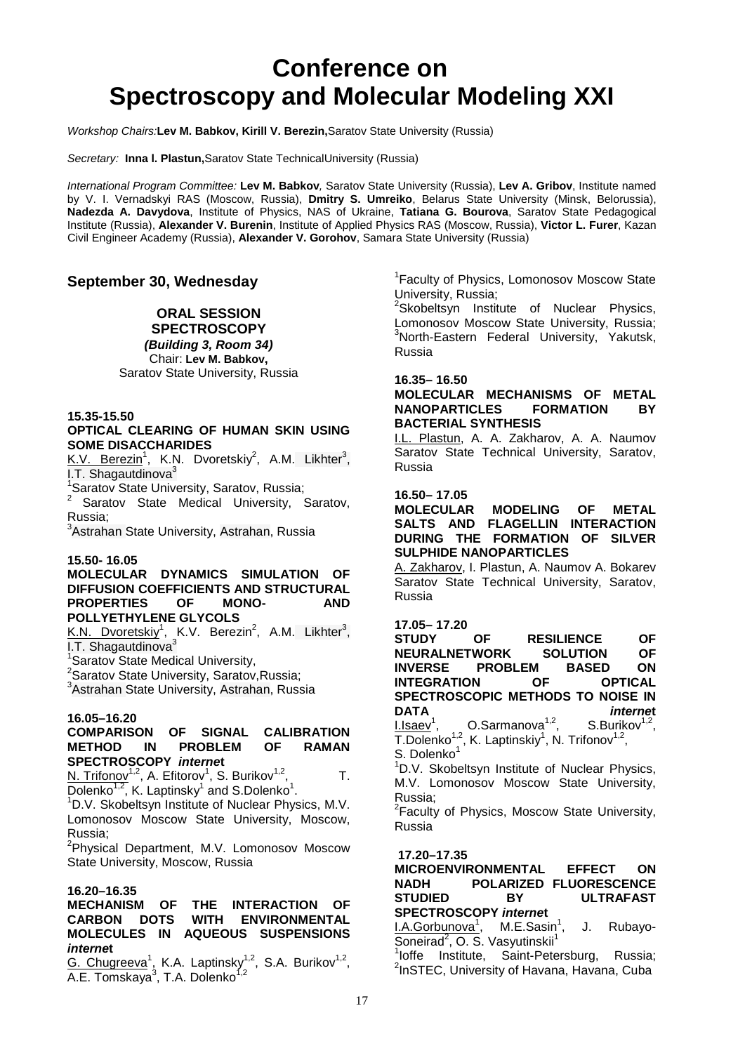# Conference on Spectroscopy and Molecular Modeling XXI

*Workshop Chairs:* **Lev M. Babkov, Kirill V. Berezin,** Saratov State University (Russia)

*Secretary:* **Inna l. Plastun,** Saratov State TechnicalUniversity (Russia)

*International Program Committee:* **Lev M. Babkov**, Saratov State University (Russia), **Lev A. Gribov**, Institute named by V. I. Vernadskyi RAS (Moscow, Russia), **Dmitry S. Umreiko**, Belarus State University (Minsk, Belorussia), **Nadezda A. Davydova**, Institute of Physics, NAS of Ukraine, **Tatiana G. Bourova**, Saratov State Pedagogical Institute (Russia), **Alexander V. Burenin**, Institute of Applied Physics RAS (Moscow, Russia), **Victor L. Furer**, Kazan Civil Engineer Academy (Russia), **Alexander V. Gorohov**, Samara State University (Russia)

## September 30, Wednesday

### ORAL SESSION SPECTROSCOPY

***(Building 3, Room 34)***

Chair: **Lev M. Babkov,**
Saratov State University, Russia

**15.35-15.50**

**OPTICAL CLEARING OF HUMAN SKIN USING SOME DISACCHARIDES**

K.V. Berezin[1], K.N. Dvoretskiy[2], A.M. Likhter[3], I.T. Shagautdinova[3]

[1]Saratov State University, Saratov, Russia;
[2] Saratov State Medical University, Saratov, Russia;
[3]Astrahan State University, Astrahan, Russia

**15.50- 16.05**

**MOLECULAR DYNAMICS SIMULATION OF DIFFUSION COEFFICIENTS AND STRUCTURAL PROPERTIES OF MONO- AND POLLYETHYLENE GLYCOLS**

K.N. Dvoretskiy[1], K.V. Berezin[2], A.M. Likhter[3], I.T. Shagautdinova[3]

[1]Saratov State Medical University,
[2]Saratov State University, Saratov,Russia;
[3]Astrahan State University, Astrahan, Russia

**16.05–16.20**

**COMPARISON OF SIGNAL CALIBRATION METHOD IN PROBLEM OF RAMAN SPECTROSCOPY *internet***

N. Trifonov[1,2], A. Efitorov[1], S. Burikov[1,2], T. Dolenko[1,2], K. Laptinsky[1] and S.Dolenko[1].

[1]D.V. Skobeltsyn Institute of Nuclear Physics, M.V. Lomonosov Moscow State University, Moscow, Russia;
[2]Physical Department, M.V. Lomonosov Moscow State University, Moscow, Russia

**16.20–16.35**

**MECHANISM OF THE INTERACTION OF CARBON DOTS WITH ENVIRONMENTAL MOLECULES IN AQUEOUS SUSPENSIONS *internet***

G. Chugreeva[1], K.A. Laptinsky[1,2], S.A. Burikov[1,2], A.E. Tomskaya[3], T.A. Dolenko[1,2]

[1]Faculty of Physics, Lomonosov Moscow State University, Russia;
[2]Skobeltsyn Institute of Nuclear Physics, Lomonosov Moscow State University, Russia;
[3]North-Eastern Federal University, Yakutsk, Russia

**16.35– 16.50**

**MOLECULAR MECHANISMS OF METAL NANOPARTICLES FORMATION BY BACTERIAL SYNTHESIS**

I.L. Plastun, A. A. Zakharov, A. A. Naumov
Saratov State Technical University, Saratov, Russia

**16.50– 17.05**

**MOLECULAR MODELING OF METAL SALTS AND FLAGELLIN INTERACTION DURING THE FORMATION OF SILVER SULPHIDE NANOPARTICLES**

A. Zakharov, I. Plastun, A. Naumov A. Bokarev
Saratov State Technical University, Saratov, Russia

**17.05– 17.20**

**STUDY OF RESILIENCE OF NEURALNETWORK SOLUTION OF INVERSE PROBLEM BASED ON INTEGRATION OF OPTICAL SPECTROSCOPIC METHODS TO NOISE IN DATA *internet***

I.Isaev[1], O.Sarmanova[1,2], S.Burikov[1,2], T.Dolenko[1,2], K. Laptinskiy[1], N. Trifonov[1,2], S. Dolenko[1]

[1]D.V. Skobeltsyn Institute of Nuclear Physics, M.V. Lomonosov Moscow State University, Russia;
[2]Faculty of Physics, Moscow State University, Russia

**17.20–17.35**

**MICROENVIRONMENTAL EFFECT ON NADH POLARIZED FLUORESCENCE STUDIED BY ULTRAFAST SPECTROSCOPY *internet***

I.A.Gorbunova[1], M.E.Sasin[1], J. Rubayo-Soneirad[2], O. S. Vasyutinskii[1]

[1]Ioffe Institute, Saint-Petersburg, Russia;
[2]InSTEC, University of Havana, Havana, Cuba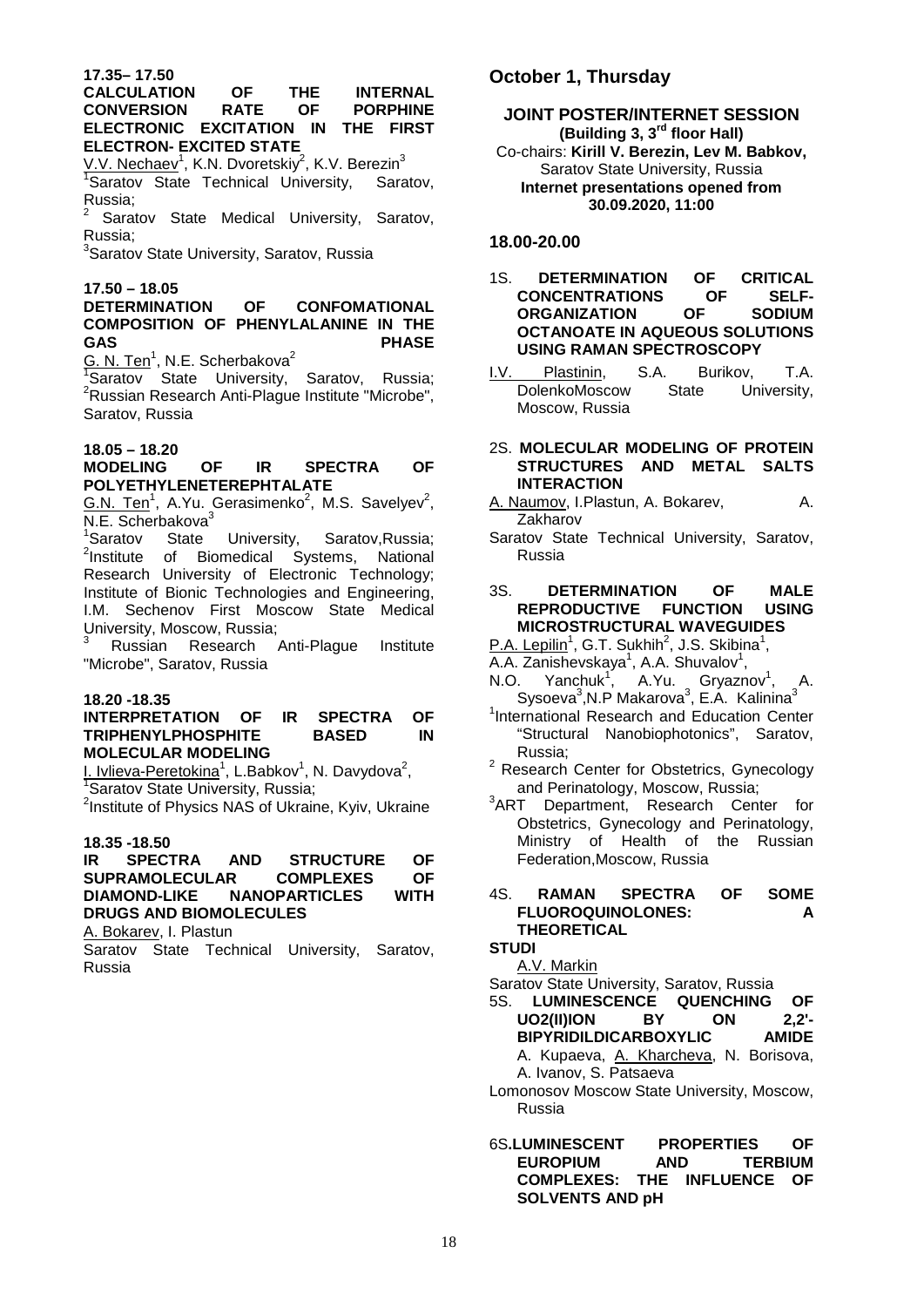**17.35– 17.50**

**CALCULATION OF THE INTERNAL CONVERSION RATE OF PORPHINE ELECTRONIC EXCITATION IN THE FIRST ELECTRON- EXCITED STATE**

V.V. Nechaev[1], K.N. Dvoretskiy[2], K.V. Berezin[3]

[1]Saratov State Technical University, Saratov, Russia;

[2] Saratov State Medical University, Saratov, Russia;

[3]Saratov State University, Saratov, Russia

**17.50 – 18.05**

**DETERMINATION OF CONFOMATIONAL COMPOSITION OF PHENYLALANINE IN THE GAS PHASE**

G. N. Ten[1], N.E. Scherbakova[2]

[1]Saratov State University, Saratov, Russia; [2]Russian Research Anti-Plague Institute "Microbe", Saratov, Russia

**18.05 – 18.20**

**MODELING OF IR SPECTRA OF POLYETHYLENETEREPHTALATE**

G.N. Ten[1], A.Yu. Gerasimenko[2], M.S. Savelyev[2], N.E. Scherbakova[3]

[1]Saratov State University, Saratov,Russia; [2]Institute of Biomedical Systems, National Research University of Electronic Technology; Institute of Bionic Technologies and Engineering, I.M. Sechenov First Moscow State Medical University, Moscow, Russia;

[3] Russian Research Anti-Plague Institute "Microbe", Saratov, Russia

**18.20 -18.35**

**INTERPRETATION OF IR SPECTRA OF TRIPHENYLPHOSPHITE BASED IN MOLECULAR MODELING**

I. Ivlieva-Peretokina[1], L.Babkov[1], N. Davydova[2],

[1]Saratov State University, Russia;

[2]Institute of Physics NAS of Ukraine, Kyiv, Ukraine

**18.35 -18.50**

**IR SPECTRA AND STRUCTURE OF SUPRAMOLECULAR COMPLEXES OF DIAMOND-LIKE NANOPARTICLES WITH DRUGS AND BIOMOLECULES**

A. Bokarev, I. Plastun

Saratov State Technical University, Saratov, Russia

## October 1, Thursday

**JOINT POSTER/INTERNET SESSION**
**(Building 3, 3rd floor Hall)**
Co-chairs: **Kirill V. Berezin, Lev M. Babkov,**
Saratov State University, Russia
**Internet presentations opened from 30.09.2020, 11:00**

**18.00-20.00**

1S. **DETERMINATION OF CRITICAL CONCENTRATIONS OF SELF-ORGANIZATION OF SODIUM OCTANOATE IN AQUEOUS SOLUTIONS USING RAMAN SPECTROSCOPY**

I.V. Plastinin, S.A. Burikov, T.A. DolenkoMoscow State University, Moscow, Russia

2S. **MOLECULAR MODELING OF PROTEIN STRUCTURES AND METAL SALTS INTERACTION**

A. Naumov, I.Plastun, A. Bokarev, A. Zakharov

Saratov State Technical University, Saratov, Russia

3S. **DETERMINATION OF MALE REPRODUCTIVE FUNCTION USING MICROSTRUCTURAL WAVEGUIDES**

P.A. Lepilin[1], G.T. Sukhih[2], J.S. Skibina[1], A.A. Zanishevskaya[1], A.A. Shuvalov[1], N.O. Yanchuk[1], A.Yu. Gryaznov[1], A. Sysoeva[3],N.P Makarova[3], E.A. Kalinina[3]

[1]International Research and Education Center "Structural Nanobiophotonics", Saratov, Russia;

[2] Research Center for Obstetrics, Gynecology and Perinatology, Moscow, Russia;

[3]ART Department, Research Center for Obstetrics, Gynecology and Perinatology, Ministry of Health of the Russian Federation,Moscow, Russia

4S. **RAMAN SPECTRA OF SOME FLUOROQUINOLONES: A THEORETICAL STUDI**

A.V. Markin

Saratov State University, Saratov, Russia

5S. **LUMINESCENCE QUENCHING OF UO2(II)ION BY ON 2,2'-BIPYRIDILDICARBOXYLIC AMIDE**

A. Kupaeva, A. Kharcheva, N. Borisova, A. Ivanov, S. Patsaeva

Lomonosov Moscow State University, Moscow, Russia

6S.**LUMINESCENT PROPERTIES OF EUROPIUM AND TERBIUM COMPLEXES: THE INFLUENCE OF SOLVENTS AND pH**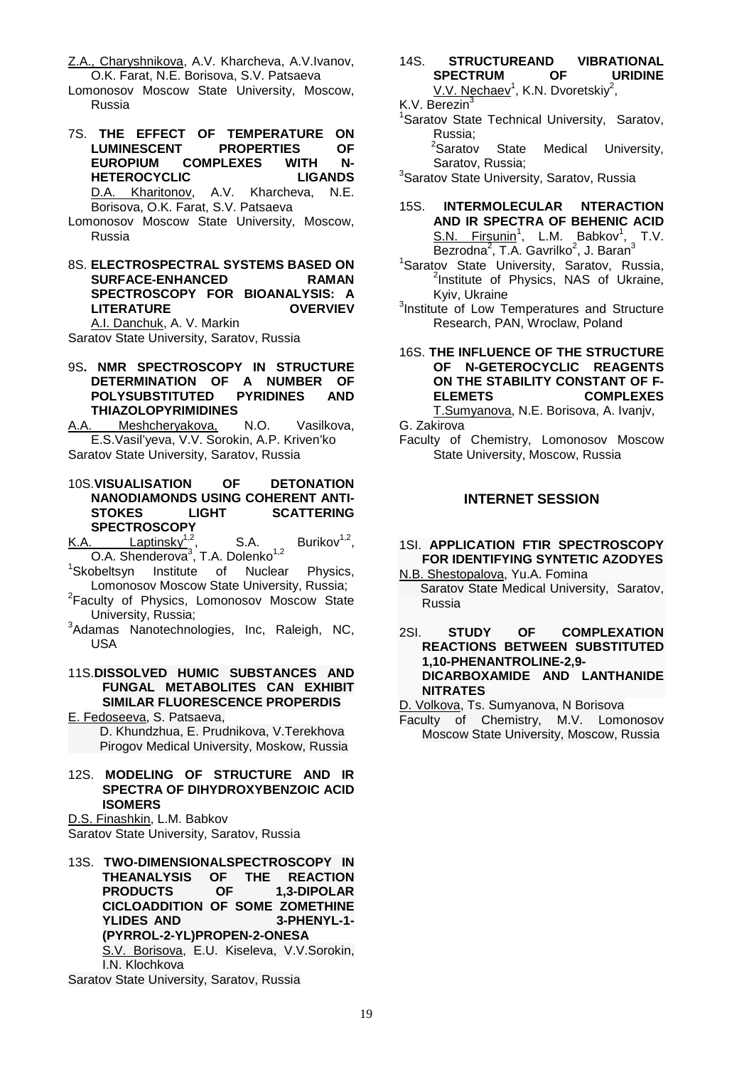Z.A., Charyshnikova, A.V. Kharcheva, A.V.Ivanov, O.K. Farat, N.E. Borisova, S.V. Patsaeva

Lomonosov Moscow State University, Moscow, Russia

7S. **THE EFFECT OF TEMPERATURE ON LUMINESCENT PROPERTIES OF EUROPIUM COMPLEXES WITH N-HETEROCYCLIC LIGANDS**

D.A. Kharitonov, A.V. Kharcheva, N.E. Borisova, O.K. Farat, S.V. Patsaeva

Lomonosov Moscow State University, Moscow, Russia

8S. **ELECTROSPECTRAL SYSTEMS BASED ON SURFACE-ENHANCED RAMAN SPECTROSCOPY FOR BIOANALYSIS: A LITERATURE OVERVIEV**

A.I. Danchuk, A. V. Markin

Saratov State University, Saratov, Russia

9S. **NMR SPECTROSCOPY IN STRUCTURE DETERMINATION OF A NUMBER OF POLYSUBSTITUTED PYRIDINES AND THIAZOLOPYRIMIDINES**

A.A. Meshcheryakova, N.O. Vasilkova, E.S.Vasil'yeva, V.V. Sorokin, A.P. Kriven'ko

Saratov State University, Saratov, Russia

10S. **VISUALISATION OF DETONATION NANODIAMONDS USING COHERENT ANTI-STOKES LIGHT SCATTERING SPECTROSCOPY**

K.A. Laptinsky[1,2], S.A. Burikov[1,2], O.A. Shenderova[3], T.A. Dolenko[1,2]

[1]Skobeltsyn Institute of Nuclear Physics, Lomonosov Moscow State University, Russia;

[2]Faculty of Physics, Lomonosov Moscow State University, Russia;

[3]Adamas Nanotechnologies, Inc, Raleigh, NC, USA

11S. **DISSOLVED HUMIC SUBSTANCES AND FUNGAL METABOLITES CAN EXHIBIT SIMILAR FLUORESCENCE PROPERDIS**

E. Fedoseeva, S. Patsaeva, D. Khundzhua, E. Prudnikova, V.Terekhova

Pirogov Medical University, Moskow, Russia

12S. **MODELING OF STRUCTURE AND IR SPECTRA OF DIHYDROXYBENZOIC ACID ISOMERS**

D.S. Finashkin, L.M. Babkov

Saratov State University, Saratov, Russia

13S. **TWO-DIMENSIONALSPECTROSCOPY IN THEANALYSIS OF THE REACTION PRODUCTS OF 1,3-DIPOLAR CICLOADDITION OF SOME ZOMETHINE YLIDES AND 3-PHENYL-1-(PYRROL-2-YL)PROPEN-2-ONESA**

S.V. Borisova, E.U. Kiseleva, V.V.Sorokin, I.N. Klochkova

Saratov State University, Saratov, Russia

14S. **STRUCTUREAND VIBRATIONAL SPECTRUM OF URIDINE**

V.V. Nechaev[1], K.N. Dvoretskiy[2], K.V. Berezin[3]

[1]Saratov State Technical University, Saratov, Russia;

[2]Saratov State Medical University, Saratov, Russia;

[3]Saratov State University, Saratov, Russia

15S. **INTERMOLECULAR NTERACTION AND IR SPECTRA OF BEHENIC ACID**

S.N. Firsunin[1], L.M. Babkov[1], T.V. Bezrodna[2], T.A. Gavrilko[2], J. Baran[3]

[1]Saratov State University, Saratov, Russia,

[2]Institute of Physics, NAS of Ukraine, Kyiv, Ukraine

[3]Institute of Low Temperatures and Structure Research, PAN, Wroclaw, Poland

16S. **THE INFLUENCE OF THE STRUCTURE OF N-GETEROCYCLIC REAGENTS ON THE STABILITY CONSTANT OF F-ELEMETS COMPLEXES**

T.Sumyanova, N.E. Borisova, A. Ivanjv, G. Zakirova

Faculty of Chemistry, Lomonosov Moscow State University, Moscow, Russia

## INTERNET SESSION

1SI. **APPLICATION FTIR SPECTROSCOPY FOR IDENTIFYING SYNTETIC AZODYES**

N.B. Shestopalova, Yu.A. Fomina

Saratov State Medical University, Saratov, Russia

2SI. **STUDY OF COMPLEXATION REACTIONS BETWEEN SUBSTITUTED 1,10-PHENANTROLINE-2,9-DICARBOXAMIDE AND LANTHANIDE NITRATES**

D. Volkova, Ts. Sumyanova, N Borisova

Faculty of Chemistry, M.V. Lomonosov Moscow State University, Moscow, Russia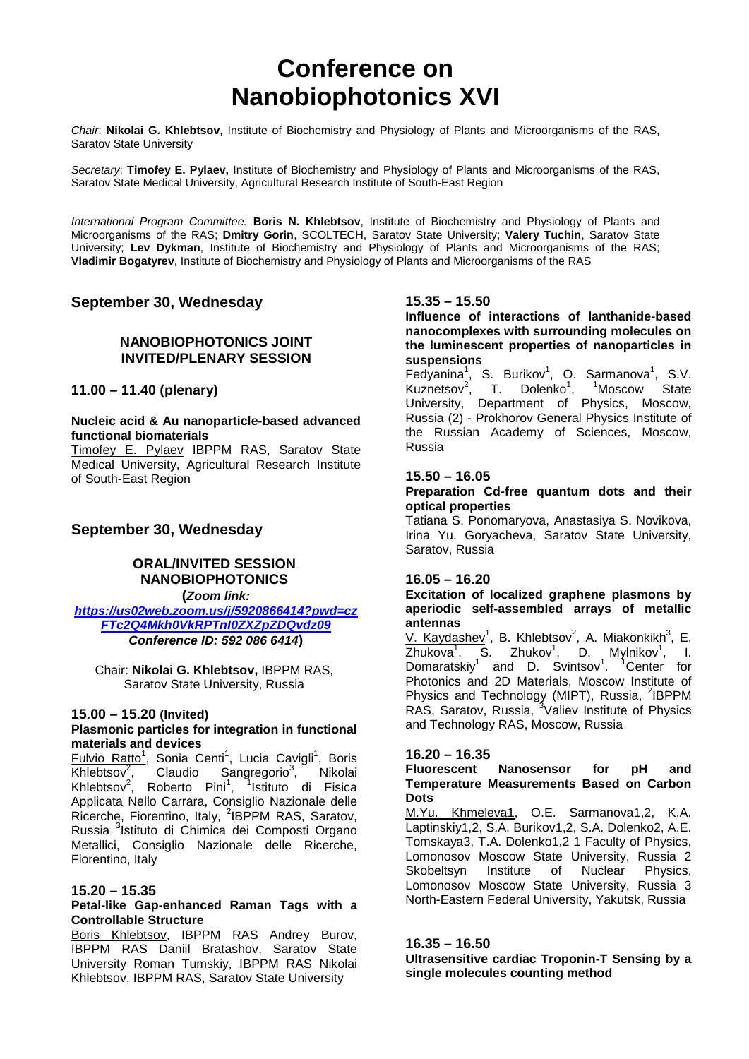# Conference on Nanobiophotonics XVI

*Chair*: **Nikolai G. Khlebtsov**, Institute of Biochemistry and Physiology of Plants and Microorganisms of the RAS, Saratov State University

*Secretary*: **Timofey E. Pylaev,** Institute of Biochemistry and Physiology of Plants and Microorganisms of the RAS, Saratov State Medical University, Agricultural Research Institute of South-East Region

*International Program Committee:* **Boris N. Khlebtsov**, Institute of Biochemistry and Physiology of Plants and Microorganisms of the RAS; **Dmitry Gorin**, SCOLTECH, Saratov State University; **Valery Tuchin**, Saratov State University; **Lev Dykman**, Institute of Biochemistry and Physiology of Plants and Microorganisms of the RAS; **Vladimir Bogatyrev**, Institute of Biochemistry and Physiology of Plants and Microorganisms of the RAS

## September 30, Wednesday

### NANOBIOPHOTONICS JOINT INVITED/PLENARY SESSION

### 11.00 – 11.40 (plenary)

**Nucleic acid & Au nanoparticle-based advanced functional biomaterials**
Timofey E. Pylaev IBPPM RAS, Saratov State Medical University, Agricultural Research Institute of South-East Region

## September 30, Wednesday

### ORAL/INVITED SESSION NANOBIOPHOTONICS

**(*Zoom link:***
***https://us02web.zoom.us/j/5920866414?pwd=czFTc2Q4Mkh0VkRPTnI0ZXZpZDQvdz09***
***Conference ID: 592 086 6414*)**

Chair: **Nikolai G. Khlebtsov,** IBPPM RAS, Saratov State University, Russia

### 15.00 – 15.20 (Invited)

**Plasmonic particles for integration in functional materials and devices**
Fulvio Ratto[1], Sonia Centi[1], Lucia Cavigli[1], Boris Khlebtsov[2], Claudio Sangregorio[3], Nikolai Khlebtsov[2], Roberto Pini[1], [1]Istituto di Fisica Applicata Nello Carrara, Consiglio Nazionale delle Ricerche, Fiorentino, Italy, [2]IBPPM RAS, Saratov, Russia [3]Istituto di Chimica dei Composti Organo Metallici, Consiglio Nazionale delle Ricerche, Fiorentino, Italy

### 15.20 – 15.35

**Petal-like Gap-enhanced Raman Tags with a Controllable Structure**
Boris Khlebtsov, IBPPM RAS Andrey Burov, IBPPM RAS Daniil Bratashov, Saratov State University Roman Tumskiy, IBPPM RAS Nikolai Khlebtsov, IBPPM RAS, Saratov State University

### 15.35 – 15.50

**Influence of interactions of lanthanide-based nanocomplexes with surrounding molecules on the luminescent properties of nanoparticles in suspensions**
Fedyanina[1], S. Burikov[1], O. Sarmanova[1], S.V. Kuznetsov[2], T. Dolenko[1], [1]Moscow State University, Department of Physics, Moscow, Russia (2) - Prokhorov General Physics Institute of the Russian Academy of Sciences, Moscow, Russia

### 15.50 – 16.05

**Preparation Cd-free quantum dots and their optical properties**
Tatiana S. Ponomaryova, Anastasiya S. Novikova, Irina Yu. Goryacheva, Saratov State University, Saratov, Russia

### 16.05 – 16.20

**Excitation of localized graphene plasmons by aperiodic self-assembled arrays of metallic antennas**
V. Kaydashev[1], B. Khlebtsov[2], A. Miakonkikh[3], E. Zhukova[1], S. Zhukov[1], D. Mylnikov[1], I. Domaratskiy[1] and D. Svintsov[1]. [1]Center for Photonics and 2D Materials, Moscow Institute of Physics and Technology (MIPT), Russia, [2]IBPPM RAS, Saratov, Russia, [3]Valiev Institute of Physics and Technology RAS, Moscow, Russia

### 16.20 – 16.35

**Fluorescent Nanosensor for pH and Temperature Measurements Based on Carbon Dots**
M.Yu. Khmeleva1, O.E. Sarmanova1,2, K.A. Laptinskiy1,2, S.A. Burikov1,2, S.A. Dolenko2, A.E. Tomskaya3, T.A. Dolenko1,2 1 Faculty of Physics, Lomonosov Moscow State University, Russia 2 Skobeltsyn Institute of Nuclear Physics, Lomonosov Moscow State University, Russia 3 North-Eastern Federal University, Yakutsk, Russia

### 16.35 – 16.50

**Ultrasensitive cardiac Troponin-T Sensing by a single molecules counting method**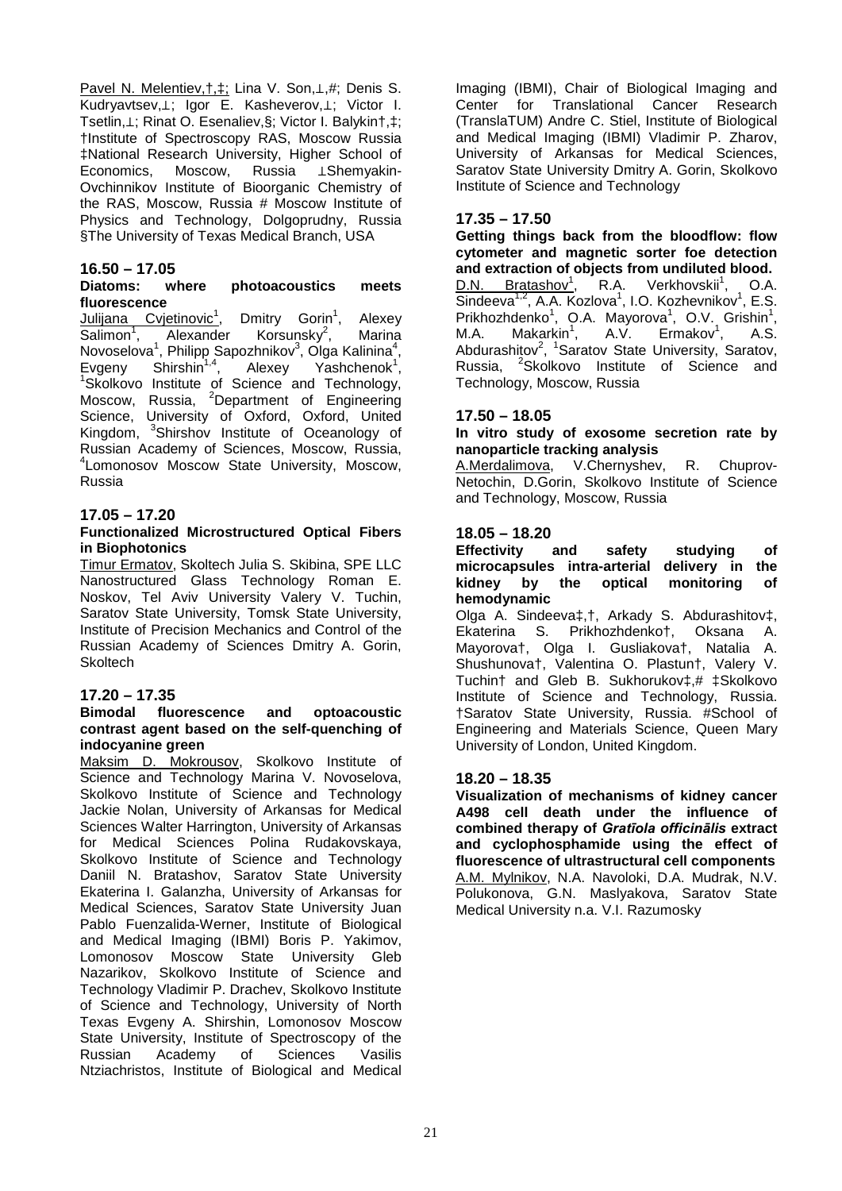Pavel N. Melentiev,†,‡; Lina V. Son,⊥,#; Denis S. Kudryavtsev,⊥; Igor E. Kasheverov,⊥; Victor I. Tsetlin,⊥; Rinat O. Esenaliev,§; Victor I. Balykin†,‡; †Institute of Spectroscopy RAS, Moscow Russia ‡National Research University, Higher School of Economics, Moscow, Russia ⊥Shemyakin-Ovchinnikov Institute of Bioorganic Chemistry of the RAS, Moscow, Russia # Moscow Institute of Physics and Technology, Dolgoprudny, Russia §The University of Texas Medical Branch, USA

## 16.50 – 17.05

**Diatoms: where photoacoustics meets fluorescence**

Julijana Cvjetinovic[1], Dmitry Gorin[1], Alexey Salimon[1], Alexander Korsunsky[2], Marina Novoselova[1], Philipp Sapozhnikov[3], Olga Kalinina[4], Evgeny Shirshin[1,4], Alexey Yashchenok[1], [1]Skolkovo Institute of Science and Technology, Moscow, Russia, [2]Department of Engineering Science, University of Oxford, Oxford, United Kingdom, [3]Shirshov Institute of Oceanology of Russian Academy of Sciences, Moscow, Russia, [4]Lomonosov Moscow State University, Moscow, Russia

## 17.05 – 17.20

**Functionalized Microstructured Optical Fibers in Biophotonics**

Timur Ermatov, Skoltech Julia S. Skibina, SPE LLC Nanostructured Glass Technology Roman E. Noskov, Tel Aviv University Valery V. Tuchin, Saratov State University, Tomsk State University, Institute of Precision Mechanics and Control of the Russian Academy of Sciences Dmitry A. Gorin, Skoltech

## 17.20 – 17.35

**Bimodal fluorescence and optoacoustic contrast agent based on the self-quenching of indocyanine green**

Maksim D. Mokrousov, Skolkovo Institute of Science and Technology Marina V. Novoselova, Skolkovo Institute of Science and Technology Jackie Nolan, University of Arkansas for Medical Sciences Walter Harrington, University of Arkansas for Medical Sciences Polina Rudakovskaya, Skolkovo Institute of Science and Technology Daniil N. Bratashov, Saratov State University Ekaterina I. Galanzha, University of Arkansas for Medical Sciences, Saratov State University Juan Pablo Fuenzalida-Werner, Institute of Biological and Medical Imaging (IBMI) Boris P. Yakimov, Lomonosov Moscow State University Gleb Nazarikov, Skolkovo Institute of Science and Technology Vladimir P. Drachev, Skolkovo Institute of Science and Technology, University of North Texas Evgeny A. Shirshin, Lomonosov Moscow State University, Institute of Spectroscopy of the Russian Academy of Sciences Vasilis Ntziachristos, Institute of Biological and Medical Imaging (IBMI), Chair of Biological Imaging and Center for Translational Cancer Research (TranslaTUM) Andre C. Stiel, Institute of Biological and Medical Imaging (IBMI) Vladimir P. Zharov, University of Arkansas for Medical Sciences, Saratov State University Dmitry A. Gorin, Skolkovo Institute of Science and Technology

## 17.35 – 17.50

**Getting things back from the bloodflow: flow cytometer and magnetic sorter foe detection and extraction of objects from undiluted blood.**

D.N. Bratashov[1], R.A. Verkhovskii[1], O.A. Sindeeva[1,2], A.A. Kozlova[1], I.O. Kozhevnikov[1], E.S. Prikhozhdenko[1], O.A. Mayorova[1], O.V. Grishin[1], M.A. Makarkin[1], A.V. Ermakov[1], A.S. Abdurashitov[2], [1]Saratov State University, Saratov, Russia, [2]Skolkovo Institute of Science and Technology, Moscow, Russia

## 17.50 – 18.05

**In vitro study of exosome secretion rate by nanoparticle tracking analysis**

A.Merdalimova, V.Chernyshev, R. Chuprov-Netochin, D.Gorin, Skolkovo Institute of Science and Technology, Moscow, Russia

## 18.05 – 18.20

**Effectivity and safety studying of microcapsules intra-arterial delivery in the kidney by the optical monitoring of hemodynamic**

Olga A. Sindeeva‡,†, Arkady S. Abdurashitov‡, Ekaterina S. Prikhozhdenko†, Oksana A. Mayorova†, Olga I. Gusliakova†, Natalia A. Shushunova†, Valentina O. Plastun†, Valery V. Tuchin† and Gleb B. Sukhorukov‡,# ‡Skolkovo Institute of Science and Technology, Russia. †Saratov State University, Russia. #School of Engineering and Materials Science, Queen Mary University of London, United Kingdom.

## 18.20 – 18.35

**Visualization of mechanisms of kidney cancer A498 cell death under the influence of combined therapy of *Gratīola officinālis* extract and cyclophosphamide using the effect of fluorescence of ultrastructural cell components**

A.M. Mylnikov, N.A. Navoloki, D.A. Mudrak, N.V. Polukonova, G.N. Maslyakova, Saratov State Medical University n.a. V.I. Razumosky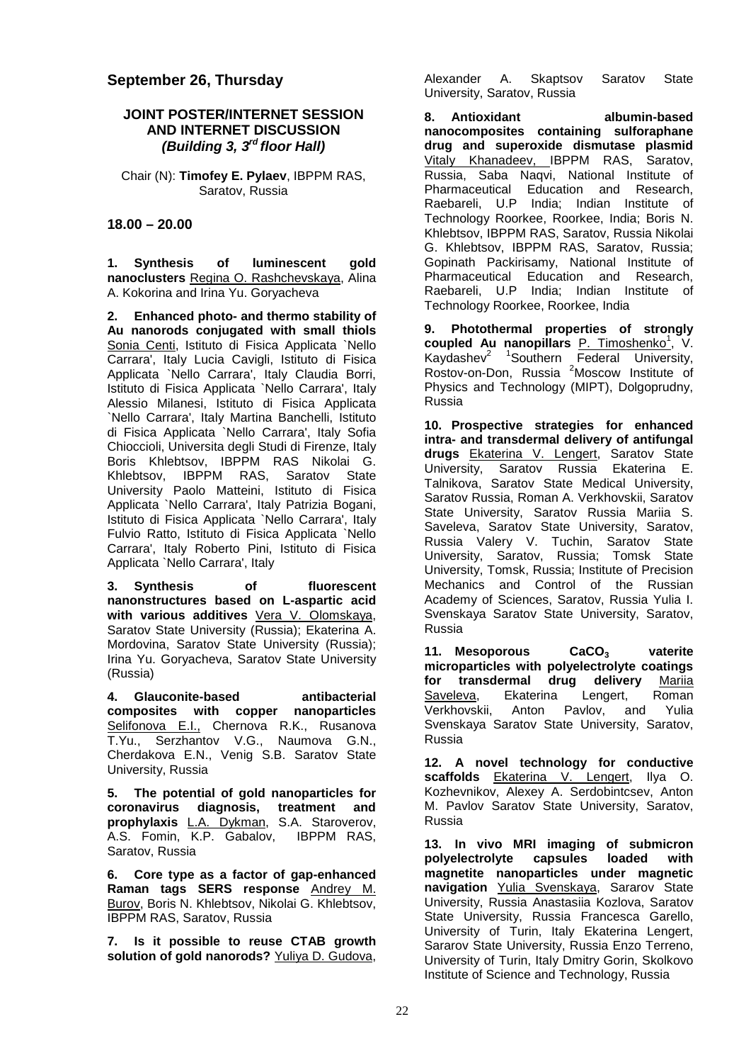## September 26, Thursday

### JOINT POSTER/INTERNET SESSION AND INTERNET DISCUSSION *(Building 3, 3rd floor Hall)*

Chair (N): **Timofey E. Pylaev**, IBPPM RAS, Saratov, Russia

**18.00 – 20.00**

**1. Synthesis of luminescent gold nanoclusters** Regina O. Rashchevskaya, Alina A. Kokorina and Irina Yu. Goryacheva

**2. Enhanced photo- and thermo stability of Au nanorods conjugated with small thiols** Sonia Centi, Istituto di Fisica Applicata `Nello Carrara', Italy Lucia Cavigli, Istituto di Fisica Applicata `Nello Carrara', Italy Claudia Borri, Istituto di Fisica Applicata `Nello Carrara', Italy Alessio Milanesi, Istituto di Fisica Applicata `Nello Carrara', Italy Martina Banchelli, Istituto di Fisica Applicata `Nello Carrara', Italy Sofia Chioccioli, Universita degli Studi di Firenze, Italy Boris Khlebtsov, IBPPM RAS Nikolai G. Khlebtsov, IBPPM RAS, Saratov State University Paolo Matteini, Istituto di Fisica Applicata `Nello Carrara', Italy Patrizia Bogani, Istituto di Fisica Applicata `Nello Carrara', Italy Fulvio Ratto, Istituto di Fisica Applicata `Nello Carrara', Italy Roberto Pini, Istituto di Fisica Applicata `Nello Carrara', Italy

**3. Synthesis of fluorescent nanonstructures based on L-aspartic acid with various additives** Vera V. Olomskaya, Saratov State University (Russia); Ekaterina A. Mordovina, Saratov State University (Russia); Irina Yu. Goryacheva, Saratov State University (Russia)

**4. Glauconite-based antibacterial composites with copper nanoparticles** Selifonova E.I., Chernova R.K., Rusanova T.Yu., Serzhantov V.G., Naumova G.N., Cherdakova E.N., Venig S.B. Saratov State University, Russia

**5. The potential of gold nanoparticles for coronavirus diagnosis, treatment and prophylaxis** L.A. Dykman, S.A. Staroverov, A.S. Fomin, K.P. Gabalov, IBPPM RAS, Saratov, Russia

**6. Core type as a factor of gap-enhanced Raman tags SERS response** Andrey M. Burov, Boris N. Khlebtsov, Nikolai G. Khlebtsov, IBPPM RAS, Saratov, Russia

**7. Is it possible to reuse CTAB growth solution of gold nanorods?** Yuliya D. Gudova, Alexander A. Skaptsov Saratov State University, Saratov, Russia

**8. Antioxidant albumin-based nanocomposites containing sulforaphane drug and superoxide dismutase plasmid** Vitaly Khanadeev, IBPPM RAS, Saratov, Russia, Saba Naqvi, National Institute of Pharmaceutical Education and Research, Raebareli, U.P India; Indian Institute of Technology Roorkee, Roorkee, India; Boris N. Khlebtsov, IBPPM RAS, Saratov, Russia Nikolai G. Khlebtsov, IBPPM RAS, Saratov, Russia; Gopinath Packirisamy, National Institute of Pharmaceutical Education and Research, Raebareli, U.P India; Indian Institute of Technology Roorkee, Roorkee, India

**9. Photothermal properties of strongly coupled Au nanopillars** P. Timoshenko[1], V. Kaydashev[2] [1]Southern Federal University, Rostov-on-Don, Russia [2]Moscow Institute of Physics and Technology (MIPT), Dolgoprudny, Russia

**10. Prospective strategies for enhanced intra- and transdermal delivery of antifungal drugs** Ekaterina V. Lengert, Saratov State University, Saratov Russia Ekaterina E. Talnikova, Saratov State Medical University, Saratov Russia, Roman A. Verkhovskii, Saratov State University, Saratov Russia Mariia S. Saveleva, Saratov State University, Saratov, Russia Valery V. Tuchin, Saratov State University, Saratov, Russia; Tomsk State University, Tomsk, Russia; Institute of Precision Mechanics and Control of the Russian Academy of Sciences, Saratov, Russia Yulia I. Svenskaya Saratov State University, Saratov, Russia

**11. Mesoporous $CaCO_3$ vaterite microparticles with polyelectrolyte coatings for transdermal drug delivery** Mariia Saveleva, Ekaterina Lengert, Roman Verkhovskii, Anton Pavlov, and Yulia Svenskaya Saratov State University, Saratov, Russia

**12. A novel technology for conductive scaffolds** Ekaterina V. Lengert, Ilya O. Kozhevnikov, Alexey A. Serdobintcsev, Anton M. Pavlov Saratov State University, Saratov, Russia

**13. In vivo MRI imaging of submicron polyelectrolyte capsules loaded with magnetite nanoparticles under magnetic navigation** Yulia Svenskaya, Sararov State University, Russia Anastasiia Kozlova, Saratov State University, Russia Francesca Garello, University of Turin, Italy Ekaterina Lengert, Sararov State University, Russia Enzo Terreno, University of Turin, Italy Dmitry Gorin, Skolkovo Institute of Science and Technology, Russia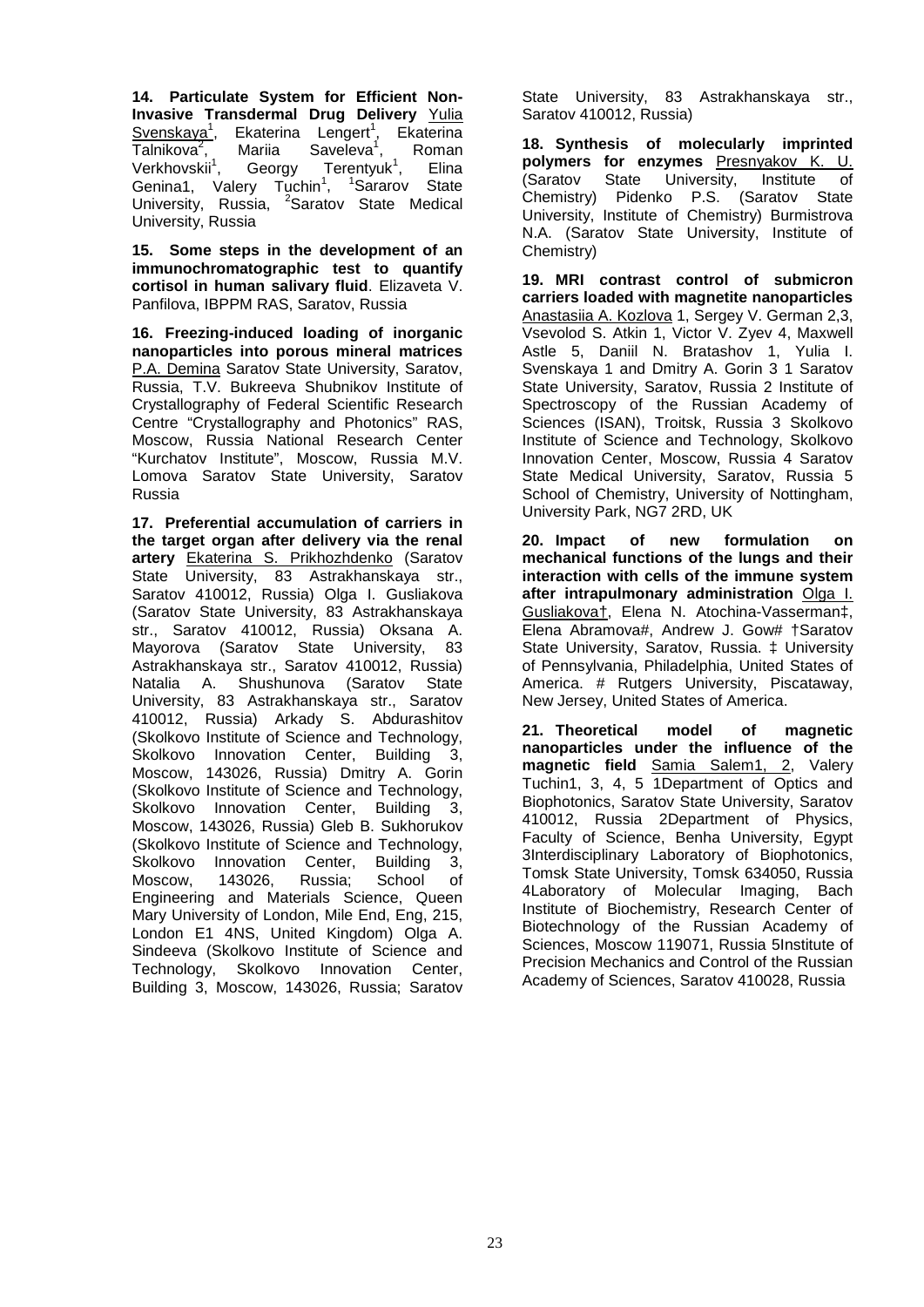**14. Particulate System for Efficient Non-Invasive Transdermal Drug Delivery** Yulia Svenskaya[1], Ekaterina Lengert[1], Ekaterina Talnikova[2], Mariia Saveleva[1], Roman Verkhovskii[1], Georgy Terentyuk[1], Elina Genina1, Valery Tuchin[1], [1]Sararov State University, Russia, [2]Saratov State Medical University, Russia

**15. Some steps in the development of an immunochromatographic test to quantify cortisol in human salivary fluid**. Elizaveta V. Panfilova, IBPPM RAS, Saratov, Russia

**16. Freezing-induced loading of inorganic nanoparticles into porous mineral matrices** P.A. Demina Saratov State University, Saratov, Russia, T.V. Bukreeva Shubnikov Institute of Crystallography of Federal Scientific Research Centre "Crystallography and Photonics" RAS, Moscow, Russia National Research Center "Kurchatov Institute", Moscow, Russia M.V. Lomova Saratov State University, Saratov Russia

**17. Preferential accumulation of carriers in the target organ after delivery via the renal artery** Ekaterina S. Prikhozhdenko (Saratov State University, 83 Astrakhanskaya str., Saratov 410012, Russia) Olga I. Gusliakova (Saratov State University, 83 Astrakhanskaya str., Saratov 410012, Russia) Oksana A. Mayorova (Saratov State University, 83 Astrakhanskaya str., Saratov 410012, Russia) Natalia A. Shushunova (Saratov State University, 83 Astrakhanskaya str., Saratov 410012, Russia) Arkady S. Abdurashitov (Skolkovo Institute of Science and Technology, Skolkovo Innovation Center, Building 3, Moscow, 143026, Russia) Dmitry A. Gorin (Skolkovo Institute of Science and Technology, Skolkovo Innovation Center, Building 3, Moscow, 143026, Russia) Gleb B. Sukhorukov (Skolkovo Institute of Science and Technology, Skolkovo Innovation Center, Building 3, Moscow, 143026, Russia; School of Engineering and Materials Science, Queen Mary University of London, Mile End, Eng, 215, London E1 4NS, United Kingdom) Olga A. Sindeeva (Skolkovo Institute of Science and Technology, Skolkovo Innovation Center, Building 3, Moscow, 143026, Russia; Saratov State University, 83 Astrakhanskaya str., Saratov 410012, Russia)

**18. Synthesis of molecularly imprinted polymers for enzymes** Presnyakov K. U. (Saratov State University, Institute of Chemistry) Pidenko P.S. (Saratov State University, Institute of Chemistry) Burmistrova N.A. (Saratov State University, Institute of Chemistry)

**19. MRI contrast control of submicron carriers loaded with magnetite nanoparticles** Anastasiia A. Kozlova 1, Sergey V. German 2,3, Vsevolod S. Atkin 1, Victor V. Zyev 4, Maxwell Astle 5, Daniil N. Bratashov 1, Yulia I. Svenskaya 1 and Dmitry A. Gorin 3 1 Saratov State University, Saratov, Russia 2 Institute of Spectroscopy of the Russian Academy of Sciences (ISAN), Troitsk, Russia 3 Skolkovo Institute of Science and Technology, Skolkovo Innovation Center, Moscow, Russia 4 Saratov State Medical University, Saratov, Russia 5 School of Chemistry, University of Nottingham, University Park, NG7 2RD, UK

**20. Impact of new formulation on mechanical functions of the lungs and their interaction with cells of the immune system after intrapulmonary administration** Olga I. Gusliakova†, Elena N. Atochina-Vasserman‡, Elena Abramova#, Andrew J. Gow# †Saratov State University, Saratov, Russia. ‡ University of Pennsylvania, Philadelphia, United States of America. # Rutgers University, Piscataway, New Jersey, United States of America.

**21. Theoretical model of magnetic nanoparticles under the influence of the magnetic field** Samia Salem1, 2, Valery Tuchin1, 3, 4, 5 1Department of Optics and Biophotonics, Saratov State University, Saratov 410012, Russia 2Department of Physics, Faculty of Science, Benha University, Egypt 3Interdisciplinary Laboratory of Biophotonics, Tomsk State University, Tomsk 634050, Russia 4Laboratory of Molecular Imaging, Bach Institute of Biochemistry, Research Center of Biotechnology of the Russian Academy of Sciences, Moscow 119071, Russia 5Institute of Precision Mechanics and Control of the Russian Academy of Sciences, Saratov 410028, Russia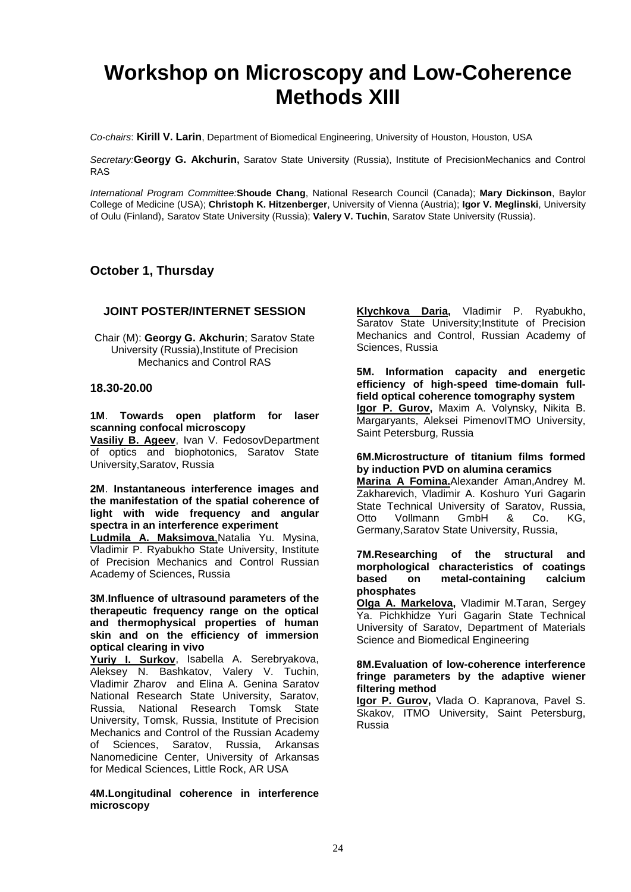# Workshop on Microscopy and Low-Coherence Methods XIII

*Co-chairs*: **Kirill V. Larin**, Department of Biomedical Engineering, University of Houston, Houston, USA

*Secretary:* **Georgy G. Akchurin,** Saratov State University (Russia), Institute of PrecisionMechanics and Control RAS

*International Program Committee:* **Shoude Chang**, National Research Council (Canada); **Mary Dickinson**, Baylor College of Medicine (USA); **Christoph K. Hitzenberger**, University of Vienna (Austria); **Igor V. Meglinski**, University of Oulu (Finland), Saratov State University (Russia); **Valery V. Tuchin**, Saratov State University (Russia).

## October 1, Thursday

### JOINT POSTER/INTERNET SESSION

Chair (M): **Georgy G. Akchurin**; Saratov State University (Russia),Institute of Precision Mechanics and Control RAS

**18.30-20.00**

**1M**. **Towards open platform for laser scanning confocal microscopy**
**Vasiliy B. Ageev**, Ivan V. FedosovDepartment of optics and biophotonics, Saratov State University,Saratov, Russia

**2M**. **Instantaneous interference images and the manifestation of the spatial coherence of light with wide frequency and angular spectra in an interference experiment**
**Ludmila A. Maksimova**,Natalia Yu. Mysina, Vladimir P. Ryabukho State University, Institute of Precision Mechanics and Control Russian Academy of Sciences, Russia

**3M**.**Influence of ultrasound parameters of the therapeutic frequency range on the optical and thermophysical properties of human skin and on the efficiency of immersion optical clearing in vivo**
**Yuriy I. Surkov**, Isabella A. Serebryakova, Aleksey N. Bashkatov, Valery V. Tuchin, Vladimir Zharov and Elina A. Genina Saratov National Research State University, Saratov, Russia, National Research Tomsk State University, Tomsk, Russia, Institute of Precision Mechanics and Control of the Russian Academy of Sciences, Saratov, Russia, Arkansas Nanomedicine Center, University of Arkansas for Medical Sciences, Little Rock, AR USA

**4M.Longitudinal coherence in interference microscopy**
**Klychkova Daria,** Vladimir P. Ryabukho, Saratov State University;Institute of Precision Mechanics and Control, Russian Academy of Sciences, Russia

**5M. Information capacity and energetic efficiency of high-speed time-domain full-field optical coherence tomography system**
**Igor P. Gurov,** Maxim A. Volynsky, Nikita B. Margaryants, Aleksei PimenovITMO University, Saint Petersburg, Russia

**6M.Microstructure of titanium films formed by induction PVD on alumina ceramics**
**Marina A Fomina.**Alexander Aman,Andrey M. Zakharevich, Vladimir A. Koshuro Yuri Gagarin State Technical University of Saratov, Russia, Otto Vollmann GmbH & Co. KG, Germany,Saratov State University, Russia,

**7M.Researching of the structural and morphological characteristics of coatings based on metal-containing calcium phosphates**
**Olga A. Markelova,** Vladimir M.Taran, Sergey Ya. Pichkhidze Yuri Gagarin State Technical University of Saratov, Department of Materials Science and Biomedical Engineering

**8M.Evaluation of low-coherence interference fringe parameters by the adaptive wiener filtering method**
**Igor P. Gurov,** Vlada O. Kapranova, Pavel S. Skakov, ITMO University, Saint Petersburg, Russia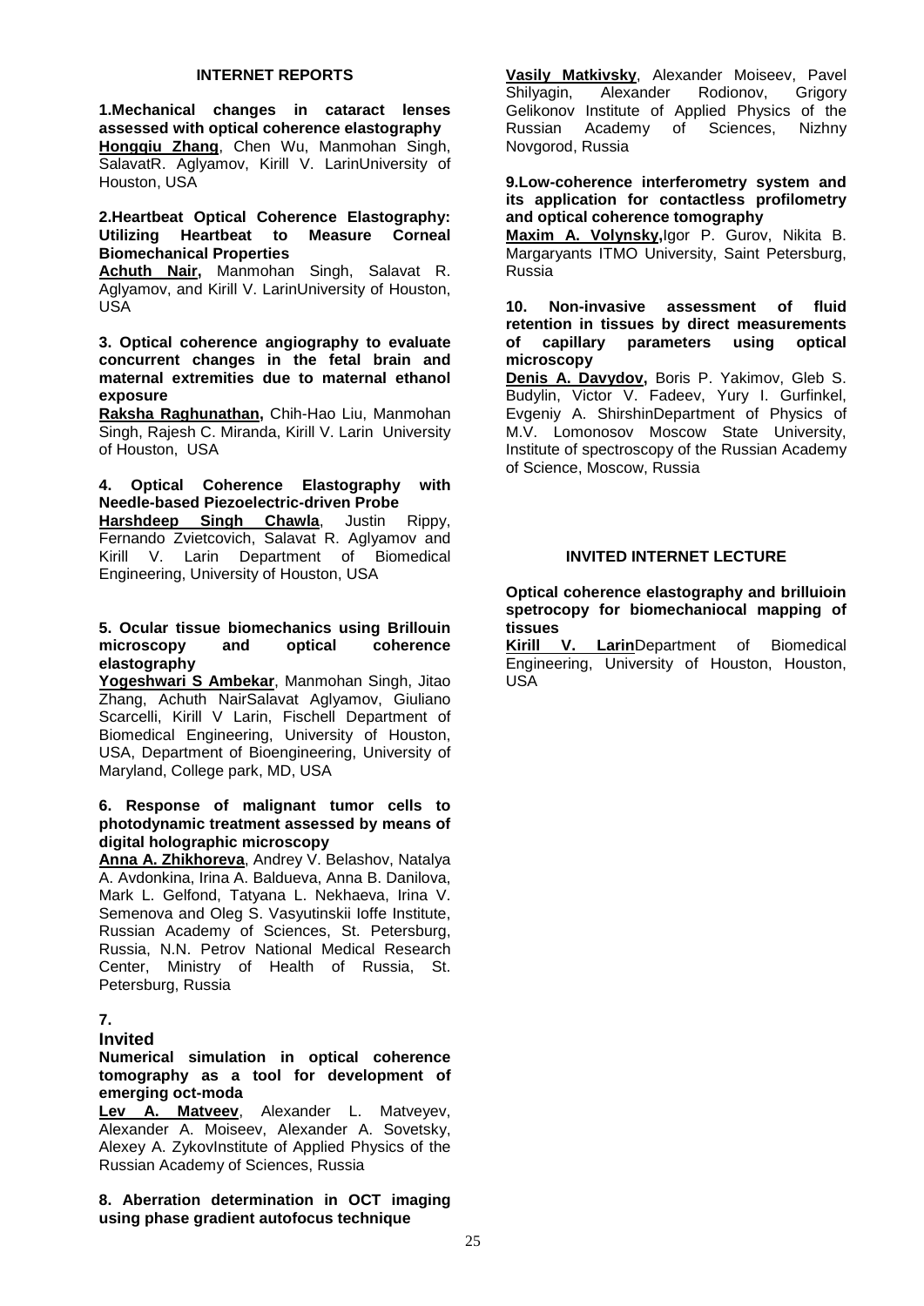## INTERNET REPORTS

**1.Mechanical changes in cataract lenses assessed with optical coherence elastography**
**Hongqiu Zhang**, Chen Wu, Manmohan Singh, SalavatR. Aglyamov, Kirill V. LarinUniversity of Houston, USA

**2.Heartbeat Optical Coherence Elastography: Utilizing Heartbeat to Measure Corneal Biomechanical Properties**
**Achuth Nair,** Manmohan Singh, Salavat R. Aglyamov, and Kirill V. LarinUniversity of Houston, USA

**3. Optical coherence angiography to evaluate concurrent changes in the fetal brain and maternal extremities due to maternal ethanol exposure**
**Raksha Raghunathan,** Chih-Hao Liu, Manmohan Singh, Rajesh C. Miranda, Kirill V. Larin University of Houston, USA

**4. Optical Coherence Elastography with Needle-based Piezoelectric-driven Probe**
**Harshdeep Singh Chawla**, Justin Rippy, Fernando Zvietcovich, Salavat R. Aglyamov and Kirill V. Larin Department of Biomedical Engineering, University of Houston, USA

**5. Ocular tissue biomechanics using Brillouin microscopy and optical coherence elastography**
**Yogeshwari S Ambekar**, Manmohan Singh, Jitao Zhang, Achuth NairSalavat Aglyamov, Giuliano Scarcelli, Kirill V Larin, Fischell Department of Biomedical Engineering, University of Houston, USA, Department of Bioengineering, University of Maryland, College park, MD, USA

**6. Response of malignant tumor cells to photodynamic treatment assessed by means of digital holographic microscopy**
**Anna A. Zhikhoreva**, Andrey V. Belashov, Natalya A. Avdonkina, Irina A. Baldueva, Anna B. Danilova, Mark L. Gelfond, Tatyana L. Nekhaeva, Irina V. Semenova and Oleg S. Vasyutinskii Ioffe Institute, Russian Academy of Sciences, St. Petersburg, Russia, N.N. Petrov National Medical Research Center, Ministry of Health of Russia, St. Petersburg, Russia

**7.**

**Invited**

**Numerical simulation in optical coherence tomography as a tool for development of emerging oct-moda**
**Lev A. Matveev**, Alexander L. Matveyev, Alexander A. Moiseev, Alexander A. Sovetsky, Alexey A. ZykovInstitute of Applied Physics of the Russian Academy of Sciences, Russia

**8. Aberration determination in OCT imaging using phase gradient autofocus technique**
**Vasily Matkivsky**, Alexander Moiseev, Pavel Shilyagin, Alexander Rodionov, Grigory Gelikonov Institute of Applied Physics of the Russian Academy of Sciences, Nizhny Novgorod, Russia

**9.Low-coherence interferometry system and its application for contactless profilometry and optical coherence tomography**
**Maxim A. Volynsky,**Igor P. Gurov, Nikita B. Margaryants ITMO University, Saint Petersburg, Russia

**10. Non-invasive assessment of fluid retention in tissues by direct measurements of capillary parameters using optical microscopy**
**Denis A. Davydov,** Boris P. Yakimov, Gleb S. Budylin, Victor V. Fadeev, Yury I. Gurfinkel, Evgeniy A. ShirshinDepartment of Physics of M.V. Lomonosov Moscow State University, Institute of spectroscopy of the Russian Academy of Science, Moscow, Russia

## INVITED INTERNET LECTURE

**Optical coherence elastography and brilluioin spetrocopy for biomechaniocal mapping of tissues**
**Kirill V. Larin**Department of Biomedical Engineering, University of Houston, Houston, USA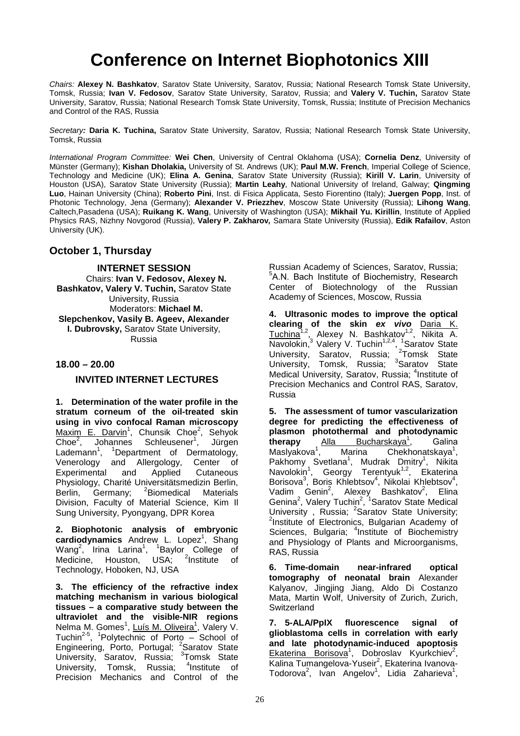# Conference on Internet Biophotonics XIII

*Chairs:* **Alexey N. Bashkatov**, Saratov State University, Saratov, Russia; National Research Tomsk State University, Tomsk, Russia; **Ivan V. Fedosov**, Saratov State University, Saratov, Russia; and **Valery V. Tuchin,** Saratov State University, Saratov, Russia; National Research Tomsk State University, Tomsk, Russia; Institute of Precision Mechanics and Control of the RAS, Russia

*Secretary:* **Daria K. Tuchina,** Saratov State University, Saratov, Russia; National Research Tomsk State University, Tomsk, Russia

*International Program Committee:* **Wei Chen**, University of Central Oklahoma (USA); **Cornelia Denz**, University of Münster (Germany); **Kishan Dholakia,** University of St. Andrews (UK); **Paul M.W. French**, Imperial College of Science, Technology and Medicine (UK); **Elina A. Genina**, Saratov State University (Russia); **Kirill V. Larin**, University of Houston (USA), Saratov State University (Russia); **Martin Leahy**, National University of Ireland, Galway; **Qingming Luo**, Hainan University (China); **Roberto Pini**, Inst. di Fisica Applicata, Sesto Fiorentino (Italy); **Juergen Popp**, Inst. of Photonic Technology, Jena (Germany); **Alexander V. Priezzhev**, Moscow State University (Russia); **Lihong Wang**, Caltech,Pasadena (USA); **Ruikang K. Wang**, University of Washington (USA); **Mikhail Yu. Kirillin**, Institute of Applied Physics RAS, Nizhny Novgorod (Russia), **Valery P. Zakharov,** Samara State University (Russia), **Edik Rafailov**, Aston University (UK).

## October 1, Thursday

### INTERNET SESSION

Chairs: **Ivan V. Fedosov, Alexey N. Bashkatov, Valery V. Tuchin,** Saratov State University, Russia
Moderators: **Michael M. Slepchenkov, Vasily B. Ageev, Alexander I. Dubrovsky,** Saratov State University, Russia

### 18.00 – 20.00

### INVITED INTERNET LECTURES

**1. Determination of the water profile in the stratum corneum of the oil-treated skin using in vivo confocal Raman microscopy** Maxim E. Darvin[1], Chunsik Choe[2], Sehyok Choe[2], Johannes Schleusener[1], Jürgen Lademann[1], [1]Department of Dermatology, Venerology and Allergology, Center of Experimental and Applied Cutaneous Physiology, Charité Universitätsmedizin Berlin, Berlin, Germany; [2]Biomedical Materials Division, Faculty of Material Science, Kim Il Sung University, Pyongyang, DPR Korea

**2. Biophotonic analysis of embryonic cardiodynamics** Andrew L. Lopez[1], Shang Wang[2], Irina Larina[1], [1]Baylor College of Medicine, Houston, USA; [2]Institute of Technology, Hoboken, NJ, USA

**3. The efficiency of the refractive index matching mechanism in various biological tissues – a comparative study between the ultraviolet and the visible-NIR regions** Nelma M. Gomes[1], Luís M. Oliveira[1], Valery V. Tuchin[2-5], [1]Polytechnic of Porto – School of Engineering, Porto, Portugal; [2]Saratov State University, Saratov, Russia; [3]Tomsk State University, Tomsk, Russia; [4]Institute of Precision Mechanics and Control of the Russian Academy of Sciences, Saratov, Russia; [5]A.N. Bach Institute of Biochemistry, Research Center of Biotechnology of the Russian Academy of Sciences, Moscow, Russia

**4. Ultrasonic modes to improve the optical clearing of the skin *ex vivo*** Daria K. Tuchina[1,2], Alexey N. Bashkatov[1,2], Nikita A. Navolokin,[3] Valery V. Tuchin[1,2,4], [1]Saratov State University, Saratov, Russia; [2]Tomsk State University, Tomsk, Russia; [3]Saratov State Medical University, Saratov, Russia; [4]Institute of Precision Mechanics and Control RAS, Saratov, Russia

**5. The assessment of tumor vascularization degree for predicting the effectiveness of plasmon photothermal and photodynamic therapy** Alla Bucharskaya[1], Galina Maslyakova[1], Marina Chekhonatskaya[1], Pakhomy Svetlana[1], Mudrak Dmitry[1], Nikita Navolokin[1], Georgy Terentyuk[1,2], Ekaterina Borisova[3], Boris Khlebtsov[4], Nikolai Khlebtsov[4], Vadim Genin[2], Alexey Bashkatov[2], Elina Genina[2], Valery Tuchin[2], [1]Saratov State Medical University , Russia; [2]Saratov State University; [2]Institute of Electronics, Bulgarian Academy of Sciences, Bulgaria; [4]Institute of Biochemistry and Physiology of Plants and Microorganisms, RAS, Russia

**6. Time-domain near-infrared optical tomography of neonatal brain** Alexander Kalyanov, Jingjing Jiang, Aldo Di Costanzo Mata, Martin Wolf, University of Zurich, Zurich, Switzerland

**7. 5-ALA/PpIX fluorescence signal of glioblastoma cells in correlation with early and late photodynamic-induced apoptosis** Ekaterina Borisova[1], Dobroslav Kyurkchiev[2], Kalina Tumangelova-Yuseir[2], Ekaterina Ivanova-Todorova[2], Ivan Angelov[1], Lidia Zaharieva[1],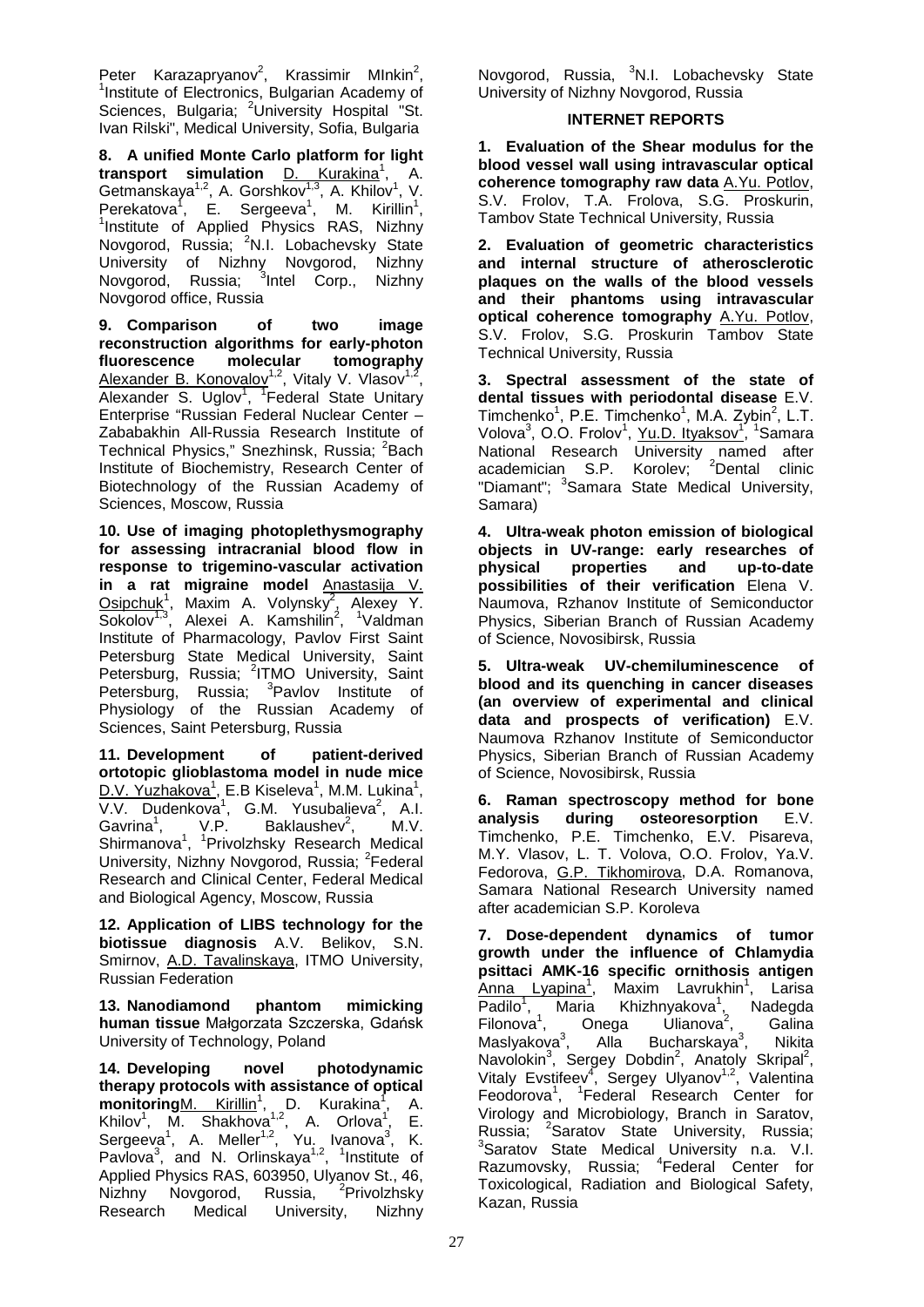Peter Karazapryanov[2], Krassimir MInkin[2], [1]Institute of Electronics, Bulgarian Academy of Sciences, Bulgaria; [2]University Hospital "St. Ivan Rilski", Medical University, Sofia, Bulgaria

**8. A unified Monte Carlo platform for light transport simulation** D. Kurakina[1], A. Getmanskaya[1,2], A. Gorshkov[1,3], A. Khilov[1], V. Perekatova[1], E. Sergeeva[1], M. Kirillin[1], [1]Institute of Applied Physics RAS, Nizhny Novgorod, Russia; [2]N.I. Lobachevsky State University of Nizhny Novgorod, Nizhny Novgorod, Russia; [3]Intel Corp., Nizhny Novgorod office, Russia

**9. Comparison of two image reconstruction algorithms for early-photon fluorescence molecular tomography** Alexander B. Konovalov[1,2], Vitaly V. Vlasov[1,2], Alexander S. Uglov[1], [1]Federal State Unitary Enterprise "Russian Federal Nuclear Center – Zababakhin All-Russia Research Institute of Technical Physics," Snezhinsk, Russia; [2]Bach Institute of Biochemistry, Research Center of Biotechnology of the Russian Academy of Sciences, Moscow, Russia

**10. Use of imaging photoplethysmography for assessing intracranial blood flow in response to trigemino-vascular activation in a rat migraine model** Anastasija V. Osipchuk[1], Maxim A. Volynsky[2], Alexey Y. Sokolov[1,3], Alexei A. Kamshilin[2], [1]Valdman Institute of Pharmacology, Pavlov First Saint Petersburg State Medical University, Saint Petersburg, Russia; [2]ITMO University, Saint Petersburg, Russia; [3]Pavlov Institute of Physiology of the Russian Academy of Sciences, Saint Petersburg, Russia

**11. Development of patient-derived ortotopic glioblastoma model in nude mice** D.V. Yuzhakova[1], E.B Kiseleva[1], M.M. Lukina[1], V.V. Dudenkova[1], G.M. Yusubalieva[2], A.I. Gavrina[1], V.P. Baklaushev[2], M.V. Shirmanova[1], [1]Privolzhsky Research Medical University, Nizhny Novgorod, Russia; [2]Federal Research and Clinical Center, Federal Medical and Biological Agency, Moscow, Russia

**12. Application of LIBS technology for the biotissue diagnosis** A.V. Belikov, S.N. Smirnov, A.D. Tavalinskaya, ITMO University, Russian Federation

**13. Nanodiamond phantom mimicking human tissue** Małgorzata Szczerska, Gdańsk University of Technology, Poland

**14. Developing novel photodynamic therapy protocols with assistance of optical monitoring** M. Kirillin[1], D. Kurakina[1], A. Khilov[1], M. Shakhova[1,2], A. Orlova[1], E. Sergeeva[1], A. Meller[1,2], Yu. Ivanova[3], K. Pavlova[3], and N. Orlinskaya[1,2], [1]Institute of Applied Physics RAS, 603950, Ulyanov St., 46, Nizhny Novgorod, Russia, [2]Privolzhsky Research Medical University, Nizhny Novgorod, Russia, [3]N.I. Lobachevsky State University of Nizhny Novgorod, Russia

## INTERNET REPORTS

**1. Evaluation of the Shear modulus for the blood vessel wall using intravascular optical coherence tomography raw data** A.Yu. Potlov, S.V. Frolov, T.A. Frolova, S.G. Proskurin, Tambov State Technical University, Russia

**2. Evaluation of geometric characteristics and internal structure of atherosclerotic plaques on the walls of the blood vessels and their phantoms using intravascular optical coherence tomography** A.Yu. Potlov, S.V. Frolov, S.G. Proskurin Tambov State Technical University, Russia

**3. Spectral assessment of the state of dental tissues with periodontal disease** E.V. Timchenko[1], P.E. Timchenko[1], M.A. Zybin[2], L.T. Volova[3], O.O. Frolov[1], Yu.D. Ityaksov[1], [1]Samara National Research University named after academician S.P. Korolev; [2]Dental clinic "Diamant"; [3]Samara State Medical University, Samara)

**4. Ultra-weak photon emission of biological objects in UV-range: early researches of physical properties and up-to-date possibilities of their verification** Elena V. Naumova, Rzhanov Institute of Semiconductor Physics, Siberian Branch of Russian Academy of Science, Novosibirsk, Russia

**5. Ultra-weak UV-chemiluminescence of blood and its quenching in cancer diseases (an overview of experimental and clinical data and prospects of verification)** E.V. Naumova Rzhanov Institute of Semiconductor Physics, Siberian Branch of Russian Academy of Science, Novosibirsk, Russia

**6. Raman spectroscopy method for bone analysis during osteoresorption** E.V. Timchenko, P.E. Timchenko, E.V. Pisareva, M.Y. Vlasov, L. T. Volova, O.O. Frolov, Ya.V. Fedorova, G.P. Tikhomirova, D.A. Romanova, Samara National Research University named after academician S.P. Koroleva

**7. Dose-dependent dynamics of tumor growth under the influence of Chlamydia psittaci AMK-16 specific ornithosis antigen** Anna Lyapina[1], Maxim Lavrukhin[1], Larisa Padilo[1], Maria Khizhnyakova[1], Nadegda Filonova[1], Onega Ulianova[2], Galina Maslyakova[3], Alla Bucharskaya[3], Nikita Navolokin[3], Sergey Dobdin[2], Anatoly Skripal[2], Vitaly Evstifeev[4], Sergey Ulyanov[1,2], Valentina Feodorova[1], [1]Federal Research Center for Virology and Microbiology, Branch in Saratov, Russia; [2]Saratov State University, Russia; [3]Saratov State Medical University n.a. V.I. Razumovsky, Russia; [4]Federal Center for Toxicological, Radiation and Biological Safety, Kazan, Russia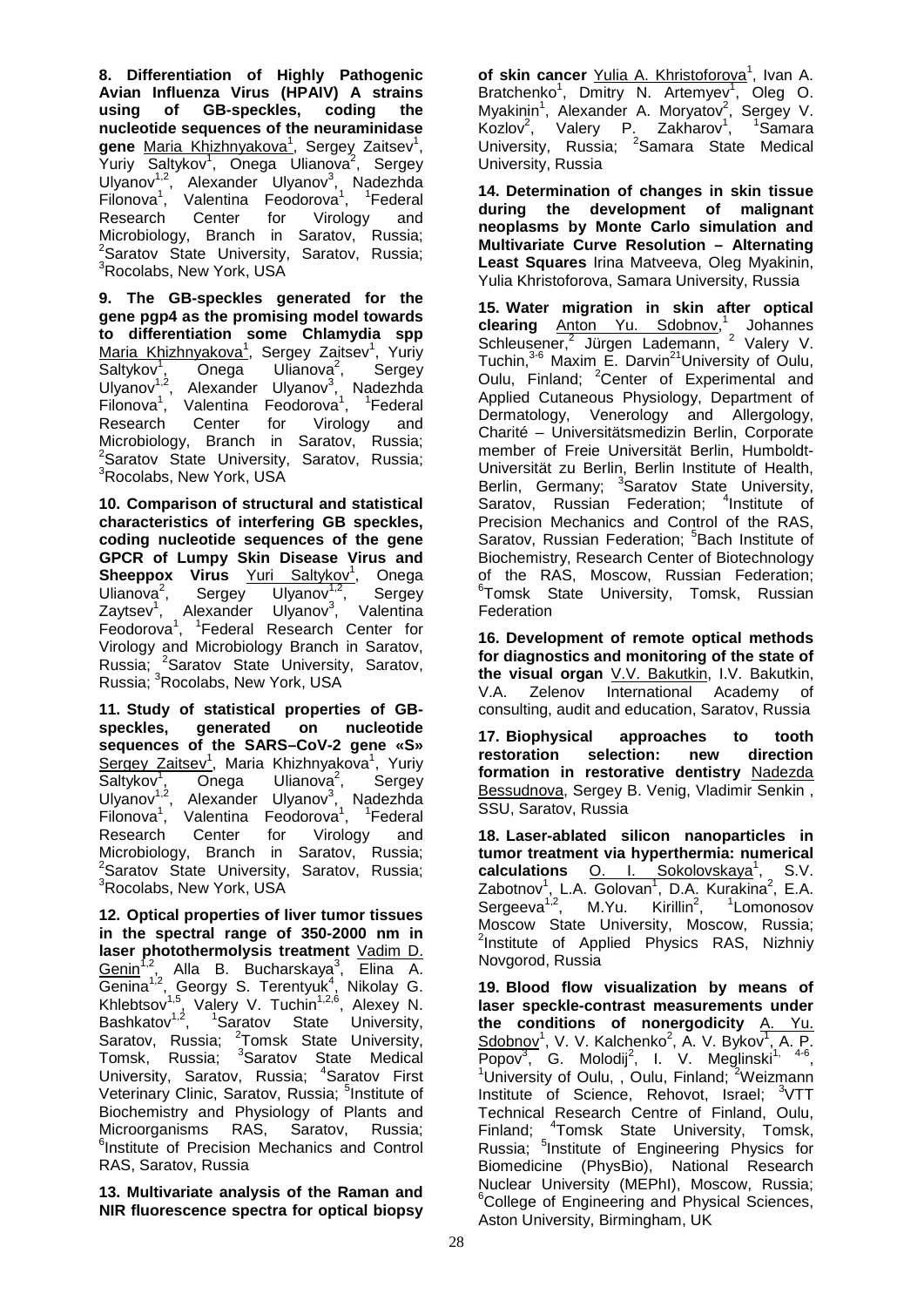**8. Differentiation of Highly Pathogenic Avian Influenza Virus (HPAIV) A strains using of GB-speckles, coding the nucleotide sequences of the neuraminidase gene** Maria Khizhnyakova[1], Sergey Zaitsev[1], Yuriy Saltykov[1], Onega Ulianova[2], Sergey Ulyanov[1,2], Alexander Ulyanov[3], Nadezhda Filonova[1], Valentina Feodorova[1], [1]Federal Research Center for Virology and Microbiology, Branch in Saratov, Russia; [2]Saratov State University, Saratov, Russia; [3]Rocolabs, New York, USA

**9. The GB-speckles generated for the gene pgp4 as the promising model towards to differentiation some Chlamydia spp** Maria Khizhnyakova[1], Sergey Zaitsev[1], Yuriy Saltykov[1], Onega Ulianova[2], Sergey Ulyanov[1,2], Alexander Ulyanov[3], Nadezhda Filonova[1], Valentina Feodorova[1], [1]Federal Research Center for Virology and Microbiology, Branch in Saratov, Russia; [2]Saratov State University, Saratov, Russia; [3]Rocolabs, New York, USA

**10. Comparison of structural and statistical characteristics of interfering GB speckles, coding nucleotide sequences of the gene GPCR of Lumpy Skin Disease Virus and Sheeppox Virus** Yuri Saltykov[1], Onega Ulianova[2], Sergey Ulyanov[1,2], Sergey Zaytsev[1], Alexander Ulyanov[3], Valentina Feodorova[1], [1]Federal Research Center for Virology and Microbiology Branch in Saratov, Russia; [2]Saratov State University, Saratov, Russia; [3]Rocolabs, New York, USA

**11. Study of statistical properties of GB-speckles, generated on nucleotide sequences of the SARS–CoV-2 gene «S»** Sergey Zaitsev[1], Maria Khizhnyakova[1], Yuriy Saltykov[1], Onega Ulianova[2], Sergey Ulyanov[1,2], Alexander Ulyanov[3], Nadezhda Filonova[1], Valentina Feodorova[1], [1]Federal Research Center for Virology and Microbiology, Branch in Saratov, Russia; [2]Saratov State University, Saratov, Russia; [3]Rocolabs, New York, USA

**12. Optical properties of liver tumor tissues in the spectral range of 350-2000 nm in laser photothermolysis treatment** Vadim D. Genin[1,2], Alla B. Bucharskaya[3], Elina A. Genina[1,2], Georgy S. Terentyuk[4], Nikolay G. Khlebtsov[1,5], Valery V. Tuchin[1,2,6], Alexey N. Bashkatov[1,2], [1]Saratov State University, Saratov, Russia; [2]Tomsk State University, Tomsk, Russia; [3]Saratov State Medical University, Saratov, Russia; [4]Saratov First Veterinary Clinic, Saratov, Russia; [5]Institute of Biochemistry and Physiology of Plants and Microorganisms RAS, Saratov, Russia; [6]Institute of Precision Mechanics and Control RAS, Saratov, Russia

**13. Multivariate analysis of the Raman and NIR fluorescence spectra for optical biopsy of skin cancer** Yulia A. Khristoforova[1], Ivan A. Bratchenko[1], Dmitry N. Artemyev[1], Oleg O. Myakinin[1], Alexander A. Moryatov[2], Sergey V. Kozlov[2], Valery P. Zakharov[1], [1]Samara University, Russia; [2]Samara State Medical University, Russia

**14. Determination of changes in skin tissue during the development of malignant neoplasms by Monte Carlo simulation and Multivariate Curve Resolution – Alternating Least Squares** Irina Matveeva, Oleg Myakinin, Yulia Khristoforova, Samara University, Russia

**15. Water migration in skin after optical clearing** Anton Yu. Sdobnov,[1] Johannes Schleusener,[2] Jürgen Lademann, [2] Valery V. Tuchin,[3-6] Maxim E. Darvin[2] [1]University of Oulu, Oulu, Finland; [2]Center of Experimental and Applied Cutaneous Physiology, Department of Dermatology, Venerology and Allergology, Charité – Universitätsmedizin Berlin, Corporate member of Freie Universität Berlin, Humboldt-Universität zu Berlin, Berlin Institute of Health, Berlin, Germany; [3]Saratov State University, Saratov, Russian Federation; [4]Institute of Precision Mechanics and Control of the RAS, Saratov, Russian Federation; [5]Bach Institute of Biochemistry, Research Center of Biotechnology of the RAS, Moscow, Russian Federation; [6]Tomsk State University, Tomsk, Russian Federation

**16. Development of remote optical methods for diagnostics and monitoring of the state of the visual organ** V.V. Bakutkin, I.V. Bakutkin, V.A. Zelenov International Academy of consulting, audit and education, Saratov, Russia

**17. Biophysical approaches to tooth restoration selection: new direction formation in restorative dentistry** Nadezda Bessudnova, Sergey B. Venig, Vladimir Senkin , SSU, Saratov, Russia

**18. Laser-ablated silicon nanoparticles in tumor treatment via hyperthermia: numerical calculations** O. I. Sokolovskaya[1], S.V. Zabotnov[1], L.A. Golovan[1], D.A. Kurakina[2], E.A. Sergeeva[1,2], M.Yu. Kirillin[2], [1]Lomonosov Moscow State University, Moscow, Russia; [2]Institute of Applied Physics RAS, Nizhniy Novgorod, Russia

**19. Blood flow visualization by means of laser speckle-contrast measurements under the conditions of nonergodicity** A. Yu. Sdobnov[1], V. V. Kalchenko[2], A. V. Bykov[1], A. P. Popov[3], G. Molodij[2], I. V. Meglinski[1, 4-6], [1]University of Oulu, , Oulu, Finland; [2]Weizmann Institute of Science, Rehovot, Israel; [3]VTT Technical Research Centre of Finland, Oulu, Finland; [4]Tomsk State University, Tomsk, Russia; [5]Institute of Engineering Physics for Biomedicine (PhysBio), National Research Nuclear University (MEPhI), Moscow, Russia; [6]College of Engineering and Physical Sciences, Aston University, Birmingham, UK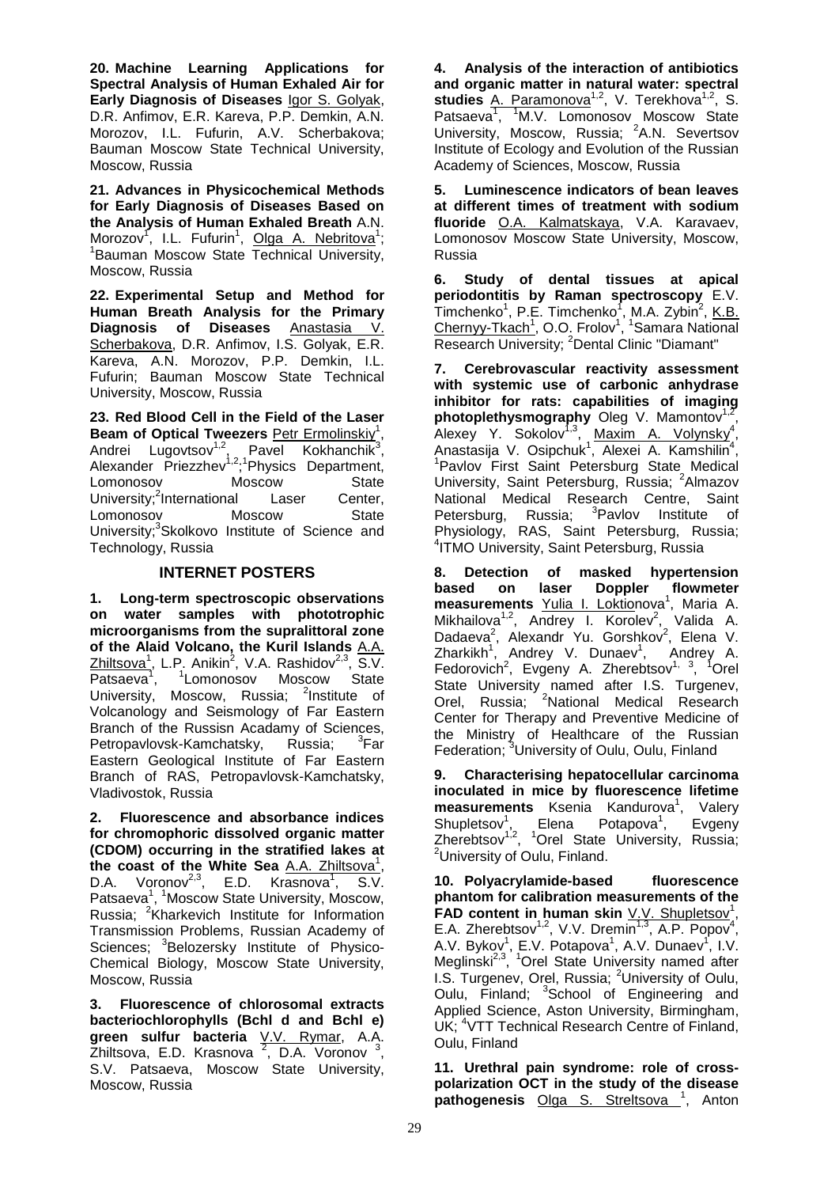**20. Machine Learning Applications for Spectral Analysis of Human Exhaled Air for Early Diagnosis of Diseases** Igor S. Golyak, D.R. Anfimov, E.R. Kareva, P.P. Demkin, A.N. Morozov, I.L. Fufurin, A.V. Scherbakova; Bauman Moscow State Technical University, Moscow, Russia

**21. Advances in Physicochemical Methods for Early Diagnosis of Diseases Based on the Analysis of Human Exhaled Breath** A.N. Morozov[1], I.L. Fufurin[1], Olga A. Nebritova[1]; [1]Bauman Moscow State Technical University, Moscow, Russia

**22. Experimental Setup and Method for Human Breath Analysis for the Primary Diagnosis of Diseases** Anastasia V. Scherbakova, D.R. Anfimov, I.S. Golyak, E.R. Kareva, A.N. Morozov, P.P. Demkin, I.L. Fufurin; Bauman Moscow State Technical University, Moscow, Russia

**23. Red Blood Cell in the Field of the Laser Beam of Optical Tweezers** Petr Ermolinskiy[1], Andrei Lugovtsov[1,2], Pavel Kokhanchik[3], Alexander Priezzhev[1,2];[1]Physics Department, Lomonosov Moscow State University;[2]International Laser Center, Lomonosov Moscow State University;[3]Skolkovo Institute of Science and Technology, Russia

## INTERNET POSTERS

**1. Long-term spectroscopic observations on water samples with phototrophic microorganisms from the supralittoral zone of the Alaid Volcano, the Kuril Islands** A.A. Zhiltsova[1], L.P. Anikin[2], V.A. Rashidov[2,3], S.V. Patsaeva[1], [1]Lomonosov Moscow State University, Moscow, Russia; [2]Institute of Volcanology and Seismology of Far Eastern Branch of the Russisn Acadamy of Sciences, Petropavlovsk-Kamchatsky, Russia; [3]Far Eastern Geological Institute of Far Eastern Branch of RAS, Petropavlovsk-Kamchatsky, Vladivostok, Russia

**2. Fluorescence and absorbance indices for chromophoric dissolved organic matter (CDOM) occurring in the stratified lakes at the coast of the White Sea** A.A. Zhiltsova[1], D.A. Voronov[2,3], E.D. Krasnova[1], S.V. Patsaeva[1], [1]Moscow State University, Moscow, Russia; [2]Kharkevich Institute for Information Transmission Problems, Russian Academy of Sciences; [3]Belozersky Institute of Physico-Chemical Biology, Moscow State University, Moscow, Russia

**3. Fluorescence of chlorosomal extracts bacteriochlorophylls (Bchl d and Bchl e) green sulfur bacteria** V.V. Rymar, A.A. Zhiltsova, E.D. Krasnova [2], D.A. Voronov [3], S.V. Patsaeva, Moscow State University, Moscow, Russia

**4. Analysis of the interaction of antibiotics and organic matter in natural water: spectral studies** A. Paramonova[1,2], V. Terekhova[1,2], S. Patsaeva[1], [1]M.V. Lomonosov Moscow State University, Moscow, Russia; [2]A.N. Severtsov Institute of Ecology and Evolution of the Russian Academy of Sciences, Moscow, Russia

**5. Luminescence indicators of bean leaves at different times of treatment with sodium fluoride** O.A. Kalmatskaya, V.A. Karavaev, Lomonosov Moscow State University, Moscow, Russia

**6. Study of dental tissues at apical periodontitis by Raman spectroscopy** E.V. Timchenko[1], P.E. Timchenko[1], M.A. Zybin[2], K.B. Chernyy-Tkach[1], O.O. Frolov[1], [1]Samara National Research University; [2]Dental Clinic "Diamant"

**7. Cerebrovascular reactivity assessment with systemic use of carbonic anhydrase inhibitor for rats: capabilities of imaging photoplethysmography** Oleg V. Mamontov[1,2], Alexey Y. Sokolov[1,3], Maxim A. Volynsky[4], Anastasija V. Osipchuk[1], Alexei A. Kamshilin[4], [1]Pavlov First Saint Petersburg State Medical University, Saint Petersburg, Russia; [2]Almazov National Medical Research Centre, Saint Petersburg, Russia; [3]Pavlov Institute of Physiology, RAS, Saint Petersburg, Russia; [4]ITMO University, Saint Petersburg, Russia

**8. Detection of masked hypertension based on laser Doppler flowmeter measurements** Yulia I. Loktionova[1], Maria A. Mikhailova[1,2], Andrey I. Korolev[2], Valida A. Dadaeva[2], Alexandr Yu. Gorshkov[2], Elena V. Zharkikh[1], Andrey V. Dunaev[1], Andrey A. Fedorovich[2], Evgeny A. Zherebtsov[1,3], [1]Orel State University named after I.S. Turgenev, Orel, Russia; [2]National Medical Research Center for Therapy and Preventive Medicine of the Ministry of Healthcare of the Russian Federation; [3]University of Oulu, Oulu, Finland

**9. Characterising hepatocellular carcinoma inoculated in mice by fluorescence lifetime measurements** Ksenia Kandurova[1], Valery Shupletsov[1], Elena Potapova[1], Evgeny Zherebtsov[1,2], [1]Orel State University, Russia; [2]University of Oulu, Finland.

**10. Polyacrylamide-based fluorescence phantom for calibration measurements of the FAD content in human skin** V.V. Shupletsov[1], E.A. Zherebtsov[1,2], V.V. Dremin[1,3], A.P. Popov[4], A.V. Bykov[1], E.V. Potapova[1], A.V. Dunaev[1], I.V. Meglinski[2,3], [1]Orel State University named after I.S. Turgenev, Orel, Russia; [2]University of Oulu, Oulu, Finland; [3]School of Engineering and Applied Science, Aston University, Birmingham, UK; [4]VTT Technical Research Centre of Finland, Oulu, Finland

**11. Urethral pain syndrome: role of cross-polarization OCT in the study of the disease pathogenesis** Olga S. Streltsova [1], Anton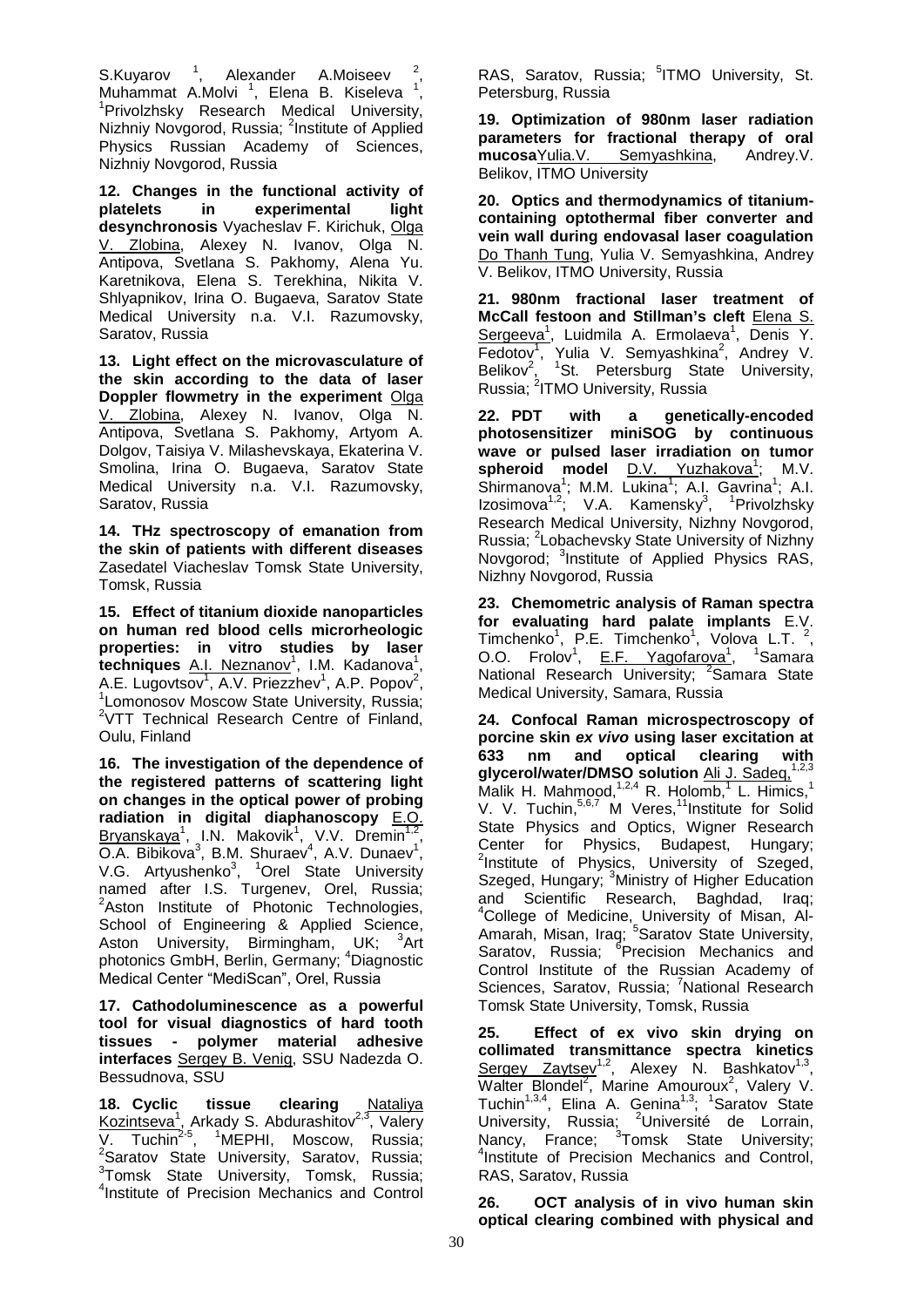S.Kuyarov [1], Alexander A.Moiseev [2], Muhammat A.Molvi [1], Elena B. Kiseleva [1], [1]Privolzhsky Research Medical University, Nizhniy Novgorod, Russia; [2]Institute of Applied Physics Russian Academy of Sciences, Nizhniy Novgorod, Russia

**12. Changes in the functional activity of platelets in experimental light desynchronosis** Vyacheslav F. Kirichuk, Olga V. Zlobina, Alexey N. Ivanov, Olga N. Antipova, Svetlana S. Pakhomy, Alena Yu. Karetnikova, Elena S. Terekhina, Nikita V. Shlyapnikov, Irina O. Bugaeva, Saratov State Medical University n.a. V.I. Razumovsky, Saratov, Russia

**13. Light effect on the microvasculature of the skin according to the data of laser Doppler flowmetry in the experiment** Olga V. Zlobina, Alexey N. Ivanov, Olga N. Antipova, Svetlana S. Pakhomy, Artyom A. Dolgov, Taisiya V. Milashevskaya, Ekaterina V. Smolina, Irina O. Bugaeva, Saratov State Medical University n.a. V.I. Razumovsky, Saratov, Russia

**14. THz spectroscopy of emanation from the skin of patients with different diseases** Zasedatel Viacheslav Tomsk State University, Tomsk, Russia

**15. Effect of titanium dioxide nanoparticles on human red blood cells microrheologic properties: in vitro studies by laser techniques** A.I. Neznanov[1], I.M. Kadanova[1], A.E. Lugovtsov[1], A.V. Priezzhev[1], A.P. Popov[2], [1]Lomonosov Moscow State University, Russia; [2]VTT Technical Research Centre of Finland, Oulu, Finland

**16. The investigation of the dependence of the registered patterns of scattering light on changes in the optical power of probing radiation in digital diaphanoscopy** E.O. Bryanskaya[1], I.N. Makovik[1], V.V. Dremin[1,2], O.A. Bibikova[3], B.M. Shuraev[4], A.V. Dunaev[1], V.G. Artyushenko[3], [1]Orel State University named after I.S. Turgenev, Orel, Russia; [2]Aston Institute of Photonic Technologies, School of Engineering & Applied Science, Aston University, Birmingham, UK; [3]Art photonics GmbH, Berlin, Germany; [4]Diagnostic Medical Center "MediScan", Orel, Russia

**17. Cathodoluminescence as a powerful tool for visual diagnostics of hard tooth tissues - polymer material adhesive interfaces** Sergey B. Venig, SSU Nadezda O. Bessudnova, SSU

**18. Cyclic tissue clearing** Nataliya Kozintseva[1], Arkady S. Abdurashitov[2,3], Valery V. Tuchin[2-5], [1]MEPHI, Moscow, Russia; [2]Saratov State University, Saratov, Russia; [3]Tomsk State University, Tomsk, Russia; [4]Institute of Precision Mechanics and Control RAS, Saratov, Russia; [5]ITMO University, St. Petersburg, Russia

**19. Optimization of 980nm laser radiation parameters for fractional therapy of oral mucosa**Yulia.V. Semyashkina, Andrey.V. Belikov, ITMO University

**20. Optics and thermodynamics of titanium-containing optothermal fiber converter and vein wall during endovasal laser coagulation** Do Thanh Tung, Yulia V. Semyashkina, Andrey V. Belikov, ITMO University, Russia

**21. 980nm fractional laser treatment of McCall festoon and Stillman's cleft** Elena S. Sergeeva[1], Luidmila A. Ermolaeva[1], Denis Y. Fedotov[1], Yulia V. Semyashkina[2], Andrey V. Belikov[2], [1]St. Petersburg State University, Russia; [2]ITMO University, Russia

**22. PDT with a genetically-encoded photosensitizer miniSOG by continuous wave or pulsed laser irradiation on tumor spheroid model** D.V. Yuzhakova[1]; M.V. Shirmanova[1]; M.M. Lukina[1]; A.I. Gavrina[1]; A.I. Izosimova[1,2]; V.A. Kamensky[3], [1]Privolzhsky Research Medical University, Nizhny Novgorod, Russia; [2]Lobachevsky State University of Nizhny Novgorod; [3]Institute of Applied Physics RAS, Nizhny Novgorod, Russia

**23. Chemometric analysis of Raman spectra for evaluating hard palate implants** E.V. Timchenko[1], P.E. Timchenko[1], Volova L.T. [2], O.O. Frolov[1], E.F. Yagofarova[1], [1]Samara National Research University; [2]Samara State Medical University, Samara, Russia

**24. Confocal Raman microspectroscopy of porcine skin *ex vivo* using laser excitation at 633 nm and optical clearing with glycerol/water/DMSO solution** Ali J. Sadeq,[1,2,3] Malik H. Mahmood,[1,2,4] R. Holomb,[1] L. Himics,[1] V. V. Tuchin,[5,6,7] M Veres,[1] [1]Institute for Solid State Physics and Optics, Wigner Research Center for Physics, Budapest, Hungary; [2]Institute of Physics, University of Szeged, Szeged, Hungary; [3]Ministry of Higher Education and Scientific Research, Baghdad, Iraq; [4]College of Medicine, University of Misan, Al-Amarah, Misan, Iraq; [5]Saratov State University, Saratov, Russia; [6]Precision Mechanics and Control Institute of the Russian Academy of Sciences, Saratov, Russia; [7]National Research Tomsk State University, Tomsk, Russia

**25. Effect of ex vivo skin drying on collimated transmittance spectra kinetics** Sergey Zaytsev[1,2], Alexey N. Bashkatov[1,3], Walter Blondel[2], Marine Amouroux[2], Valery V. Tuchin[1,3,4], Elina A. Genina[1,3]; [1]Saratov State University, Russia; [2]Université de Lorrain, Nancy, France; [3]Tomsk State University; [4]Institute of Precision Mechanics and Control, RAS, Saratov, Russia

**26. OCT analysis of in vivo human skin optical clearing combined with physical and**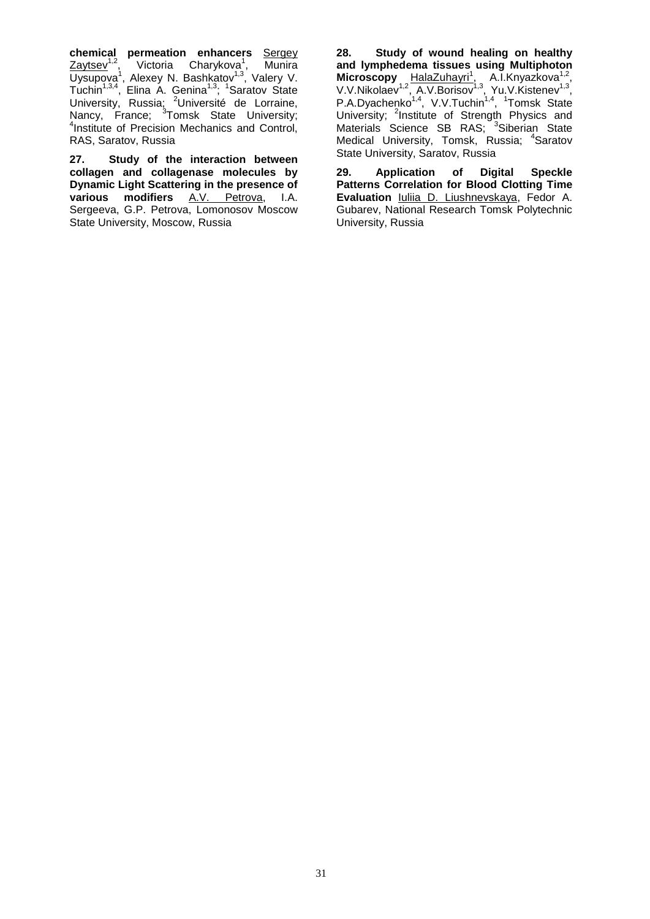**chemical permeation enhancers** Sergey Zaytsev[1,2], Victoria Charykova[1], Munira Uysupova[1], Alexey N. Bashkatov[1,3], Valery V. Tuchin[1,3,4], Elina A. Genina[1,3]; [1]Saratov State University, Russia; [2]Université de Lorraine, Nancy, France; [3]Tomsk State University; [4]Institute of Precision Mechanics and Control, RAS, Saratov, Russia

**27. Study of the interaction between collagen and collagenase molecules by Dynamic Light Scattering in the presence of various modifiers** A.V. Petrova, I.A. Sergeeva, G.P. Petrova, Lomonosov Moscow State University, Moscow, Russia

**28. Study of wound healing on healthy and lymphedema tissues using Multiphoton Microscopy** HalaZuhayri[1], A.I.Knyazkova[1,2], V.V.Nikolaev[1,2], A.V.Borisov[1,3], Yu.V.Kistenev[1,3], P.A.Dyachenko[1,4], V.V.Tuchin[1,4], [1]Tomsk State University; [2]Institute of Strength Physics and Materials Science SB RAS; [3]Siberian State Medical University, Tomsk, Russia; [4]Saratov State University, Saratov, Russia

**29. Application of Digital Speckle Patterns Correlation for Blood Clotting Time Evaluation** Iuliia D. Liushnevskaya, Fedor A. Gubarev, National Research Tomsk Polytechnic University, Russia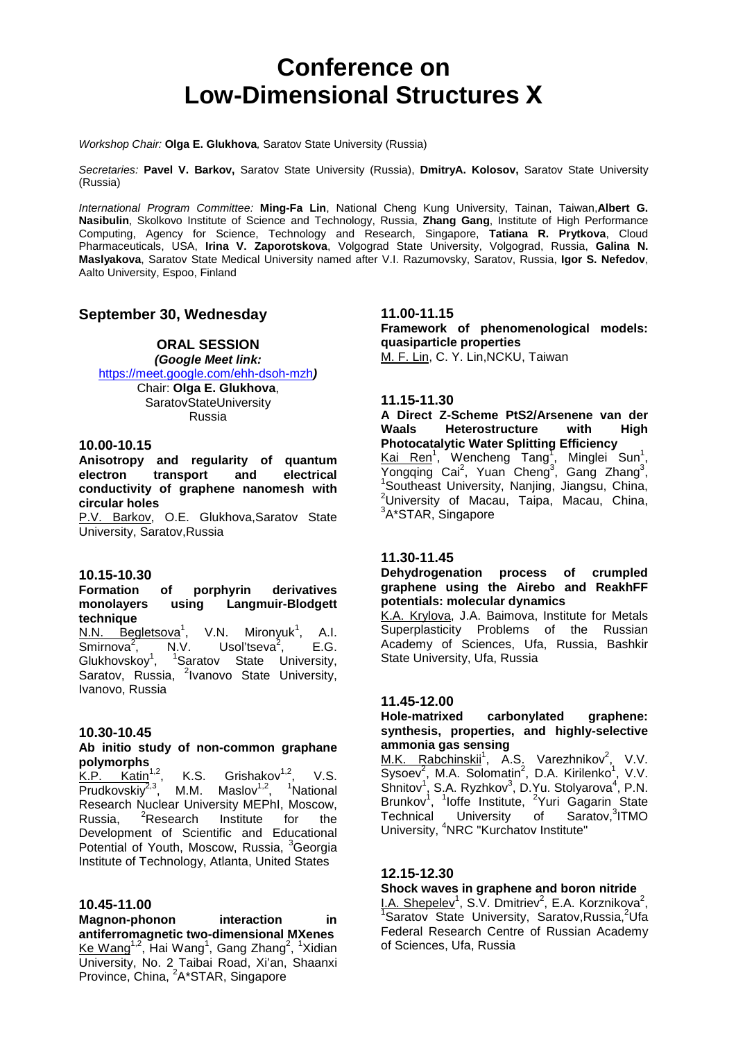# Conference on Low-Dimensional Structures X

*Workshop Chair:* **Olga E. Glukhova***,* Saratov State University (Russia)

*Secretaries:* **Pavel V. Barkov,** Saratov State University (Russia), **DmitryA. Kolosov,** Saratov State University (Russia)

*International Program Committee:* **Ming-Fa Lin**, National Cheng Kung University, Tainan, Taiwan,**Albert G. Nasibulin**, Skolkovo Institute of Science and Technology, Russia, **Zhang Gang**, Institute of High Performance Computing, Agency for Science, Technology and Research, Singapore, **Tatiana R. Prytkova**, Cloud Pharmaceuticals, USA, **Irina V. Zaporotskova**, Volgograd State University, Volgograd, Russia, **Galina N. Maslyakova**, Saratov State Medical University named after V.I. Razumovsky, Saratov, Russia, **Igor S. Nefedov**, Aalto University, Espoo, Finland

## September 30, Wednesday

### ORAL SESSION

***(Google Meet link:*** https://meet.google.com/ehh-dsoh-mzh***)***

Chair: **Olga E. Glukhova**, SaratovStateUniversity Russia

**10.00-10.15**

**Anisotropy and regularity of quantum electron transport and electrical conductivity of graphene nanomesh with circular holes**

P.V. Barkov, O.E. Glukhova,Saratov State University, Saratov,Russia

**10.15-10.30**

**Formation of porphyrin derivatives monolayers using Langmuir-Blodgett technique**

N.N. Begletsova[1], V.N. Mironyuk[1], A.I. Smirnova[2], N.V. Usol'tseva[2], E.G. Glukhovskoy[1], [1]Saratov State University, Saratov, Russia, [2]Ivanovo State University, Ivanovo, Russia

**10.30-10.45**

**Ab initio study of non-common graphane polymorphs**

K.P. Katin[1,2], K.S. Grishakov[1,2], V.S. Prudkovskiy[2,3], M.M. Maslov[1,2], [1]National Research Nuclear University MEPhI, Moscow, Russia, [2]Research Institute for the Development of Scientific and Educational Potential of Youth, Moscow, Russia, [3]Georgia Institute of Technology, Atlanta, United States

**10.45-11.00**

**Magnon-phonon interaction in antiferromagnetic two-dimensional MXenes**

Ke Wang[1,2], Hai Wang[1], Gang Zhang[2], [1]Xidian University, No. 2 Taibai Road, Xi'an, Shaanxi Province, China, [2]A*STAR, Singapore

**11.00-11.15**

**Framework of phenomenological models: quasiparticle properties**

M. F. Lin, C. Y. Lin,NCKU, Taiwan

**11.15-11.30**

**A Direct Z-Scheme PtS2/Arsenene van der Waals Heterostructure with High Photocatalytic Water Splitting Efficiency**

Kai Ren[1], Wencheng Tang[1], Minglei Sun[1], Yongqing Cai[2], Yuan Cheng[3], Gang Zhang[3], [1]Southeast University, Nanjing, Jiangsu, China, [2]University of Macau, Taipa, Macau, China, [3]A*STAR, Singapore

**11.30-11.45**

**Dehydrogenation process of crumpled graphene using the Airebo and ReakhFF potentials: molecular dynamics**

K.A. Krylova, J.A. Baimova, Institute for Metals Superplasticity Problems of the Russian Academy of Sciences, Ufa, Russia, Bashkir State University, Ufa, Russia

**11.45-12.00**

**Hole-matrixed carbonylated graphene: synthesis, properties, and highly-selective ammonia gas sensing**

M.K. Rabchinskii[1], A.S. Varezhnikov[2], V.V. Sysoev[2], M.A. Solomatin[2], D.A. Kirilenko[1], V.V. Shnitov[1], S.A. Ryzhkov[3], D.Yu. Stolyarova[4], P.N. Brunkov[1], [1]Ioffe Institute, [2]Yuri Gagarin State Technical University of Saratov,[3]ITMO University, [4]NRC "Kurchatov Institute"

**12.15-12.30**

**Shock waves in graphene and boron nitride**

I.A. Shepelev[1], S.V. Dmitriev[2], E.A. Korznikova[2], [1]Saratov State University, Saratov,Russia,[2]Ufa Federal Research Centre of Russian Academy of Sciences, Ufa, Russia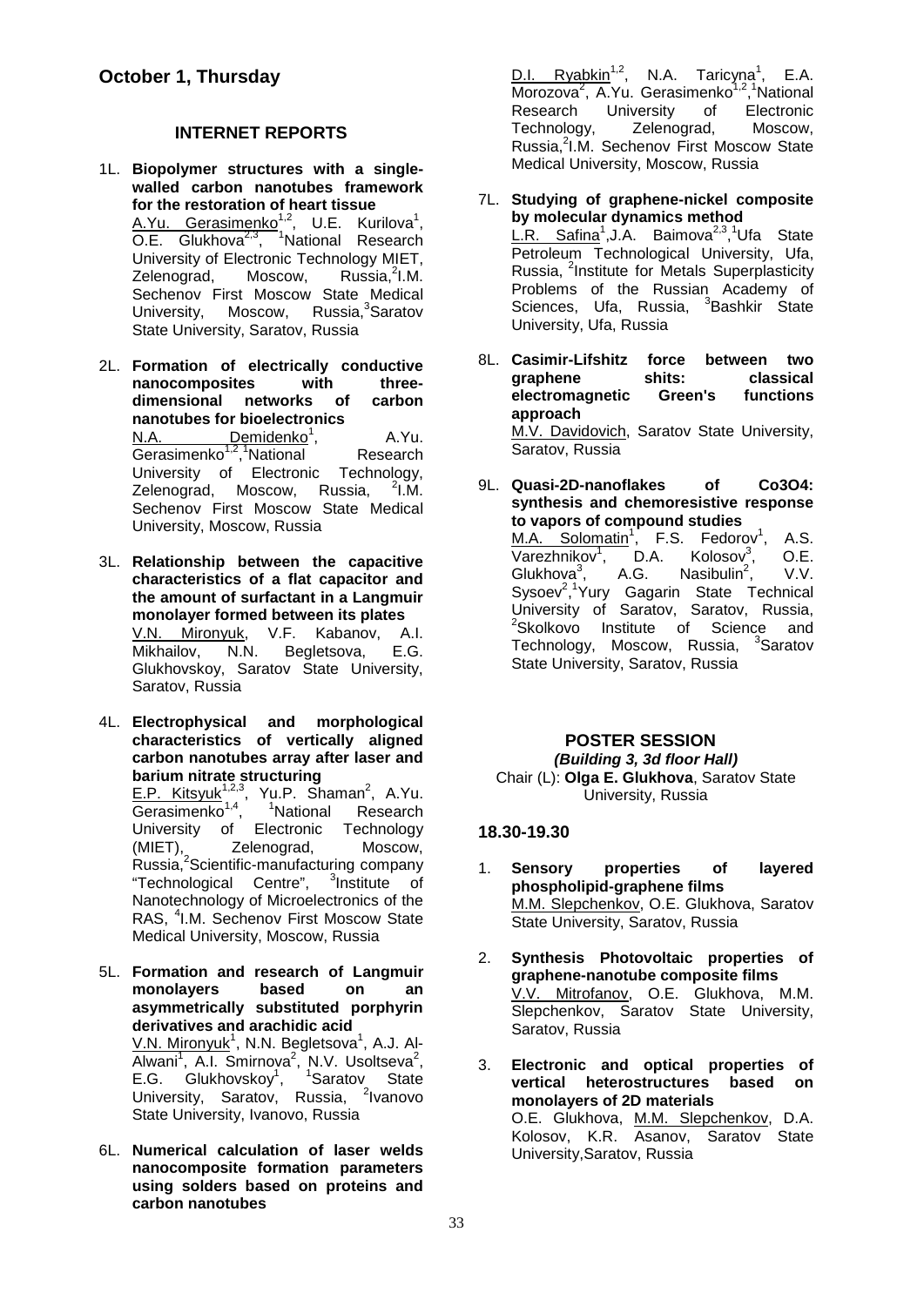## October 1, Thursday

### INTERNET REPORTS

1L. **Biopolymer structures with a single-walled carbon nanotubes framework for the restoration of heart tissue**
A.Yu. Gerasimenko[1,2], U.E. Kurilova[1], O.E. Glukhova[2,3], [1]National Research University of Electronic Technology MIET, Zelenograd, Moscow, Russia,[2]I.M. Sechenov First Moscow State Medical University, Moscow, Russia,[3]Saratov State University, Saratov, Russia

2L. **Formation of electrically conductive nanocomposites with three-dimensional networks of carbon nanotubes for bioelectronics**
N.A. Demidenko[1], A.Yu. Gerasimenko[1,2],[1]National Research University of Electronic Technology, Zelenograd, Moscow, Russia, [2]I.M. Sechenov First Moscow State Medical University, Moscow, Russia

3L. **Relationship between the capacitive characteristics of a flat capacitor and the amount of surfactant in a Langmuir monolayer formed between its plates**
V.N. Mironyuk, V.F. Kabanov, A.I. Mikhailov, N.N. Begletsova, E.G. Glukhovskoy, Saratov State University, Saratov, Russia

4L. **Electrophysical and morphological characteristics of vertically aligned carbon nanotubes array after laser and barium nitrate structuring**
E.P. Kitsyuk[1,2,3], Yu.P. Shaman[2], A.Yu. Gerasimenko[1,4], [1]National Research University of Electronic Technology (MIET), Zelenograd, Moscow, Russia,[2]Scientific-manufacturing company "Technological Centre", [3]Institute of Nanotechnology of Microelectronics of the RAS, [4]I.M. Sechenov First Moscow State Medical University, Moscow, Russia

5L. **Formation and research of Langmuir monolayers based on an asymmetrically substituted porphyrin derivatives and arachidic acid**
V.N. Mironyuk[1], N.N. Begletsova[1], A.J. Al-Alwani[1], A.I. Smirnova[2], N.V. Usoltseva[2], E.G. Glukhovskoy[1], [1]Saratov State University, Saratov, Russia, [2]Ivanovo State University, Ivanovo, Russia

6L. **Numerical calculation of laser welds nanocomposite formation parameters using solders based on proteins and carbon nanotubes**
D.I. Ryabkin[1,2], N.A. Taricyna[1], E.A. Morozova[2], A.Yu. Gerasimenko[1,2],[1]National Research University of Electronic Technology, Zelenograd, Moscow, Russia,[2]I.M. Sechenov First Moscow State Medical University, Moscow, Russia

7L. **Studying of graphene-nickel composite by molecular dynamics method**
L.R. Safina[1],J.A. Baimova[2,3],[1]Ufa State Petroleum Technological University, Ufa, Russia, [2]Institute for Metals Superplasticity Problems of the Russian Academy of Sciences, Ufa, Russia, [3]Bashkir State University, Ufa, Russia

8L. **Casimir-Lifshitz force between two graphene shits: classical electromagnetic Green's functions approach**
M.V. Davidovich, Saratov State University, Saratov, Russia

9L. **Quasi-2D-nanoflakes of Co3O4: synthesis and chemoresistive response to vapors of compound studies**
M.A. Solomatin[1], F.S. Fedorov[1], A.S. Varezhnikov[1], D.A. Kolosov[3], O.E. Glukhova[3], A.G. Nasibulin[2], V.V. Sysoev[2],[1]Yury Gagarin State Technical University of Saratov, Saratov, Russia, [2]Skolkovo Institute of Science and Technology, Moscow, Russia, [3]Saratov State University, Saratov, Russia

### POSTER SESSION
***(Building 3, 3d floor Hall)***
Chair (L): **Olga E. Glukhova**, Saratov State University, Russia

### 18.30-19.30

1. **Sensory properties of layered phospholipid-graphene films**
M.M. Slepchenkov, O.E. Glukhova, Saratov State University, Saratov, Russia

2. **Synthesis Photovoltaic properties of graphene-nanotube composite films**
V.V. Mitrofanov, O.E. Glukhova, M.M. Slepchenkov, Saratov State University, Saratov, Russia

3. **Electronic and optical properties of vertical heterostructures based on monolayers of 2D materials**
O.E. Glukhova, M.M. Slepchenkov, D.A. Kolosov, K.R. Asanov, Saratov State University,Saratov, Russia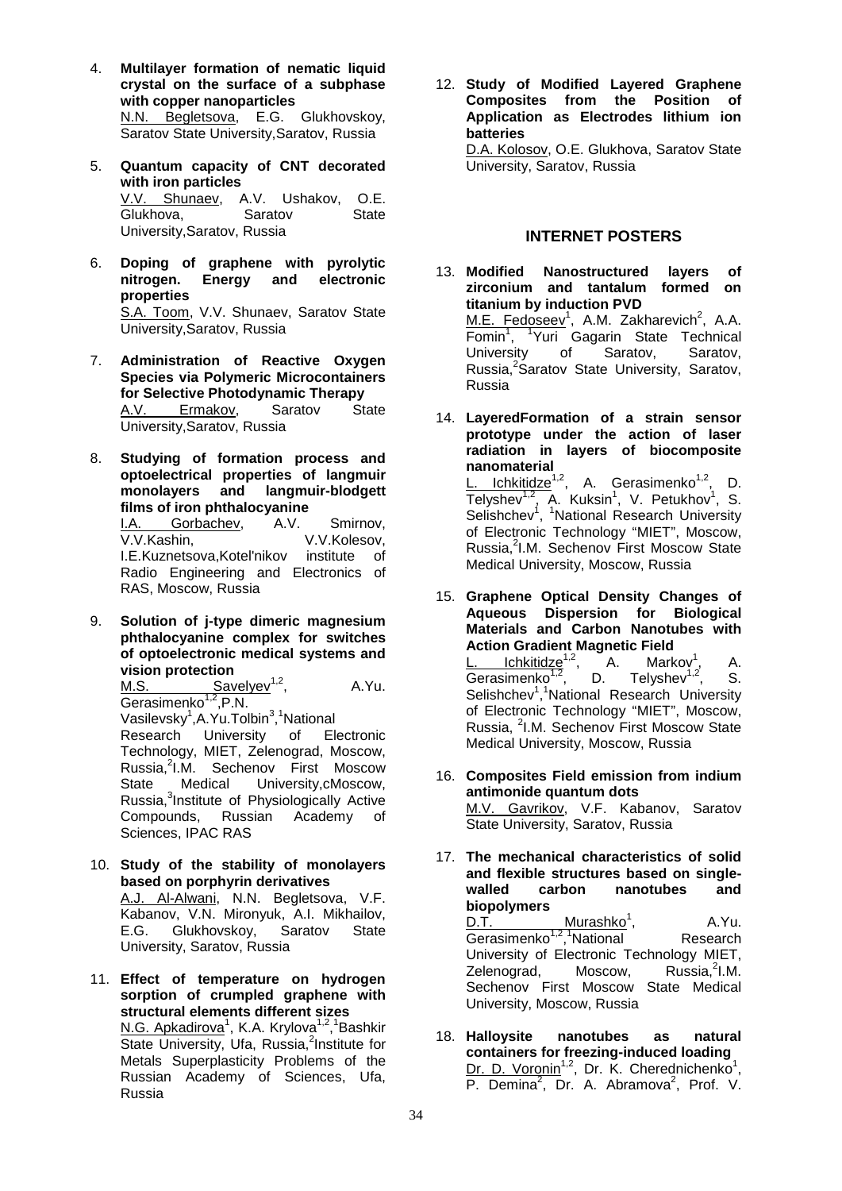4. **Multilayer formation of nematic liquid crystal on the surface of a subphase with copper nanoparticles**
   N.N. Begletsova, E.G. Glukhovskoy, Saratov State University,Saratov, Russia

5. **Quantum capacity of CNT decorated with iron particles**
   V.V. Shunaev, A.V. Ushakov, O.E. Glukhova, Saratov State University,Saratov, Russia

6. **Doping of graphene with pyrolytic nitrogen. Energy and electronic properties**
   S.A. Toom, V.V. Shunaev, Saratov State University,Saratov, Russia

7. **Administration of Reactive Oxygen Species via Polymeric Microcontainers for Selective Photodynamic Therapy**
   A.V. Ermakov, Saratov State University,Saratov, Russia

8. **Studying of formation process and optoelectrical properties of langmuir monolayers and langmuir-blodgett films of iron phthalocyanine**
   I.A. Gorbachev, A.V. Smirnov, V.V.Kashin, V.V.Kolesov, I.E.Kuznetsova,Kotel'nikov institute of Radio Engineering and Electronics of RAS, Moscow, Russia

9. **Solution of j-type dimeric magnesium phthalocyanine complex for switches of optoelectronic medical systems and vision protection**
   M.S. Savelyev[1,2], A.Yu. Gerasimenko[1,2],P.N. Vasilevsky[1],A.Yu.Tolbin[3],[1]National Research University of Electronic Technology, MIET, Zelenograd, Moscow, Russia,[2]I.M. Sechenov First Moscow State Medical University,cMoscow, Russia,[3]Institute of Physiologically Active Compounds, Russian Academy of Sciences, IPAC RAS

10. **Study of the stability of monolayers based on porphyrin derivatives**
    A.J. Al-Alwani, N.N. Begletsova, V.F. Kabanov, V.N. Mironyuk, A.I. Mikhailov, E.G. Glukhovskoy, Saratov State University, Saratov, Russia

11. **Effect of temperature on hydrogen sorption of crumpled graphene with structural elements different sizes**
    N.G. Apkadirova[1], K.A. Krylova[1,2],[1]Bashkir State University, Ufa, Russia,[2]Institute for Metals Superplasticity Problems of the Russian Academy of Sciences, Ufa, Russia

12. **Study of Modified Layered Graphene Composites from the Position of Application as Electrodes lithium ion batteries**
    D.A. Kolosov, O.E. Glukhova, Saratov State University, Saratov, Russia

## INTERNET POSTERS

13. **Modified Nanostructured layers of zirconium and tantalum formed on titanium by induction PVD**
    M.E. Fedoseev[1], A.M. Zakharevich[2], A.A. Fomin[1], [1]Yuri Gagarin State Technical University of Saratov, Saratov, Russia,[2]Saratov State University, Saratov, Russia

14. **LayeredFormation of a strain sensor prototype under the action of laser radiation in layers of biocomposite nanomaterial**
    L. Ichkitidze[1,2], A. Gerasimenko[1,2], D. Telyshev[1,2], A. Kuksin[1], V. Petukhov[1], S. Selishchev[1], [1]National Research University of Electronic Technology "MIET", Moscow, Russia,[2]I.M. Sechenov First Moscow State Medical University, Moscow, Russia

15. **Graphene Optical Density Changes of Aqueous Dispersion for Biological Materials and Carbon Nanotubes with Action Gradient Magnetic Field**
    L. Ichkitidze[1,2], A. Markov[1], A. Gerasimenko[1,2], D. Telyshev[1,2], S. Selishchev[1],[1]National Research University of Electronic Technology "MIET", Moscow, Russia, [2]I.M. Sechenov First Moscow State Medical University, Moscow, Russia

16. **Composites Field emission from indium antimonide quantum dots**
    M.V. Gavrikov, V.F. Kabanov, Saratov State University, Saratov, Russia

17. **The mechanical characteristics of solid and flexible structures based on single-walled carbon nanotubes and biopolymers**
    D.T. Murashko[1], A.Yu. Gerasimenko[1,2],[1]National Research University of Electronic Technology MIET, Zelenograd, Moscow, Russia,[2]I.M. Sechenov First Moscow State Medical University, Moscow, Russia

18. **Halloysite nanotubes as natural containers for freezing-induced loading**
    Dr. D. Voronin[1,2], Dr. K. Cherednichenko[1], P. Demina[2], Dr. A. Abramova[2], Prof. V.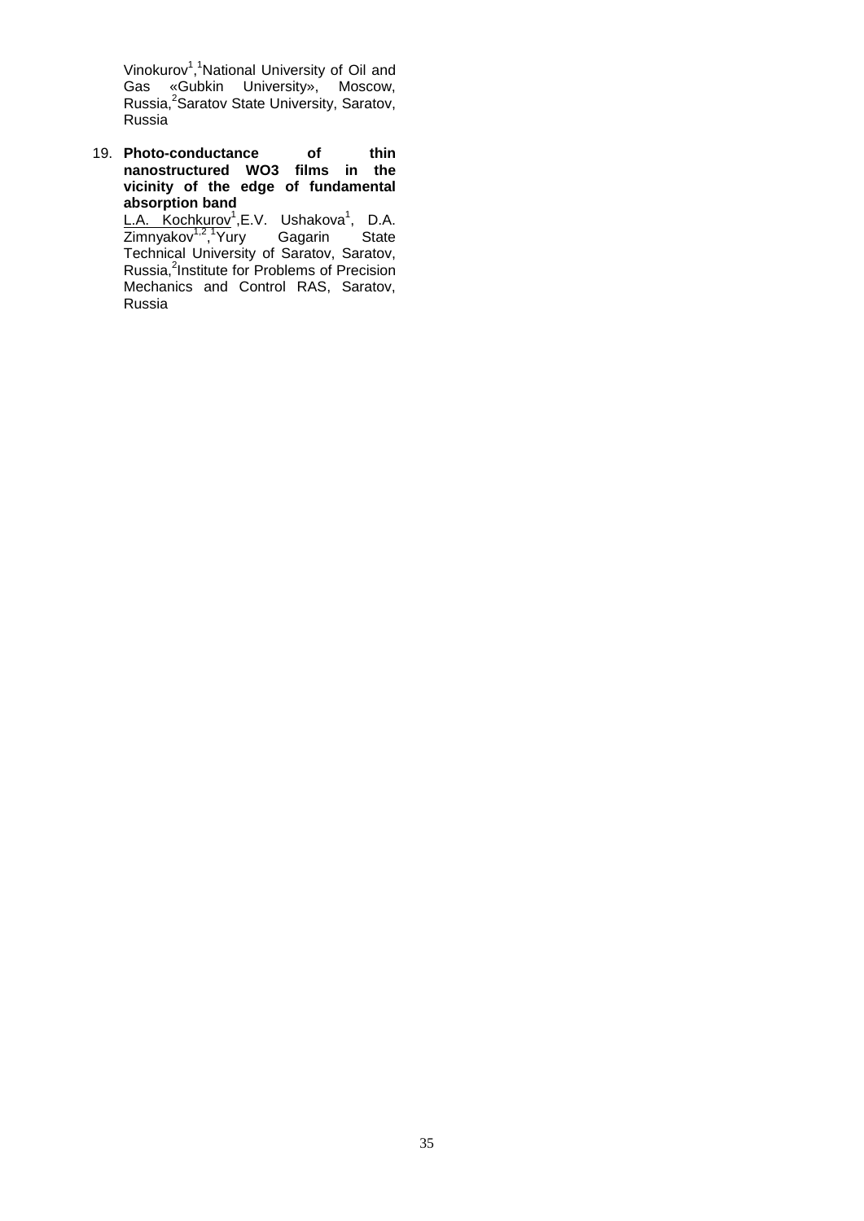Vinokurov[1],[1]National University of Oil and Gas «Gubkin University», Moscow, Russia,[2]Saratov State University, Saratov, Russia

19. **Photo-conductance of thin nanostructured WO3 films in the vicinity of the edge of fundamental absorption band**
    L.A. Kochkurov[1],E.V. Ushakova[1], D.A. Zimnyakov[1,2],[1]Yury Gagarin State Technical University of Saratov, Saratov, Russia,[2]Institute for Problems of Precision Mechanics and Control RAS, Saratov, Russia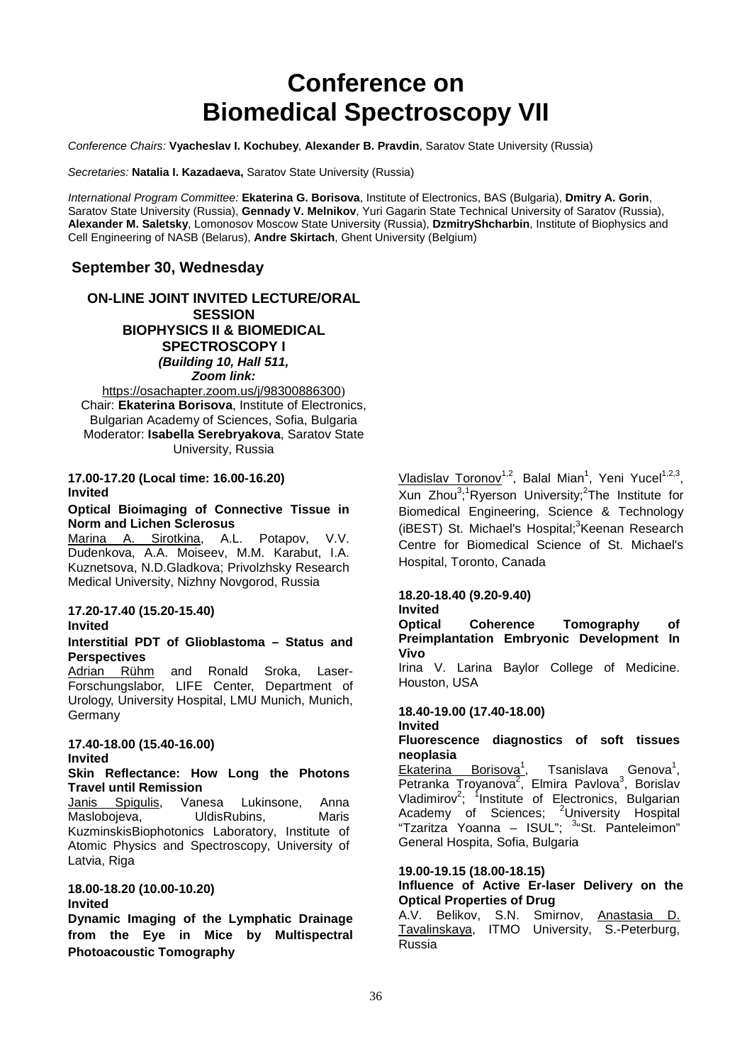# Conference on Biomedical Spectroscopy VII

*Conference Chairs:* **Vyacheslav I. Kochubey**, **Alexander B. Pravdin**, Saratov State University (Russia)

*Secretaries:* **Natalia I. Kazadaeva,** Saratov State University (Russia)

*International Program Committee:* **Ekaterina G. Borisova**, Institute of Electronics, BAS (Bulgaria), **Dmitry A. Gorin**, Saratov State University (Russia), **Gennady V. Melnikov**, Yuri Gagarin State Technical University of Saratov (Russia), **Alexander M. Saletsky**, Lomonosov Moscow State University (Russia), **DzmitryShcharbin**, Institute of Biophysics and Cell Engineering of NASB (Belarus), **Andre Skirtach**, Ghent University (Belgium)

## September 30, Wednesday

### ON-LINE JOINT INVITED LECTURE/ORAL SESSION BIOPHYSICS II & BIOMEDICAL SPECTROSCOPY I

***(Building 10, Hall 511, Zoom link:***
https://osachapter.zoom.us/j/98300886300)

Chair: **Ekaterina Borisova**, Institute of Electronics, Bulgarian Academy of Sciences, Sofia, Bulgaria

Moderator: **Isabella Serebryakova**, Saratov State University, Russia

**17.00-17.20 (Local time: 16.00-16.20)**
**Invited**

**Optical Bioimaging of Connective Tissue in Norm and Lichen Sclerosus**

Marina A. Sirotkina, A.L. Potapov, V.V. Dudenkova, A.A. Moiseev, M.M. Karabut, I.A. Kuznetsova, N.D.Gladkova; Privolzhsky Research Medical University, Nizhny Novgorod, Russia

**17.20-17.40 (15.20-15.40)**
**Invited**

**Interstitial PDT of Glioblastoma – Status and Perspectives**

Adrian Rühm and Ronald Sroka, Laser-Forschungslabor, LIFE Center, Department of Urology, University Hospital, LMU Munich, Munich, Germany

**17.40-18.00 (15.40-16.00)**
**Invited**

**Skin Reflectance: How Long the Photons Travel until Remission**

Janis Spigulis, Vanesa Lukinsone, Anna Maslobojeva, UldisRubins, Maris KuzminskisBiophotonics Laboratory, Institute of Atomic Physics and Spectroscopy, University of Latvia, Riga

**18.00-18.20 (10.00-10.20)**
**Invited**

**Dynamic Imaging of the Lymphatic Drainage from the Eye in Mice by Multispectral Photoacoustic Tomography**

Vladislav Toronov[1,2], Balal Mian[1], Yeni Yucel[1,2,3], Xun Zhou[3]; [1]Ryerson University; [2]The Institute for Biomedical Engineering, Science & Technology (iBEST) St. Michael's Hospital; [3]Keenan Research Centre for Biomedical Science of St. Michael's Hospital, Toronto, Canada

**18.20-18.40 (9.20-9.40)**
**Invited**

**Optical Coherence Tomography of Preimplantation Embryonic Development In Vivo**

Irina V. Larina Baylor College of Medicine. Houston, USA

**18.40-19.00 (17.40-18.00)**
**Invited**

**Fluorescence diagnostics of soft tissues neoplasia**

Ekaterina Borisova[1], Tsanislava Genova[1], Petranka Troyanova[2], Elmira Pavlova[3], Borislav Vladimirov[2]; [1]Institute of Electronics, Bulgarian Academy of Sciences; [2]University Hospital "Tzaritza Yoanna – ISUL"; [3]"St. Panteleimon" General Hospita, Sofia, Bulgaria

**19.00-19.15 (18.00-18.15)**

**Influence of Active Er-laser Delivery on the Optical Properties of Drug**

A.V. Belikov, S.N. Smirnov, Anastasia D. Tavalinskaya, ITMO University, S.-Peterburg, Russia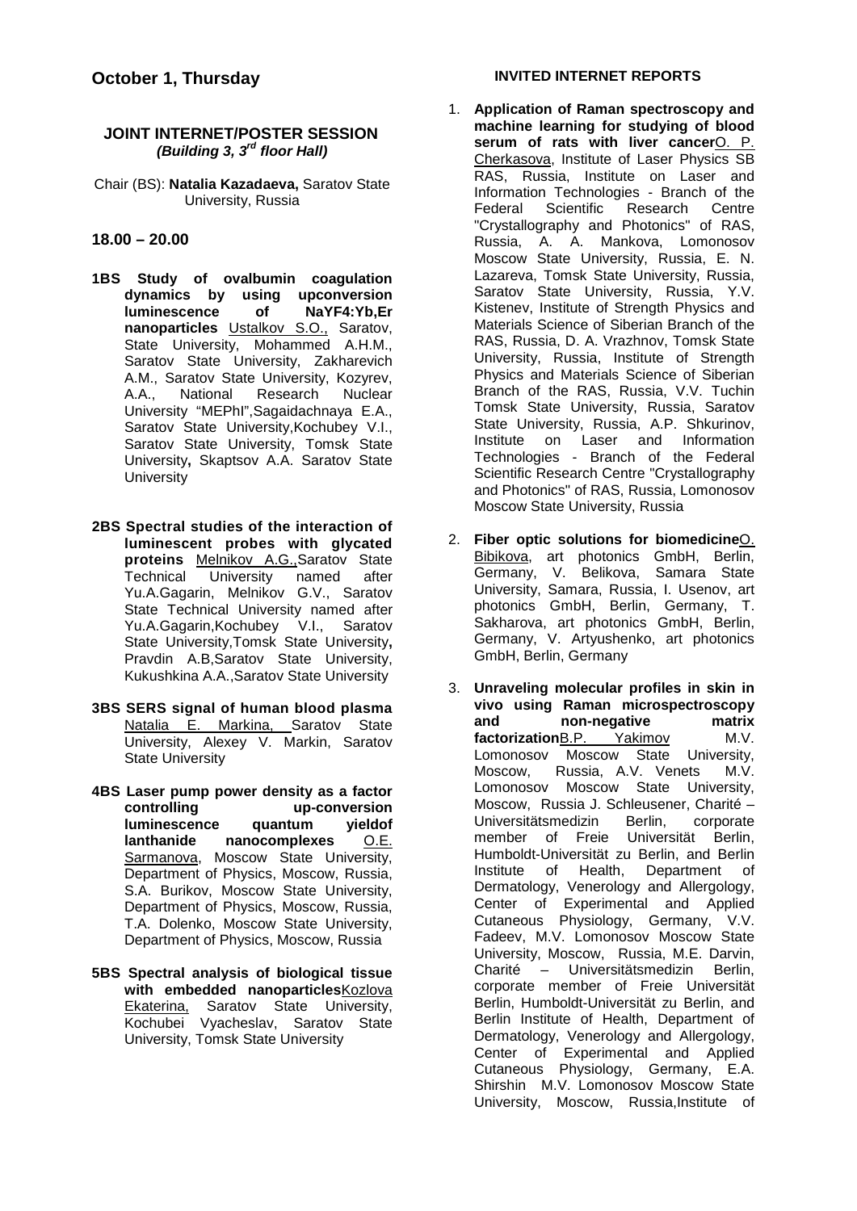## October 1, Thursday

### JOINT INTERNET/POSTER SESSION
***(Building 3, 3rd floor Hall)***

Chair (BS): **Natalia Kazadaeva,** Saratov State University, Russia

### 18.00 – 20.00

**1BS Study of ovalbumin coagulation dynamics by using upconversion luminescence of NaYF4:Yb,Er nanoparticles** Ustalkov S.O., Saratov, State University, Mohammed A.H.M., Saratov State University, Zakharevich A.M., Saratov State University, Kozyrev, A.A., National Research Nuclear University "MEPhI",Sagaidachnaya E.A., Saratov State University,Kochubey V.I., Saratov State University, Tomsk State University**,** Skaptsov A.A. Saratov State University

**2BS Spectral studies of the interaction of luminescent probes with glycated proteins** Melnikov A.G.,Saratov State Technical University named after Yu.A.Gagarin, Melnikov G.V., Saratov State Technical University named after Yu.A.Gagarin,Kochubey V.I., Saratov State University,Tomsk State University**,** Pravdin A.B,Saratov State University, Kukushkina A.A.,Saratov State University

**3BS SERS signal of human blood plasma** Natalia E. Markina, Saratov State University, Alexey V. Markin, Saratov State University

**4BS Laser pump power density as a factor controlling up-conversion luminescence quantum yieldof lanthanide nanocomplexes** O.E. Sarmanova, Moscow State University, Department of Physics, Moscow, Russia, S.A. Burikov, Moscow State University, Department of Physics, Moscow, Russia, T.A. Dolenko, Moscow State University, Department of Physics, Moscow, Russia

**5BS Spectral analysis of biological tissue with embedded nanoparticles**Kozlova Ekaterina, Saratov State University, Kochubei Vyacheslav, Saratov State University, Tomsk State University

#### INVITED INTERNET REPORTS

1. **Application of Raman spectroscopy and machine learning for studying of blood serum of rats with liver cancer**O. P. Cherkasova, Institute of Laser Physics SB RAS, Russia, Institute on Laser and Information Technologies - Branch of the Federal Scientific Research Centre "Crystallography and Photonics" of RAS, Russia, A. A. Mankova, Lomonosov Moscow State University, Russia, E. N. Lazareva, Tomsk State University, Russia, Saratov State University, Russia, Y.V. Kistenev, Institute of Strength Physics and Materials Science of Siberian Branch of the RAS, Russia, D. A. Vrazhnov, Tomsk State University, Russia, Institute of Strength Physics and Materials Science of Siberian Branch of the RAS, Russia, V.V. Tuchin Tomsk State University, Russia, Saratov State University, Russia, A.P. Shkurinov, Institute on Laser and Information Technologies - Branch of the Federal Scientific Research Centre "Crystallography and Photonics" of RAS, Russia, Lomonosov Moscow State University, Russia

2. **Fiber optic solutions for biomedicine**O. Bibikova, art photonics GmbH, Berlin, Germany, V. Belikova, Samara State University, Samara, Russia, I. Usenov, art photonics GmbH, Berlin, Germany, T. Sakharova, art photonics GmbH, Berlin, Germany, V. Artyushenko, art photonics GmbH, Berlin, Germany

3. **Unraveling molecular profiles in skin in vivo using Raman microspectroscopy and non-negative matrix factorization**B.P. Yakimov M.V. Lomonosov Moscow State University, Moscow, Russia, A.V. Venets M.V. Lomonosov Moscow State University, Moscow, Russia J. Schleusener, Charité – Universitätsmedizin Berlin, corporate member of Freie Universität Berlin, Humboldt-Universität zu Berlin, and Berlin Institute of Health, Department of Dermatology, Venerology and Allergology, Center of Experimental and Applied Cutaneous Physiology, Germany, V.V. Fadeev, M.V. Lomonosov Moscow State University, Moscow, Russia, M.E. Darvin, Charité – Universitätsmedizin Berlin, corporate member of Freie Universität Berlin, Humboldt-Universität zu Berlin, and Berlin Institute of Health, Department of Dermatology, Venerology and Allergology, Center of Experimental and Applied Cutaneous Physiology, Germany, E.A. Shirshin M.V. Lomonosov Moscow State University, Moscow, Russia,Institute of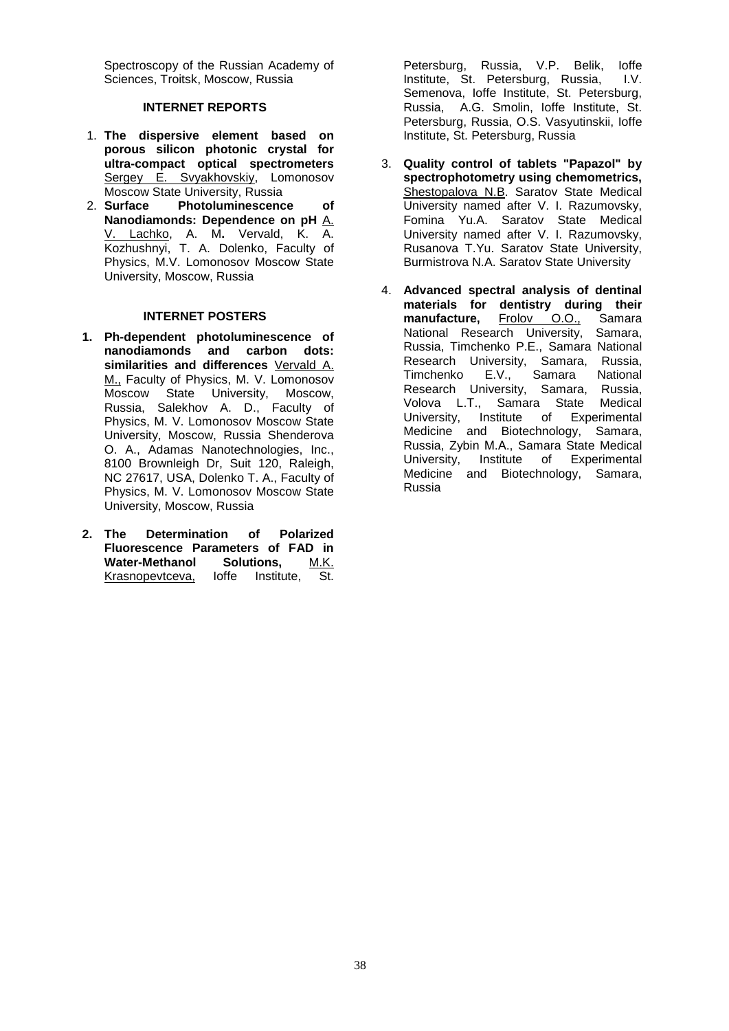Spectroscopy of the Russian Academy of Sciences, Troitsk, Moscow, Russia

## INTERNET REPORTS

1. **The dispersive element based on porous silicon photonic crystal for ultra-compact optical spectrometers** Sergey E. Svyakhovskiy, Lomonosov Moscow State University, Russia
2. **Surface Photoluminescence of Nanodiamonds: Dependence on pH** A. V. Lachko, A. M**.** Vervald, K. A. Kozhushnyi, T. A. Dolenko, Faculty of Physics, M.V. Lomonosov Moscow State University, Moscow, Russia

## INTERNET POSTERS

1. **Ph-dependent photoluminescence of nanodiamonds and carbon dots: similarities and differences** Vervald A. M., Faculty of Physics, M. V. Lomonosov Moscow State University, Moscow, Russia, Salekhov A. D., Faculty of Physics, M. V. Lomonosov Moscow State University, Moscow, Russia Shenderova O. A., Adamas Nanotechnologies, Inc., 8100 Brownleigh Dr, Suit 120, Raleigh, NC 27617, USA, Dolenko T. A., Faculty of Physics, M. V. Lomonosov Moscow State University, Moscow, Russia
2. **The Determination of Polarized Fluorescence Parameters of FAD in Water-Methanol Solutions,** M.K. Krasnopevtceva, Ioffe Institute, St. Petersburg, Russia, V.P. Belik, Ioffe Institute, St. Petersburg, Russia, I.V. Semenova, Ioffe Institute, St. Petersburg, Russia, A.G. Smolin, Ioffe Institute, St. Petersburg, Russia, O.S. Vasyutinskii, Ioffe Institute, St. Petersburg, Russia
3. **Quality control of tablets "Papazol" by spectrophotometry using chemometrics,** Shestopalova N.B. Saratov State Medical University named after V. I. Razumovsky, Fomina Yu.A. Saratov State Medical University named after V. I. Razumovsky, Rusanova T.Yu. Saratov State University, Burmistrova N.A. Saratov State University
4. **Advanced spectral analysis of dentinal materials for dentistry during their manufacture,** Frolov O.O., Samara National Research University, Samara, Russia, Timchenko P.E., Samara National Research University, Samara, Russia, Timchenko E.V., Samara National Research University, Samara, Russia, Volova L.T., Samara State Medical University, Institute of Experimental Medicine and Biotechnology, Samara, Russia, Zybin M.A., Samara State Medical University, Institute of Experimental Medicine and Biotechnology, Samara, Russia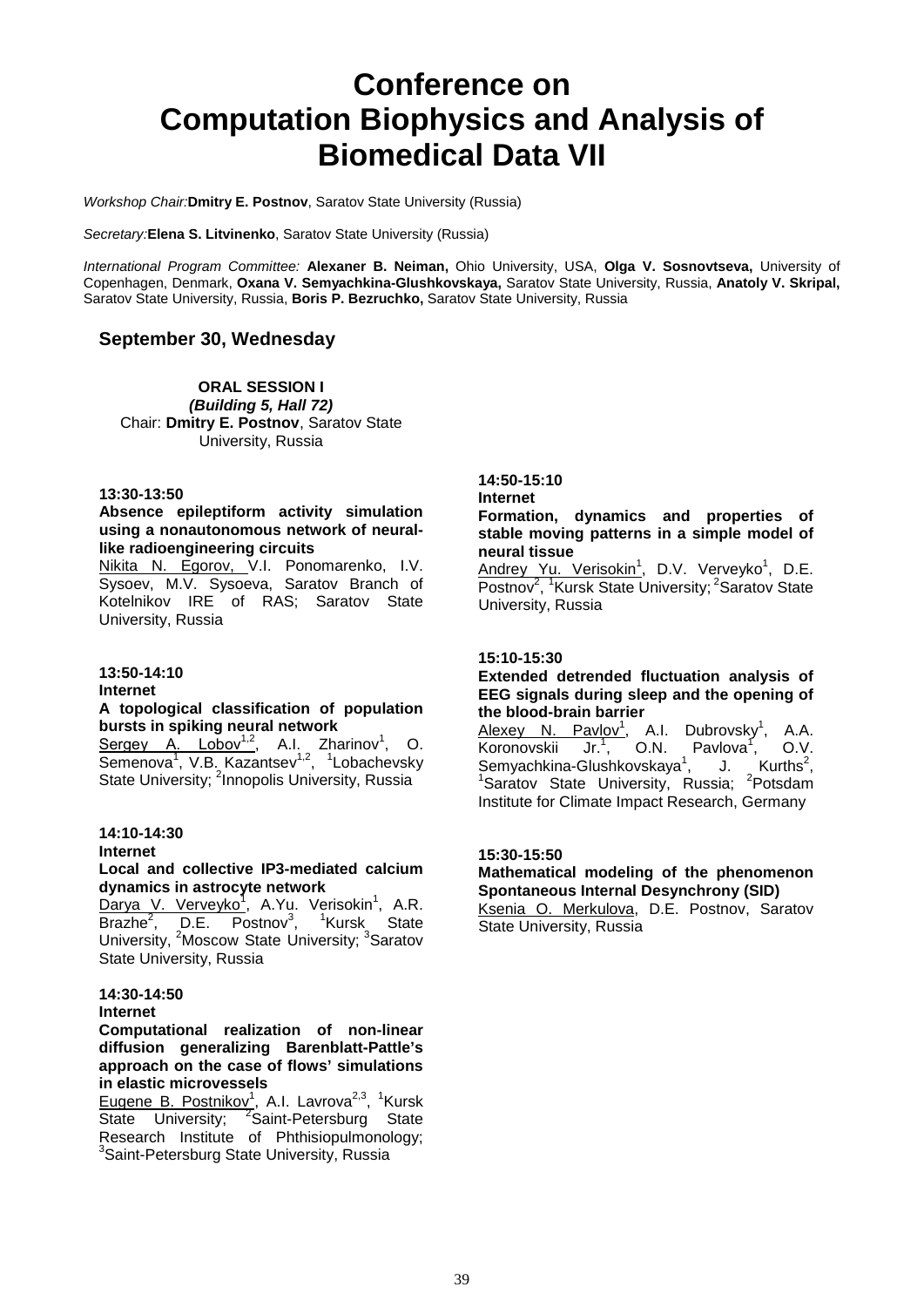# Conference on Computation Biophysics and Analysis of Biomedical Data VII

*Workshop Chair:* **Dmitry E. Postnov**, Saratov State University (Russia)

*Secretary:* **Elena S. Litvinenko**, Saratov State University (Russia)

*International Program Committee:* **Alexaner B. Neiman,** Ohio University, USA, **Olga V. Sosnovtseva,** University of Copenhagen, Denmark, **Oxana V. Semyachkina-Glushkovskaya,** Saratov State University, Russia, **Anatoly V. Skripal,** Saratov State University, Russia, **Boris P. Bezruchko,** Saratov State University, Russia

## September 30, Wednesday

**ORAL SESSION I**
***(Building 5, Hall 72)***
Chair: **Dmitry E. Postnov**, Saratov State University, Russia

**13:30-13:50**

**Absence epileptiform activity simulation using a nonautonomous network of neural-like radioengineering circuits**

Nikita N. Egorov, V.I. Ponomarenko, I.V. Sysoev, M.V. Sysoeva, Saratov Branch of Kotelnikov IRE of RAS; Saratov State University, Russia

**13:50-14:10**
**Internet**

**A topological classification of population bursts in spiking neural network**

Sergey A. Lobov[1,2], A.I. Zharinov[1], O. Semenova[1], V.B. Kazantsev[1,2], [1]Lobachevsky State University; [2]Innopolis University, Russia

**14:10-14:30**
**Internet**

**Local and collective IP3-mediated calcium dynamics in astrocyte network**

Darya V. Verveyko[1], A.Yu. Verisokin[1], A.R. Brazhe[2], D.E. Postnov[3], [1]Kursk State University, [2]Moscow State University; [3]Saratov State University, Russia

**14:30-14:50**
**Internet**

**Computational realization of non-linear diffusion generalizing Barenblatt-Pattle's approach on the case of flows' simulations in elastic microvessels**

Eugene B. Postnikov[1], A.I. Lavrova[2,3], [1]Kursk State University; [2]Saint-Petersburg State Research Institute of Phthisiopulmonology; [3]Saint-Petersburg State University, Russia

**14:50-15:10**
**Internet**

**Formation, dynamics and properties of stable moving patterns in a simple model of neural tissue**

Andrey Yu. Verisokin[1], D.V. Verveyko[1], D.E. Postnov[2], [1]Kursk State University; [2]Saratov State University, Russia

**15:10-15:30**

**Extended detrended fluctuation analysis of EEG signals during sleep and the opening of the blood-brain barrier**

Alexey N. Pavlov[1], A.I. Dubrovsky[1], A.A. Koronovskii Jr.[1], O.N. Pavlova[1], O.V. Semyachkina-Glushkovskaya[1], J. Kurths[2], [1]Saratov State University, Russia; [2]Potsdam Institute for Climate Impact Research, Germany

**15:30-15:50**

**Mathematical modeling of the phenomenon Spontaneous Internal Desynchrony (SID)**

Ksenia O. Merkulova, D.E. Postnov, Saratov State University, Russia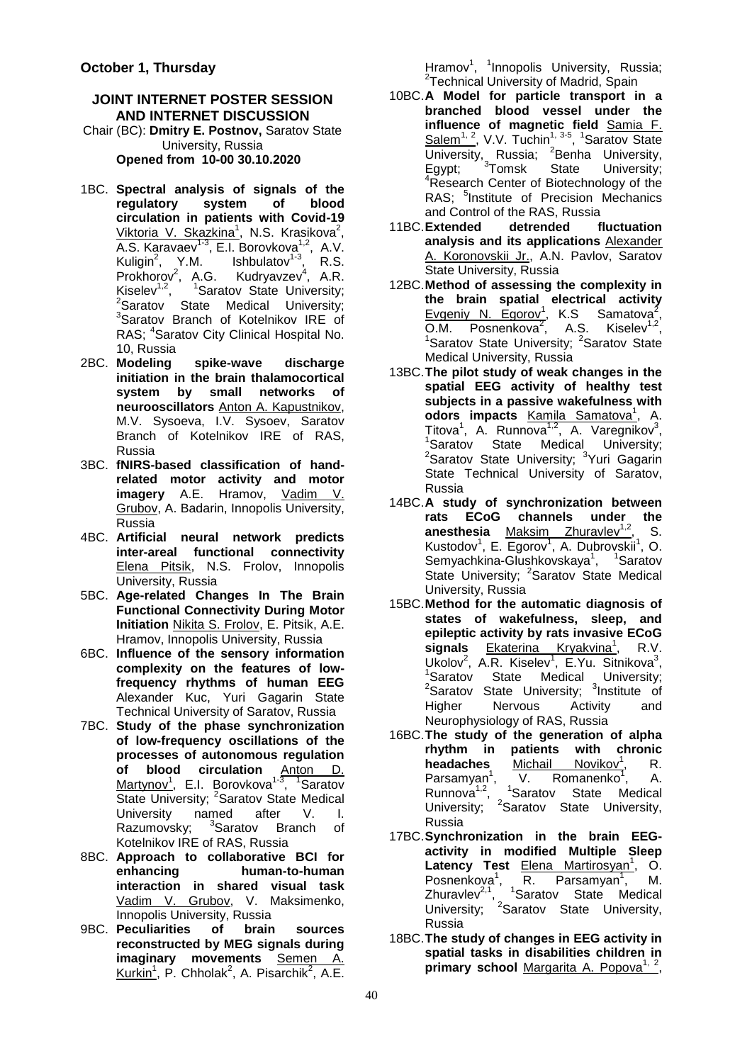**October 1, Thursday**

## JOINT INTERNET POSTER SESSION AND INTERNET DISCUSSION

Chair (BC): **Dmitry E. Postnov,** Saratov State University, Russia
**Opened from 10-00 30.10.2020**

1BC. **Spectral analysis of signals of the regulatory system of blood circulation in patients with Covid-19** Viktoria V. Skazkina[1], N.S. Krasikova[2], A.S. Karavaev[1-3], E.I. Borovkova[1,2], A.V. Kuligin[2], Y.M. Ishbulatov[1-3], R.S. Prokhorov[2], A.G. Kudryavzev[4], A.R. Kiselev[1,2], [1]Saratov State University; [2]Saratov State Medical University; [3]Saratov Branch of Kotelnikov IRE of RAS; [4]Saratov City Clinical Hospital No. 10, Russia

2BC. **Modeling spike-wave discharge initiation in the brain thalamocortical system by small networks of neurooscillators** Anton A. Kapustnikov, M.V. Sysoeva, I.V. Sysoev, Saratov Branch of Kotelnikov IRE of RAS, Russia

3BC. **fNIRS-based classification of hand-related motor activity and motor imagery** A.E. Hramov, Vadim V. Grubov, A. Badarin, Innopolis University, Russia

4BC. **Artificial neural network predicts inter-areal functional connectivity** Elena Pitsik, N.S. Frolov, Innopolis University, Russia

5BC. **Age-related Changes In The Brain Functional Connectivity During Motor Initiation** Nikita S. Frolov, E. Pitsik, A.E. Hramov, Innopolis University, Russia

6BC. **Influence of the sensory information complexity on the features of low-frequency rhythms of human EEG** Alexander Kuc, Yuri Gagarin State Technical University of Saratov, Russia

7BC. **Study of the phase synchronization of low-frequency oscillations of the processes of autonomous regulation of blood circulation** Anton D. Martynov[1], E.I. Borovkova[1-3], [1]Saratov State University; [2]Saratov State Medical University named after V. I. Razumovsky; [3]Saratov Branch of Kotelnikov IRE of RAS, Russia

8BC. **Approach to collaborative BCI for enhancing human-to-human interaction in shared visual task** Vadim V. Grubov, V. Maksimenko, Innopolis University, Russia

9BC. **Peculiarities of brain sources reconstructed by MEG signals during imaginary movements** Semen A. Kurkin[1], P. Chholak[2], A. Pisarchik[2], A.E. Hramov[1], [1]Innopolis University, Russia; [2]Technical University of Madrid, Spain

10BC. **A Model for particle transport in a branched blood vessel under the influence of magnetic field** Samia F. Salem[1, 2], V.V. Tuchin[1, 3-5], [1]Saratov State University, Russia; [2]Benha University, Egypt; [3]Tomsk State University; [4]Research Center of Biotechnology of the RAS; [5]Institute of Precision Mechanics and Control of the RAS, Russia

11BC. **Extended detrended fluctuation analysis and its applications** Alexander A. Koronovskii Jr., A.N. Pavlov, Saratov State University, Russia

12BC. **Method of assessing the complexity in the brain spatial electrical activity** Evgeniy N. Egorov[1], K.S Samatova[2], O.M. Posnenkova[2], A.S. Kiselev[1,2], [1]Saratov State University; [2]Saratov State Medical University, Russia

13BC. **The pilot study of weak changes in the spatial EEG activity of healthy test subjects in a passive wakefulness with odors impacts** Kamila Samatova[1], A. Titova[1], A. Runnova[1,2], A. Varegnikov[3], [1]Saratov State Medical University; [2]Saratov State University; [3]Yuri Gagarin State Technical University of Saratov, Russia

14BC. **A study of synchronization between rats ECoG channels under the anesthesia** Maksim Zhuravlev[1,2], S. Kustodov[1], E. Egorov[1], A. Dubrovskii[1], O. Semyachkina-Glushkovskaya[1], [1]Saratov State University; [2]Saratov State Medical University, Russia

15BC. **Method for the automatic diagnosis of states of wakefulness, sleep, and epileptic activity by rats invasive ECoG signals** Ekaterina Kryakvina[1], R.V. Ukolov[2], A.R. Kiselev[1], E.Yu. Sitnikova[3], [1]Saratov State Medical University; [2]Saratov State University; [3]Institute of Higher Nervous Activity and Neurophysiology of RAS, Russia

16BC. **The study of the generation of alpha rhythm in patients with chronic headaches** Michail Novikov[1], R. Parsamyan[1], V. Romanenko[1], A. Runnova[1,2], [1]Saratov State Medical University; [2]Saratov State University, Russia

17BC. **Synchronization in the brain EEG-activity in modified Multiple Sleep Latency Test** Elena Martirosyan[1], O. Posnenkova[1], R. Parsamyan[1], M. Zhuravlev[2,1], [1]Saratov State Medical University; [2]Saratov State University, Russia

18BC. **The study of changes in EEG activity in spatial tasks in disabilities children in primary school** Margarita A. Popova[1, 2],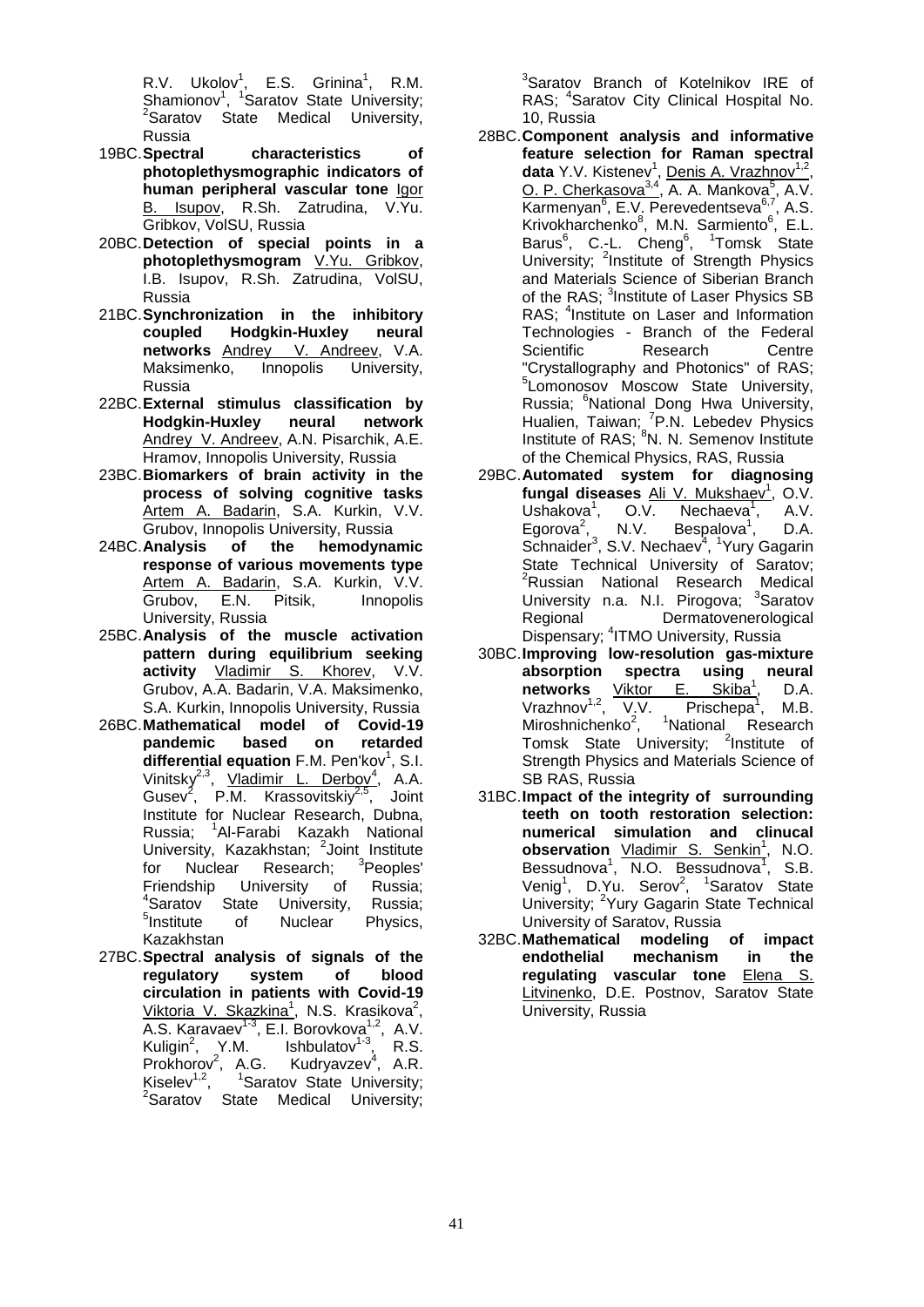R.V. Ukolov[1], E.S. Grinina[1], R.M. Shamionov[1], [1]Saratov State University; [2]Saratov State Medical University, Russia

19BC. **Spectral characteristics of photoplethysmographic indicators of human peripheral vascular tone** Igor B. Isupov, R.Sh. Zatrudina, V.Yu. Gribkov, VolSU, Russia

20BC. **Detection of special points in a photoplethysmogram** V.Yu. Gribkov, I.B. Isupov, R.Sh. Zatrudina, VolSU, Russia

21BC. **Synchronization in the inhibitory coupled Hodgkin-Huxley neural networks** Andrey V. Andreev, V.A. Maksimenko, Innopolis University, Russia

22BC. **External stimulus classification by Hodgkin-Huxley neural network** Andrey V. Andreev, A.N. Pisarchik, A.E. Hramov, Innopolis University, Russia

23BC. **Biomarkers of brain activity in the process of solving cognitive tasks** Artem A. Badarin, S.A. Kurkin, V.V. Grubov, Innopolis University, Russia

24BC. **Analysis of the hemodynamic response of various movements type** Artem A. Badarin, S.A. Kurkin, V.V. Grubov, E.N. Pitsik, Innopolis University, Russia

25BC. **Analysis of the muscle activation pattern during equilibrium seeking activity** Vladimir S. Khorev, V.V. Grubov, A.A. Badarin, V.A. Maksimenko, S.A. Kurkin, Innopolis University, Russia

26BC. **Mathematical model of Covid-19 pandemic based on retarded differential equation** F.M. Pen'kov[1], S.I. Vinitsky[2,3], Vladimir L. Derbov[4], A.A. Gusev[2], P.M. Krassovitskiy[2,5], Joint Institute for Nuclear Research, Dubna, Russia; [1]Al-Farabi Kazakh National University, Kazakhstan; [2]Joint Institute for Nuclear Research; [3]Peoples' Friendship University of Russia; [4]Saratov State University, Russia; [5]Institute of Nuclear Physics, Kazakhstan

27BC. **Spectral analysis of signals of the regulatory system of blood circulation in patients with Covid-19** Viktoria V. Skazkina[1], N.S. Krasikova[2], A.S. Karavaev[1-3], E.I. Borovkova[1,2], A.V. Kuligin[2], Y.M. Ishbulatov[1-3], R.S. Prokhorov[2], A.G. Kudryavzev[4], A.R. Kiselev[1,2], [1]Saratov State University; [2]Saratov State Medical University; [3]Saratov Branch of Kotelnikov IRE of RAS; [4]Saratov City Clinical Hospital No. 10, Russia

28BC. **Component analysis and informative feature selection for Raman spectral data** Y.V. Kistenev[1], Denis A. Vrazhnov[1,2], O. P. Cherkasova[3,4], A. A. Mankova[5], A.V. Karmenyan[6], E.V. Perevedentseva[6,7], A.S. Krivokharchenko[8], M.N. Sarmiento[6], E.L. Barus[6], C.-L. Cheng[6], [1]Tomsk State University; [2]Institute of Strength Physics and Materials Science of Siberian Branch of the RAS; [3]Institute of Laser Physics SB RAS; [4]Institute on Laser and Information Technologies - Branch of the Federal Scientific Research Centre "Crystallography and Photonics" of RAS; [5]Lomonosov Moscow State University, Russia; [6]National Dong Hwa University, Hualien, Taiwan; [7]P.N. Lebedev Physics Institute of RAS; [8]N. N. Semenov Institute of the Chemical Physics, RAS, Russia

29BC. **Automated system for diagnosing fungal diseases** Ali V. Mukshaev[1], O.V. Ushakova[1], O.V. Nechaeva[1], A.V. Egorova[2], N.V. Bespalova[1], D.A. Schnaider[3], S.V. Nechaev[4], [1]Yury Gagarin State Technical University of Saratov; [2]Russian National Research Medical University n.a. N.I. Pirogova; [3]Saratov Regional Dermatovenerological Dispensary; [4]ITMO University, Russia

30BC. **Improving low-resolution gas-mixture absorption spectra using neural networks** Viktor E. Skiba[1], D.A. Vrazhnov[1,2], V.V. Prischepa[1], M.B. Miroshnichenko[2], [1]National Research Tomsk State University; [2]Institute of Strength Physics and Materials Science of SB RAS, Russia

31BC. **Impact of the integrity of surrounding teeth on tooth restoration selection: numerical simulation and clinucal observation** Vladimir S. Senkin[1], N.O. Bessudnova[1], N.O. Bessudnova[1], S.B. Venig[1], D.Yu. Serov[2], [1]Saratov State University; [2]Yury Gagarin State Technical University of Saratov, Russia

32BC. **Mathematical modeling of impact endothelial mechanism in the regulating vascular tone** Elena S. Litvinenko, D.E. Postnov, Saratov State University, Russia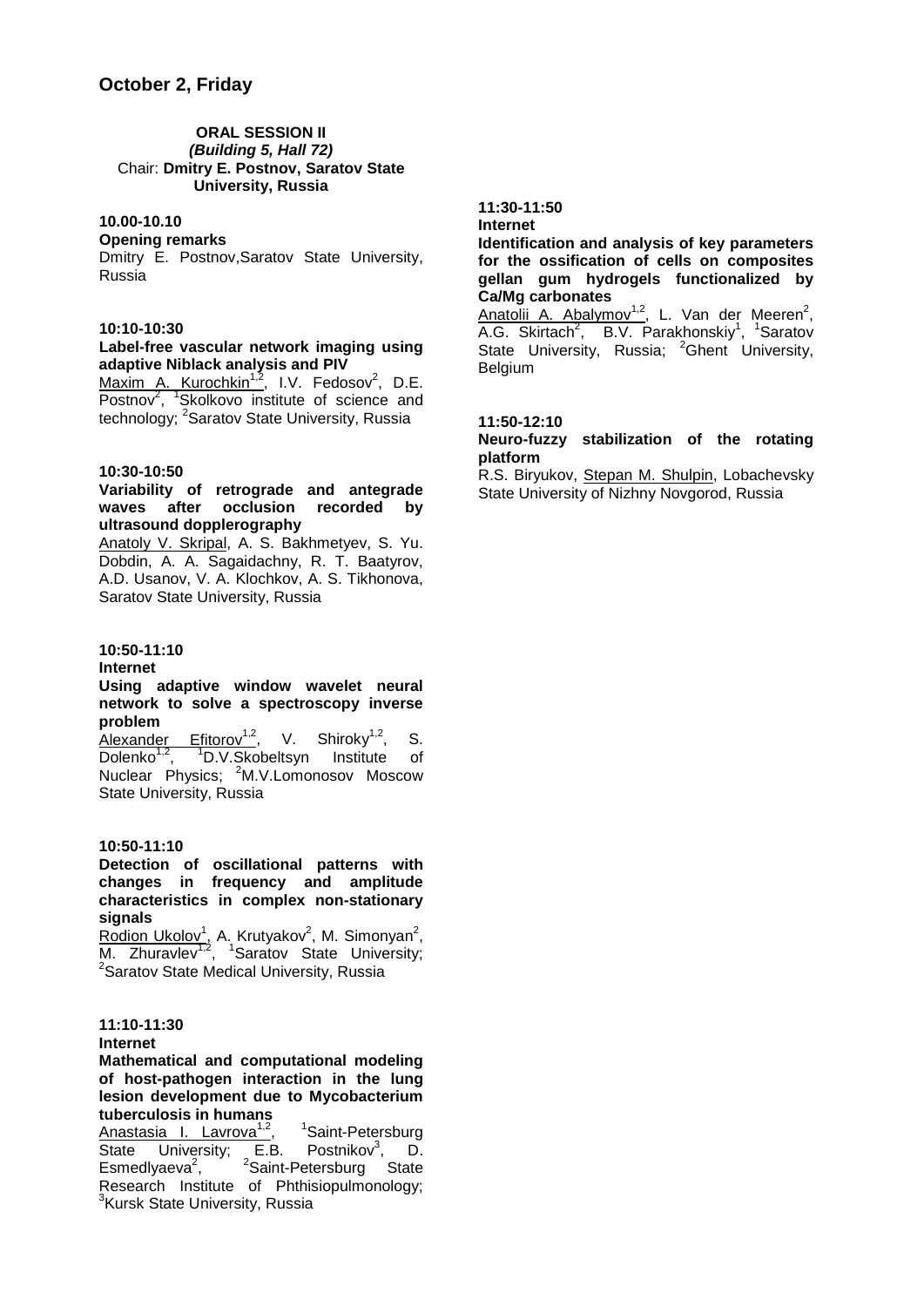## October 2, Friday

**ORAL SESSION II**
***(Building 5, Hall 72)***
Chair: **Dmitry E. Postnov, Saratov State University, Russia**

**10.00-10.10**
**Opening remarks**
Dmitry E. Postnov, Saratov State University, Russia

**10:10-10:30**
**Label-free vascular network imaging using adaptive Niblack analysis and PIV**
Maxim A. Kurochkin[1,2], I.V. Fedosov[2], D.E. Postnov[2], [1]Skolkovo institute of science and technology; [2]Saratov State University, Russia

**10:30-10:50**
**Variability of retrograde and antegrade waves after occlusion recorded by ultrasound dopplerography**
Anatoly V. Skripal, A. S. Bakhmetyev, S. Yu. Dobdin, A. A. Sagaidachny, R. T. Baatyrov, A.D. Usanov, V. A. Klochkov, A. S. Tikhonova, Saratov State University, Russia

**10:50-11:10**
**Internet**
**Using adaptive window wavelet neural network to solve a spectroscopy inverse problem**
Alexander Efitorov[1,2], V. Shiroky[1,2], S. Dolenko[1,2], [1]D.V.Skobeltsyn Institute of Nuclear Physics; [2]M.V.Lomonosov Moscow State University, Russia

**10:50-11:10**
**Detection of oscillational patterns with changes in frequency and amplitude characteristics in complex non-stationary signals**
Rodion Ukolov[1], A. Krutyakov[2], M. Simonyan[2], M. Zhuravlev[1,2], [1]Saratov State University; [2]Saratov State Medical University, Russia

**11:10-11:30**
**Internet**
**Mathematical and computational modeling of host-pathogen interaction in the lung lesion development due to Mycobacterium tuberculosis in humans**
Anastasia I. Lavrova[1,2], [1]Saint-Petersburg State University; E.B. Postnikov[3], D. Esmedlyaeva[2], [2]Saint-Petersburg State Research Institute of Phthisiopulmonology; [3]Kursk State University, Russia

**11:30-11:50**
**Internet**
**Identification and analysis of key parameters for the ossification of cells on composites gellan gum hydrogels functionalized by Ca/Mg carbonates**
Anatolii A. Abalymov[1,2], L. Van der Meeren[2], A.G. Skirtach[2], B.V. Parakhonskiy[1], [1]Saratov State University, Russia; [2]Ghent University, Belgium

**11:50-12:10**
**Neuro-fuzzy stabilization of the rotating platform**
R.S. Biryukov, Stepan M. Shulpin, Lobachevsky State University of Nizhny Novgorod, Russia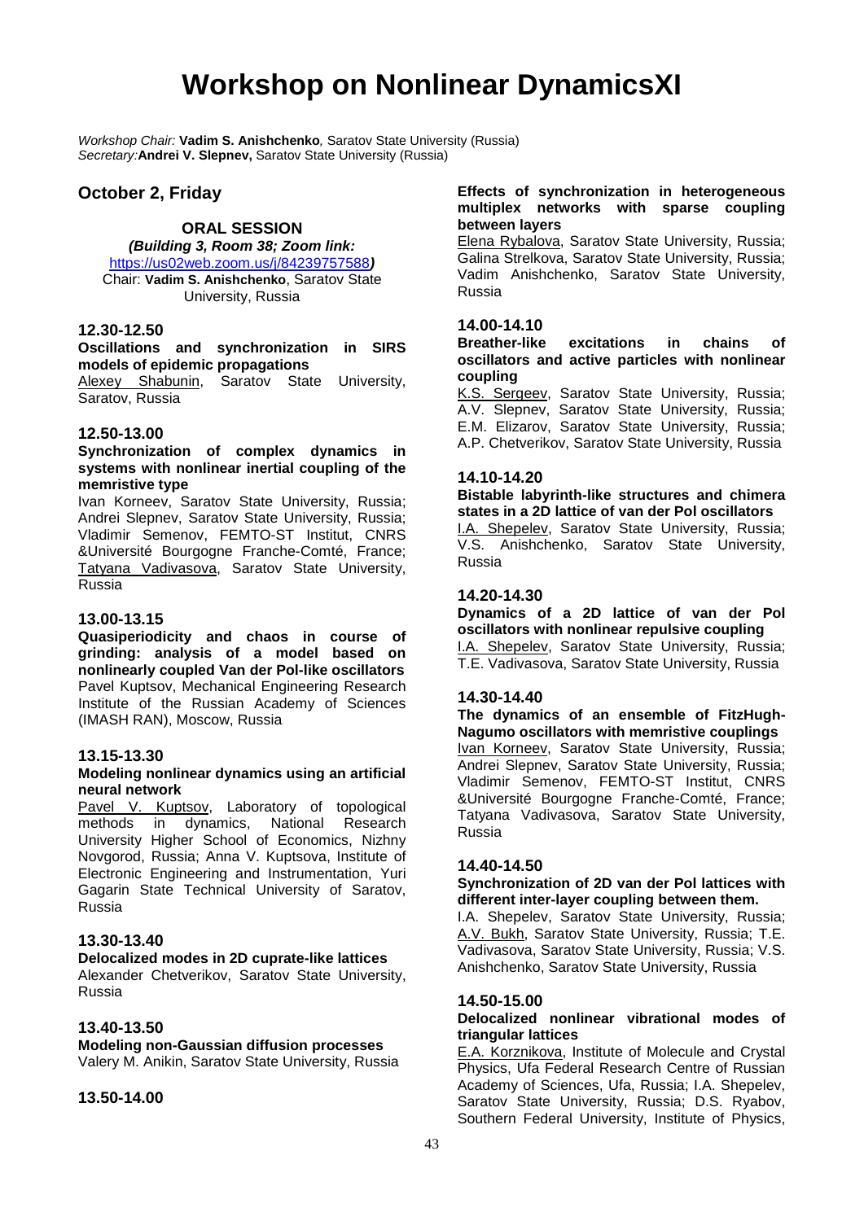# Workshop on Nonlinear DynamicsXI

*Workshop Chair:* **Vadim S. Anishchenko***,* Saratov State University (Russia)
*Secretary:***Andrei V. Slepnev,** Saratov State University (Russia)

## October 2, Friday

### ORAL SESSION

***(Building 3, Room 38; Zoom link:*** https://us02web.zoom.us/j/84239757588***)***
Chair: **Vadim S. Anishchenko**, Saratov State University, Russia

**12.30-12.50**

**Oscillations and synchronization in SIRS models of epidemic propagations**
Alexey Shabunin, Saratov State University, Saratov, Russia

**12.50-13.00**

**Synchronization of complex dynamics in systems with nonlinear inertial coupling of the memristive type**
Ivan Korneev, Saratov State University, Russia; Andrei Slepnev, Saratov State University, Russia; Vladimir Semenov, FEMTO-ST Institut, CNRS &Université Bourgogne Franche-Comté, France; Tatyana Vadivasova, Saratov State University, Russia

**13.00-13.15**

**Quasiperiodicity and chaos in course of grinding: analysis of a model based on nonlinearly coupled Van der Pol-like oscillators**
Pavel Kuptsov, Mechanical Engineering Research Institute of the Russian Academy of Sciences (IMASH RAN), Moscow, Russia

**13.15-13.30**

**Modeling nonlinear dynamics using an artificial neural network**
Pavel V. Kuptsov, Laboratory of topological methods in dynamics, National Research University Higher School of Economics, Nizhny Novgorod, Russia; Anna V. Kuptsova, Institute of Electronic Engineering and Instrumentation, Yuri Gagarin State Technical University of Saratov, Russia

**13.30-13.40**

**Delocalized modes in 2D cuprate-like lattices**
Alexander Chetverikov, Saratov State University, Russia

**13.40-13.50**

**Modeling non-Gaussian diffusion processes**
Valery M. Anikin, Saratov State University, Russia

**13.50-14.00**

**Effects of synchronization in heterogeneous multiplex networks with sparse coupling between layers**
Elena Rybalova, Saratov State University, Russia; Galina Strelkova, Saratov State University, Russia; Vadim Anishchenko, Saratov State University, Russia

**14.00-14.10**

**Breather-like excitations in chains of oscillators and active particles with nonlinear coupling**
K.S. Sergeev, Saratov State University, Russia; A.V. Slepnev, Saratov State University, Russia; E.M. Elizarov, Saratov State University, Russia; A.P. Chetverikov, Saratov State University, Russia

**14.10-14.20**

**Bistable labyrinth-like structures and chimera states in a 2D lattice of van der Pol oscillators**
I.A. Shepelev, Saratov State University, Russia; V.S. Anishchenko, Saratov State University, Russia

**14.20-14.30**

**Dynamics of a 2D lattice of van der Pol oscillators with nonlinear repulsive coupling**
I.A. Shepelev, Saratov State University, Russia; T.E. Vadivasova, Saratov State University, Russia

**14.30-14.40**

**The dynamics of an ensemble of FitzHugh-Nagumo oscillators with memristive couplings**
Ivan Korneev, Saratov State University, Russia; Andrei Slepnev, Saratov State University, Russia; Vladimir Semenov, FEMTO-ST Institut, CNRS &Université Bourgogne Franche-Comté, France; Tatyana Vadivasova, Saratov State University, Russia

**14.40-14.50**

**Synchronization of 2D van der Pol lattices with different inter-layer coupling between them.**
I.A. Shepelev, Saratov State University, Russia; A.V. Bukh, Saratov State University, Russia; T.E. Vadivasova, Saratov State University, Russia; V.S. Anishchenko, Saratov State University, Russia

**14.50-15.00**

**Delocalized nonlinear vibrational modes of triangular lattices**
E.A. Korznikova, Institute of Molecule and Crystal Physics, Ufa Federal Research Centre of Russian Academy of Sciences, Ufa, Russia; I.A. Shepelev, Saratov State University, Russia; D.S. Ryabov, Southern Federal University, Institute of Physics,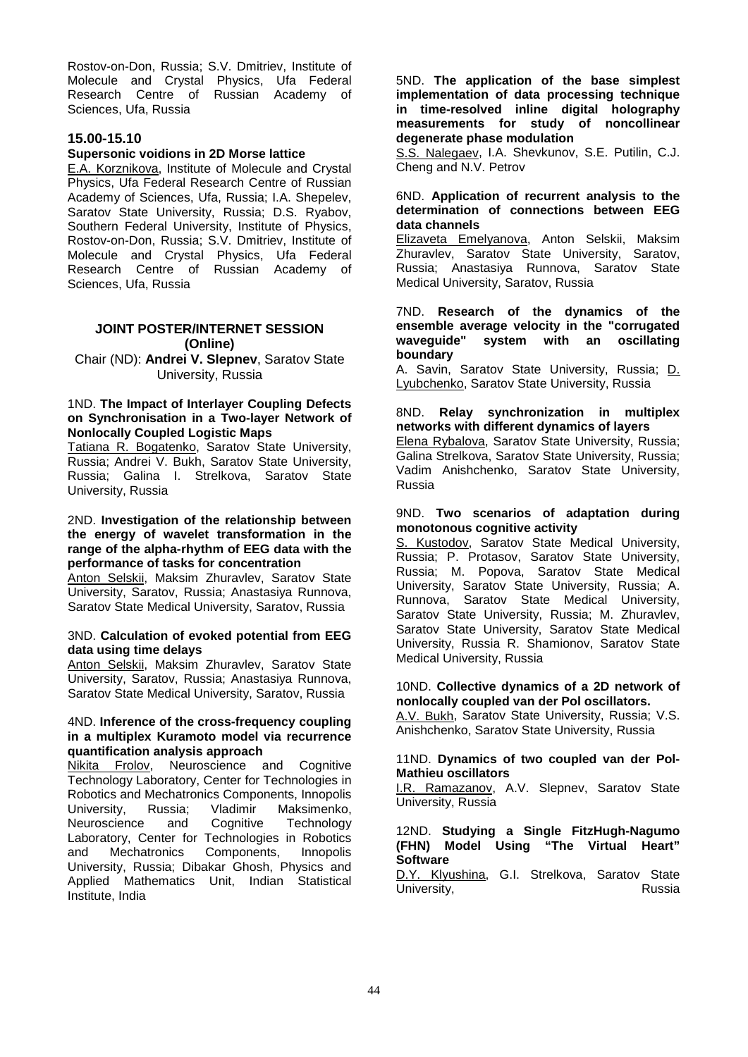Rostov-on-Don, Russia; S.V. Dmitriev, Institute of Molecule and Crystal Physics, Ufa Federal Research Centre of Russian Academy of Sciences, Ufa, Russia

### 15.00-15.10

**Supersonic voidions in 2D Morse lattice**

E.A. Korznikova, Institute of Molecule and Crystal Physics, Ufa Federal Research Centre of Russian Academy of Sciences, Ufa, Russia; I.A. Shepelev, Saratov State University, Russia; D.S. Ryabov, Southern Federal University, Institute of Physics, Rostov-on-Don, Russia; S.V. Dmitriev, Institute of Molecule and Crystal Physics, Ufa Federal Research Centre of Russian Academy of Sciences, Ufa, Russia

## JOINT POSTER/INTERNET SESSION (Online)

Chair (ND): **Andrei V. Slepnev**, Saratov State University, Russia

1ND. **The Impact of Interlayer Coupling Defects on Synchronisation in a Two-layer Network of Nonlocally Coupled Logistic Maps**
Tatiana R. Bogatenko, Saratov State University, Russia; Andrei V. Bukh, Saratov State University, Russia; Galina I. Strelkova, Saratov State University, Russia

2ND. **Investigation of the relationship between the energy of wavelet transformation in the range of the alpha-rhythm of EEG data with the performance of tasks for concentration**
Anton Selskii, Maksim Zhuravlev, Saratov State University, Saratov, Russia; Anastasiya Runnova, Saratov State Medical University, Saratov, Russia

3ND. **Calculation of evoked potential from EEG data using time delays**
Anton Selskii, Maksim Zhuravlev, Saratov State University, Saratov, Russia; Anastasiya Runnova, Saratov State Medical University, Saratov, Russia

4ND. **Inference of the cross-frequency coupling in a multiplex Kuramoto model via recurrence quantification analysis approach**
Nikita Frolov, Neuroscience and Cognitive Technology Laboratory, Center for Technologies in Robotics and Mechatronics Components, Innopolis University, Russia; Vladimir Maksimenko, Neuroscience and Cognitive Technology Laboratory, Center for Technologies in Robotics and Mechatronics Components, Innopolis University, Russia; Dibakar Ghosh, Physics and Applied Mathematics Unit, Indian Statistical Institute, India

5ND. **The application of the base simplest implementation of data processing technique in time-resolved inline digital holography measurements for study of noncollinear degenerate phase modulation**
S.S. Nalegaev, I.A. Shevkunov, S.E. Putilin, C.J. Cheng and N.V. Petrov

6ND. **Application of recurrent analysis to the determination of connections between EEG data channels**
Elizaveta Emelyanova, Anton Selskii, Maksim Zhuravlev, Saratov State University, Saratov, Russia; Anastasiya Runnova, Saratov State Medical University, Saratov, Russia

7ND. **Research of the dynamics of the ensemble average velocity in the "corrugated waveguide" system with an oscillating boundary**
A. Savin, Saratov State University, Russia; D. Lyubchenko, Saratov State University, Russia

8ND. **Relay synchronization in multiplex networks with different dynamics of layers**
Elena Rybalova, Saratov State University, Russia; Galina Strelkova, Saratov State University, Russia; Vadim Anishchenko, Saratov State University, Russia

9ND. **Two scenarios of adaptation during monotonous cognitive activity**
S. Kustodov, Saratov State Medical University, Russia; P. Protasov, Saratov State University, Russia; M. Popova, Saratov State Medical University, Saratov State University, Russia; A. Runnova, Saratov State Medical University, Saratov State University, Russia; M. Zhuravlev, Saratov State University, Saratov State Medical University, Russia R. Shamionov, Saratov State Medical University, Russia

10ND. **Collective dynamics of a 2D network of nonlocally coupled van der Pol oscillators.**
A.V. Bukh, Saratov State University, Russia; V.S. Anishchenko, Saratov State University, Russia

11ND. **Dynamics of two coupled van der Pol-Mathieu oscillators**
I.R. Ramazanov, A.V. Slepnev, Saratov State University, Russia

12ND. **Studying a Single FitzHugh-Nagumo (FHN) Model Using "The Virtual Heart" Software**
D.Y. Klyushina, G.I. Strelkova, Saratov State University, Russia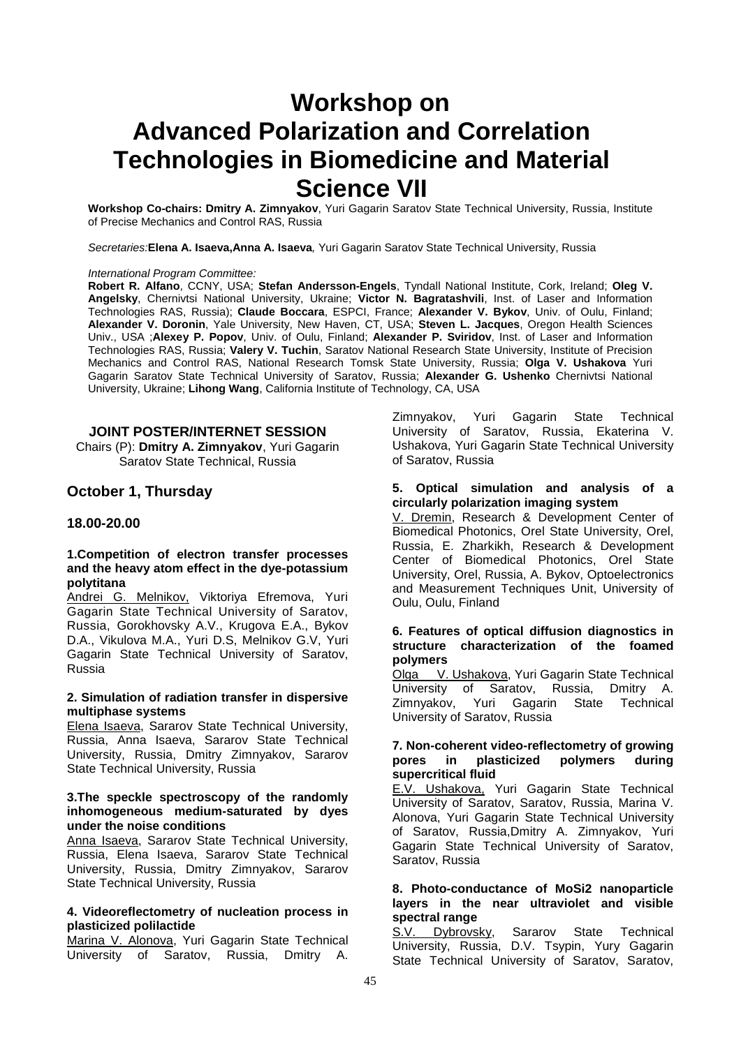# Workshop on Advanced Polarization and Correlation Technologies in Biomedicine and Material Science VII

**Workshop Co-chairs: Dmitry A. Zimnyakov**, Yuri Gagarin Saratov State Technical University, Russia, Institute of Precise Mechanics and Control RAS, Russia

*Secretaries:* **Elena A. Isaeva,Anna A. Isaeva**, Yuri Gagarin Saratov State Technical University, Russia

*International Program Committee:*

**Robert R. Alfano**, CCNY, USA; **Stefan Andersson-Engels**, Tyndall National Institute, Cork, Ireland; **Oleg V. Angelsky**, Chernivtsi National University, Ukraine; **Victor N. Bagratashvili**, Inst. of Laser and Information Technologies RAS, Russia); **Claude Boccara**, ESPCI, France; **Alexander V. Bykov**, Univ. of Oulu, Finland; **Alexander V. Doronin**, Yale University, New Haven, CT, USA; **Steven L. Jacques**, Oregon Health Sciences Univ., USA ;**Alexey P. Popov**, Univ. of Oulu, Finland; **Alexander P. Sviridov**, Inst. of Laser and Information Technologies RAS, Russia; **Valery V. Tuchin**, Saratov National Research State University, Institute of Precision Mechanics and Control RAS, National Research Tomsk State University, Russia; **Olga V. Ushakova** Yuri Gagarin Saratov State Technical University of Saratov, Russia; **Alexander G. Ushenko** Chernivtsi National University, Ukraine; **Lihong Wang**, California Institute of Technology, CA, USA

## JOINT POSTER/INTERNET SESSION

Chairs (P): **Dmitry A. Zimnyakov**, Yuri Gagarin Saratov State Technical, Russia

## October 1, Thursday

### 18.00-20.00

**1.Competition of electron transfer processes and the heavy atom effect in the dye-potassium polytitana**

Andrei G. Melnikov, Viktoriya Efremova, Yuri Gagarin State Technical University of Saratov, Russia, Gorokhovsky A.V., Krugova E.A., Bykov D.A., Vikulova M.A., Yuri D.S, Melnikov G.V, Yuri Gagarin State Technical University of Saratov, Russia

**2. Simulation of radiation transfer in dispersive multiphase systems**

Elena Isaeva, Sararov State Technical University, Russia, Anna Isaeva, Sararov State Technical University, Russia, Dmitry Zimnyakov, Sararov State Technical University, Russia

**3.The speckle spectroscopy of the randomly inhomogeneous medium-saturated by dyes under the noise conditions**

Anna Isaeva, Sararov State Technical University, Russia, Elena Isaeva, Sararov State Technical University, Russia, Dmitry Zimnyakov, Sararov State Technical University, Russia

**4. Videoreflectometry of nucleation process in plasticized polilactide**

Marina V. Alonova, Yuri Gagarin State Technical University of Saratov, Russia, Dmitry A. Zimnyakov, Yuri Gagarin State Technical University of Saratov, Russia, Ekaterina V. Ushakova, Yuri Gagarin State Technical University of Saratov, Russia

**5. Optical simulation and analysis of a circularly polarization imaging system**

V. Dremin, Research & Development Center of Biomedical Photonics, Orel State University, Orel, Russia, E. Zharkikh, Research & Development Center of Biomedical Photonics, Orel State University, Orel, Russia, A. Bykov, Optoelectronics and Measurement Techniques Unit, University of Oulu, Oulu, Finland

**6. Features of optical diffusion diagnostics in structure characterization of the foamed polymers**

Olga V. Ushakova, Yuri Gagarin State Technical University of Saratov, Russia, Dmitry A. Zimnyakov, Yuri Gagarin State Technical University of Saratov, Russia

**7. Non-coherent video-reflectometry of growing pores in plasticized polymers during supercritical fluid**

E.V. Ushakova, Yuri Gagarin State Technical University of Saratov, Saratov, Russia, Marina V. Alonova, Yuri Gagarin State Technical University of Saratov, Russia,Dmitry A. Zimnyakov, Yuri Gagarin State Technical University of Saratov, Saratov, Russia

**8. Photo-conductance of MoSi2 nanoparticle layers in the near ultraviolet and visible spectral range**

S.V. Dybrovsky, Sararov State Technical University, Russia, D.V. Tsypin, Yury Gagarin State Technical University of Saratov, Saratov,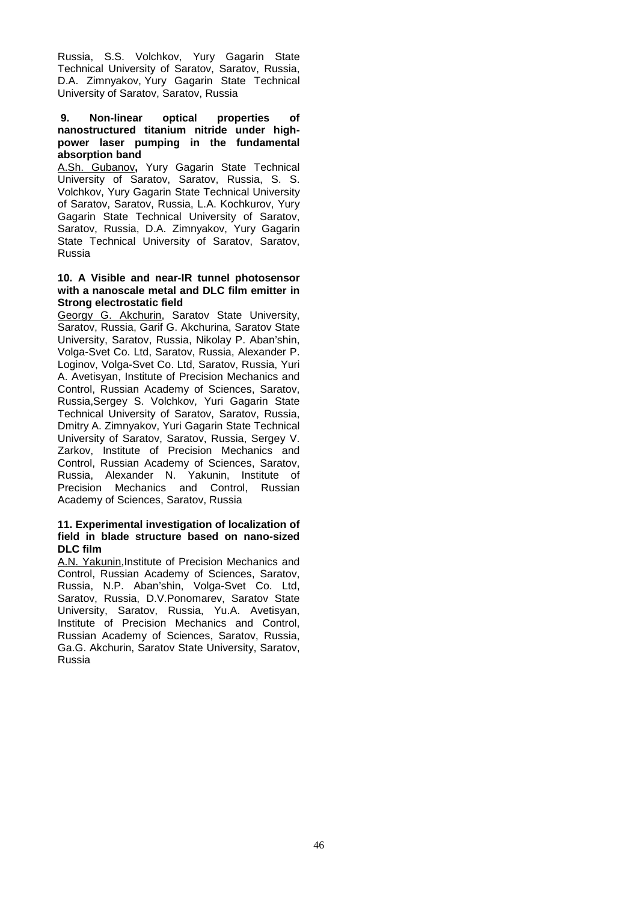Russia, S.S. Volchkov, Yury Gagarin State Technical University of Saratov, Saratov, Russia, D.A. Zimnyakov, Yury Gagarin State Technical University of Saratov, Saratov, Russia

**9. Non-linear optical properties of nanostructured titanium nitride under high-power laser pumping in the fundamental absorption band**

A.Sh. Gubanov**,** Yury Gagarin State Technical University of Saratov, Saratov, Russia, S. S. Volchkov, Yury Gagarin State Technical University of Saratov, Saratov, Russia, L.A. Kochkurov, Yury Gagarin State Technical University of Saratov, Saratov, Russia, D.A. Zimnyakov, Yury Gagarin State Technical University of Saratov, Saratov, Russia

**10. A Visible and near-IR tunnel photosensor with a nanoscale metal and DLC film emitter in Strong electrostatic field**

Georgy G. Akchurin, Saratov State University, Saratov, Russia, Garif G. Akchurina, Saratov State University, Saratov, Russia, Nikolay P. Aban'shin, Volga-Svet Co. Ltd, Saratov, Russia, Alexander P. Loginov, Volga-Svet Co. Ltd, Saratov, Russia, Yuri A. Avetisyan, Institute of Precision Mechanics and Control, Russian Academy of Sciences, Saratov, Russia,Sergey S. Volchkov, Yuri Gagarin State Technical University of Saratov, Saratov, Russia, Dmitry A. Zimnyakov, Yuri Gagarin State Technical University of Saratov, Saratov, Russia, Sergey V. Zarkov, Institute of Precision Mechanics and Control, Russian Academy of Sciences, Saratov, Russia, Alexander N. Yakunin, Institute of Precision Mechanics and Control, Russian Academy of Sciences, Saratov, Russia

**11. Experimental investigation of localization of field in blade structure based on nano-sized DLC film**

A.N. Yakunin,Institute of Precision Mechanics and Control, Russian Academy of Sciences, Saratov, Russia, N.P. Aban'shin, Volga-Svet Co. Ltd, Saratov, Russia, D.V.Ponomarev, Saratov State University, Saratov, Russia, Yu.A. Avetisyan, Institute of Precision Mechanics and Control, Russian Academy of Sciences, Saratov, Russia, Ga.G. Akchurin, Saratov State University, Saratov, Russia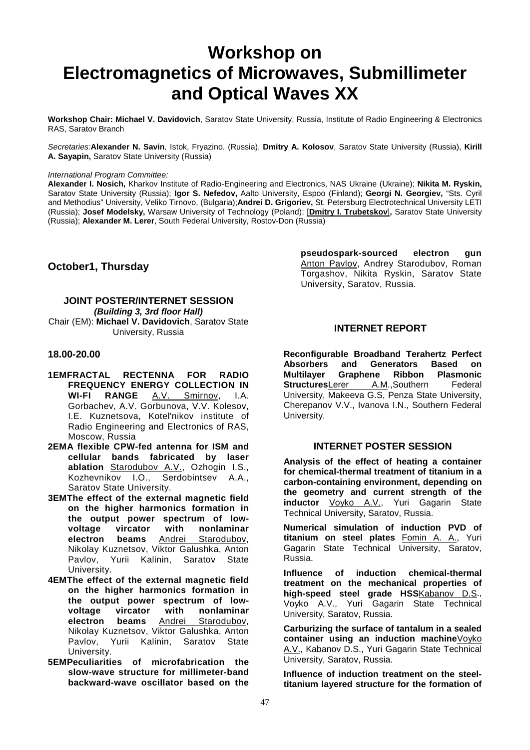# Workshop on Electromagnetics of Microwaves, Submillimeter and Optical Waves XX

**Workshop Chair: Michael V. Davidovich**, Saratov State University, Russia, Institute of Radio Engineering & Electronics RAS, Saratov Branch

*Secretaries:* **Alexander N. Savin***,* Istok, Fryazino. (Russia), **Dmitry A. Kolosov**, Saratov State University (Russia), **Kirill A. Sayapin,** Saratov State University (Russia)

*International Program Committee:*

**Alexander I. Nosich,** Kharkov Institute of Radio-Engineering and Electronics, NAS Ukraine (Ukraine); **Nikita M. Ryskin,** Saratov State University (Russia); **Igor S. Nefedov,** Aalto University, Espoo (Finland); **Georgi N. Georgiev,** "Sts. Cyril and Methodius" University, Veliko Tirnovo, (Bulgaria);**Andrei D. Grigoriev,** St. Petersburg Electrotechnical University LETI (Russia); **Josef Modelsky,** Warsaw University of Technology (Poland); [**Dmitry I. Trubetskov**]**,** Saratov State University (Russia); **Alexander M. Lerer**, South Federal University, Rostov-Don (Russia)

## October1, Thursday

### JOINT POSTER/INTERNET SESSION

***(Building 3, 3rd floor Hall)***

Chair (EM): **Michael V. Davidovich**, Saratov State University, Russia

**18.00-20.00**

**1EMFRACTAL RECTENNA FOR RADIO FREQUENCY ENERGY COLLECTION IN WI-FI RANGE** A.V. Smirnov, I.A. Gorbachev, A.V. Gorbunova, V.V. Kolesov, I.E. Kuznetsova, Kotel'nikov institute of Radio Engineering and Electronics of RAS, Moscow, Russia

**2EMA flexible CPW-fed antenna for ISM and cellular bands fabricated by laser ablation** Starodubov A.V., Ozhogin I.S., Kozhevnikov I.O., Serdobintsev A.A., Saratov State University.

**3EMThe effect of the external magnetic field on the higher harmonics formation in the output power spectrum of low-voltage vircator with nonlaminar electron beams** Andrei Starodubov, Nikolay Kuznetsov, Viktor Galushka, Anton Pavlov, Yurii Kalinin, Saratov State University.

**4EMThe effect of the external magnetic field on the higher harmonics formation in the output power spectrum of low-voltage vircator with nonlaminar electron beams** Andrei Starodubov, Nikolay Kuznetsov, Viktor Galushka, Anton Pavlov, Yurii Kalinin, Saratov State University.

**5EMPeculiarities of microfabrication the slow-wave structure for millimeter-band backward-wave oscillator based on the pseudospark-sourced electron gun** Anton Pavlov, Andrey Starodubov, Roman Torgashov, Nikita Ryskin, Saratov State University, Saratov, Russia.

### INTERNET REPORT

**Reconfigurable Broadband Terahertz Perfect Absorbers and Generators Based on Multilayer Graphene Ribbon Plasmonic Structures**Lerer A.M.,Southern Federal University, Makeeva G.S, Penza State University, Cherepanov V.V., Ivanova I.N., Southern Federal University.

### INTERNET POSTER SESSION

**Analysis of the effect of heating a container for chemical-thermal treatment of titanium in a carbon-containing environment, depending on the geometry and current strength of the inductor** Voyko A.V., Yuri Gagarin State Technical University, Saratov, Russia.

**Numerical simulation of induction PVD of titanium on steel plates** Fomin A. A., Yuri Gagarin State Technical University, Saratov, Russia.

**Influence of induction chemical-thermal treatment on the mechanical properties of high-speed steel grade HSS**Kabanov D.S., Voyko A.V., Yuri Gagarin State Technical University, Saratov, Russia.

**Carburizing the surface of tantalum in a sealed container using an induction machine**Voyko A.V., Kabanov D.S., Yuri Gagarin State Technical University, Saratov, Russia.

**Influence of induction treatment on the steel-titanium layered structure for the formation of**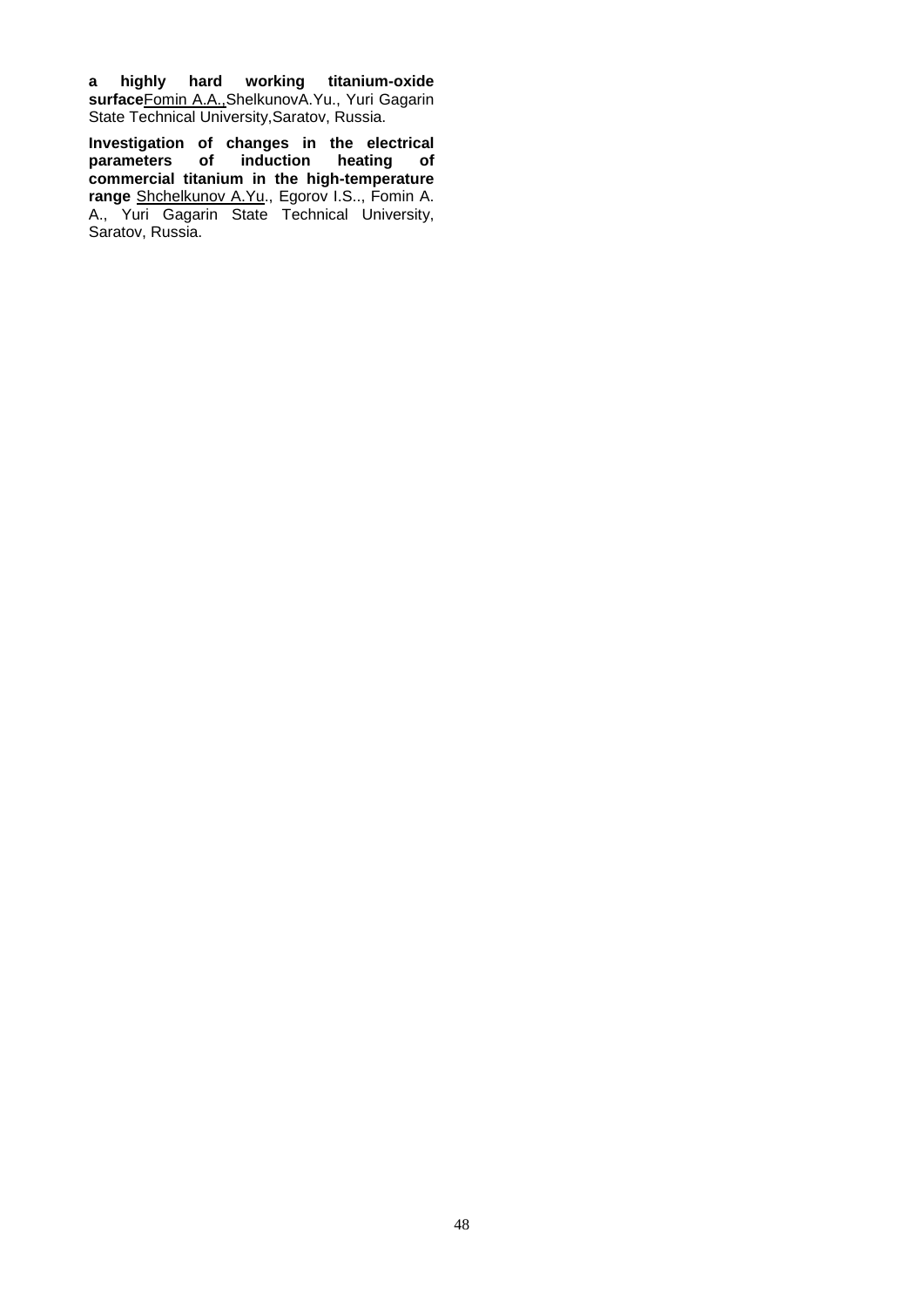**a highly hard working titanium-oxide surface**Fomin A.A.,ShelkunovA.Yu., Yuri Gagarin State Technical University,Saratov, Russia.

**Investigation of changes in the electrical parameters of induction heating of commercial titanium in the high-temperature range** Shchelkunov A.Yu., Egorov I.S.., Fomin A. A., Yuri Gagarin State Technical University, Saratov, Russia.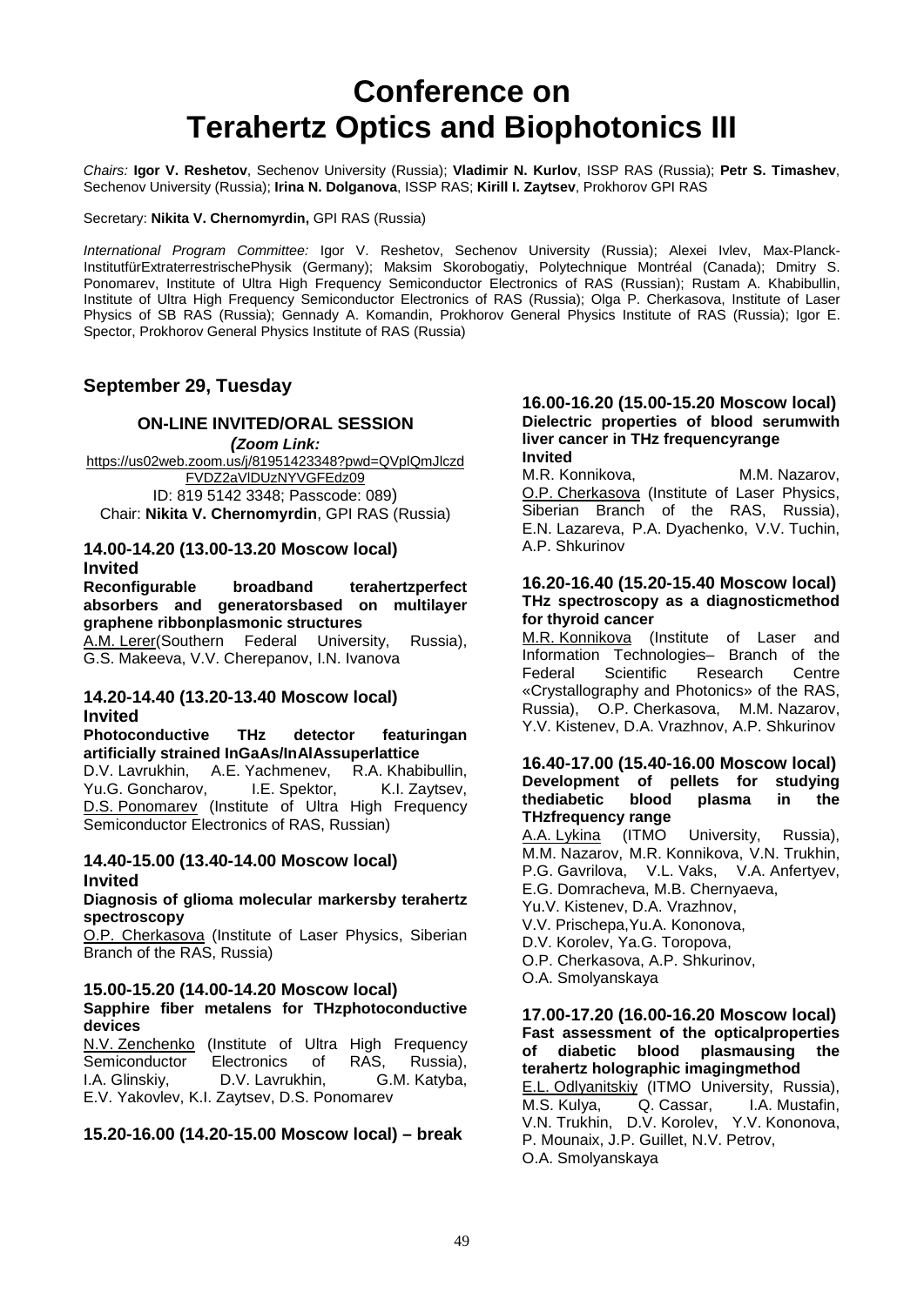# Conference on Terahertz Optics and Biophotonics III

*Chairs:* **Igor V. Reshetov**, Sechenov University (Russia); **Vladimir N. Kurlov**, ISSP RAS (Russia); **Petr S. Timashev**, Sechenov University (Russia); **Irina N. Dolganova**, ISSP RAS; **Kirill I. Zaytsev**, Prokhorov GPI RAS

Secretary: **Nikita V. Chernomyrdin,** GPI RAS (Russia)

*International Program Committee:* Igor V. Reshetov, Sechenov University (Russia); Alexei Ivlev, Max-Planck-InstitutfürExtraterrestrischePhysik (Germany); Maksim Skorobogatiy, Polytechnique Montréal (Canada); Dmitry S. Ponomarev, Institute of Ultra High Frequency Semiconductor Electronics of RAS (Russian); Rustam A. Khabibullin, Institute of Ultra High Frequency Semiconductor Electronics of RAS (Russia); Olga P. Cherkasova, Institute of Laser Physics of SB RAS (Russia); Gennady A. Komandin, Prokhorov General Physics Institute of RAS (Russia); Igor E. Spector, Prokhorov General Physics Institute of RAS (Russia)

## September 29, Tuesday

### ON-LINE INVITED/ORAL SESSION

***(Zoom Link:***

https://us02web.zoom.us/j/81951423348?pwd=QVplQmJlczdFVDZ2aVlDUzNYVGFEdz09

ID: 819 5142 3348; Passcode: 089)

Chair: **Nikita V. Chernomyrdin**, GPI RAS (Russia)

### 14.00-14.20 (13.00-13.20 Moscow local) Invited

**Reconfigurable broadband terahertzperfect absorbers and generatorsbased on multilayer graphene ribbonplasmonic structures**

A.M. Lerer(Southern Federal University, Russia), G.S. Makeeva, V.V. Cherepanov, I.N. Ivanova

### 14.20-14.40 (13.20-13.40 Moscow local) Invited

**Photoconductive THz detector featuringan artificially strained InGaAs/InAlAssuperlattice**

D.V. Lavrukhin, A.E. Yachmenev, R.A. Khabibullin, Yu.G. Goncharov, I.E. Spektor, K.I. Zaytsev, D.S. Ponomarev (Institute of Ultra High Frequency Semiconductor Electronics of RAS, Russian)

### 14.40-15.00 (13.40-14.00 Moscow local) Invited

**Diagnosis of glioma molecular markersby terahertz spectroscopy**

O.P. Cherkasova (Institute of Laser Physics, Siberian Branch of the RAS, Russia)

### 15.00-15.20 (14.00-14.20 Moscow local)

**Sapphire fiber metalens for THzphotoconductive devices**

N.V. Zenchenko (Institute of Ultra High Frequency Semiconductor Electronics of RAS, Russia), I.A. Glinskiy, D.V. Lavrukhin, G.M. Katyba, E.V. Yakovlev, K.I. Zaytsev, D.S. Ponomarev

### 15.20-16.00 (14.20-15.00 Moscow local) – break

### 16.00-16.20 (15.00-15.20 Moscow local)

**Dielectric properties of blood serumwith liver cancer in THz frequencyrange**

**Invited**

M.R. Konnikova, M.M. Nazarov, O.P. Cherkasova (Institute of Laser Physics, Siberian Branch of the RAS, Russia), E.N. Lazareva, P.A. Dyachenko, V.V. Tuchin, A.P. Shkurinov

### 16.20-16.40 (15.20-15.40 Moscow local)

**THz spectroscopy as a diagnosticmethod for thyroid cancer**

M.R. Konnikova (Institute of Laser and Information Technologies– Branch of the Federal Scientific Research Centre «Crystallography and Photonics» of the RAS, Russia), O.P. Cherkasova, M.M. Nazarov, Y.V. Kistenev, D.A. Vrazhnov, A.P. Shkurinov

### 16.40-17.00 (15.40-16.00 Moscow local)

**Development of pellets for studying thediabetic blood plasma in the THzfrequency range**

A.A. Lykina (ITMO University, Russia), M.M. Nazarov, M.R. Konnikova, V.N. Trukhin, P.G. Gavrilova, V.L. Vaks, V.A. Anfertyev, E.G. Domracheva, M.B. Chernyaeva, Yu.V. Kistenev, D.A. Vrazhnov, V.V. Prischepa,Yu.A. Kononova, D.V. Korolev, Ya.G. Toropova, O.P. Cherkasova, A.P. Shkurinov, O.A. Smolyanskaya

### 17.00-17.20 (16.00-16.20 Moscow local)

**Fast assessment of the opticalproperties of diabetic blood plasmausing the terahertz holographic imagingmethod**

E.L. Odlyanitskiy (ITMO University, Russia), M.S. Kulya, Q. Cassar, I.A. Mustafin, V.N. Trukhin, D.V. Korolev, Y.V. Kononova, P. Mounaix, J.P. Guillet, N.V. Petrov, O.A. Smolyanskaya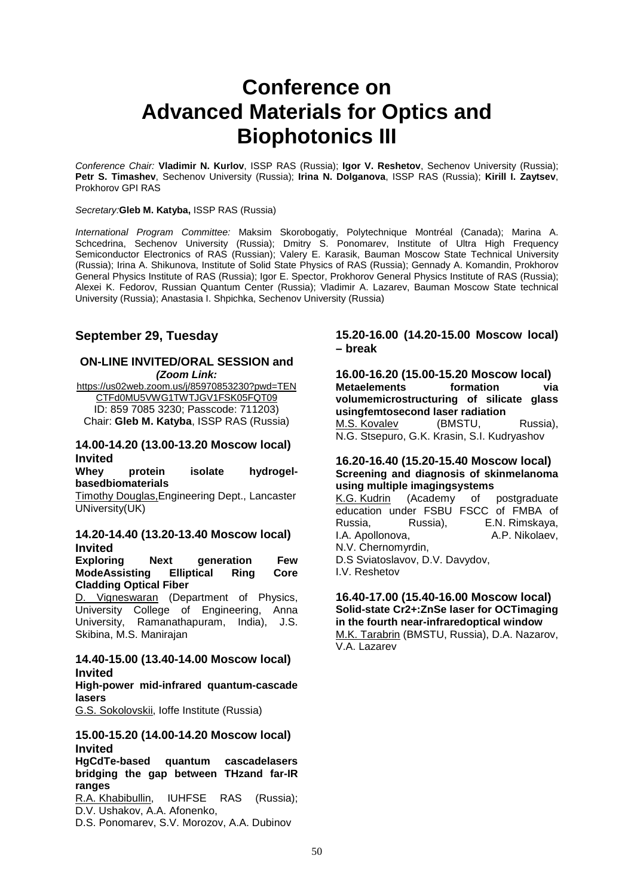# Conference on Advanced Materials for Optics and Biophotonics III

*Conference Chair:* **Vladimir N. Kurlov**, ISSP RAS (Russia); **Igor V. Reshetov**, Sechenov University (Russia); **Petr S. Timashev**, Sechenov University (Russia); **Irina N. Dolganova**, ISSP RAS (Russia); **Kirill I. Zaytsev**, Prokhorov GPI RAS

*Secretary:* **Gleb M. Katyba,** ISSP RAS (Russia)

*International Program Committee:* Maksim Skorobogatiy, Polytechnique Montréal (Canada); Marina A. Schcedrina, Sechenov University (Russia); Dmitry S. Ponomarev, Institute of Ultra High Frequency Semiconductor Electronics of RAS (Russian); Valery E. Karasik, Bauman Moscow State Technical University (Russia); Irina A. Shikunova, Institute of Solid State Physics of RAS (Russia); Gennady A. Komandin, Prokhorov General Physics Institute of RAS (Russia); Igor E. Spector, Prokhorov General Physics Institute of RAS (Russia); Alexei K. Fedorov, Russian Quantum Center (Russia); Vladimir A. Lazarev, Bauman Moscow State technical University (Russia); Anastasia I. Shpichka, Sechenov University (Russia)

## September 29, Tuesday

### ON-LINE INVITED/ORAL SESSION and

***(Zoom Link:***
https://us02web.zoom.us/j/85970853230?pwd=TENCTFd0MU5VWG1TWTJGV1FSK05FQT09
ID: 859 7085 3230; Passcode: 711203)
Chair: **Gleb M. Katyba**, ISSP RAS (Russia)

### 14.00-14.20 (13.00-13.20 Moscow local) Invited

**Whey protein isolate hydrogel-basedbiomaterials**

Timothy Douglas,Engineering Dept., Lancaster UNiversity(UK)

### 14.20-14.40 (13.20-13.40 Moscow local) Invited

**Exploring Next generation Few ModeAssisting Elliptical Ring Core Cladding Optical Fiber**

D. Vigneswaran (Department of Physics, University College of Engineering, Anna University, Ramanathapuram, India), J.S. Skibina, M.S. Manirajan

### 14.40-15.00 (13.40-14.00 Moscow local) Invited

**High-power mid-infrared quantum-cascade lasers**

G.S. Sokolovskii, Ioffe Institute (Russia)

### 15.00-15.20 (14.00-14.20 Moscow local) Invited

**HgCdTe-based quantum cascadelasers bridging the gap between THzand far-IR ranges**

R.A. Khabibullin, IUHFSE RAS (Russia); D.V. Ushakov, A.A. Afonenko, D.S. Ponomarev, S.V. Morozov, A.A. Dubinov

### 15.20-16.00 (14.20-15.00 Moscow local) – break

### 16.00-16.20 (15.00-15.20 Moscow local)

**Metaelements formation via volumemicrostructuring of silicate glass usingfemtosecond laser radiation**

M.S. Kovalev (BMSTU, Russia), N.G. Stsepuro, G.K. Krasin, S.I. Kudryashov

### 16.20-16.40 (15.20-15.40 Moscow local)

**Screening and diagnosis of skinmelanoma using multiple imagingsystems**

K.G. Kudrin (Academy of postgraduate education under FSBU FSCC of FMBA of Russia, Russia), E.N. Rimskaya, I.A. Apollonova, A.P. Nikolaev, N.V. Chernomyrdin, D.S Sviatoslavov, D.V. Davydov, I.V. Reshetov

### 16.40-17.00 (15.40-16.00 Moscow local)

**Solid-state Cr2+:ZnSe laser for OCTimaging in the fourth near-infraredoptical window**

M.K. Tarabrin (BMSTU, Russia), D.A. Nazarov, V.A. Lazarev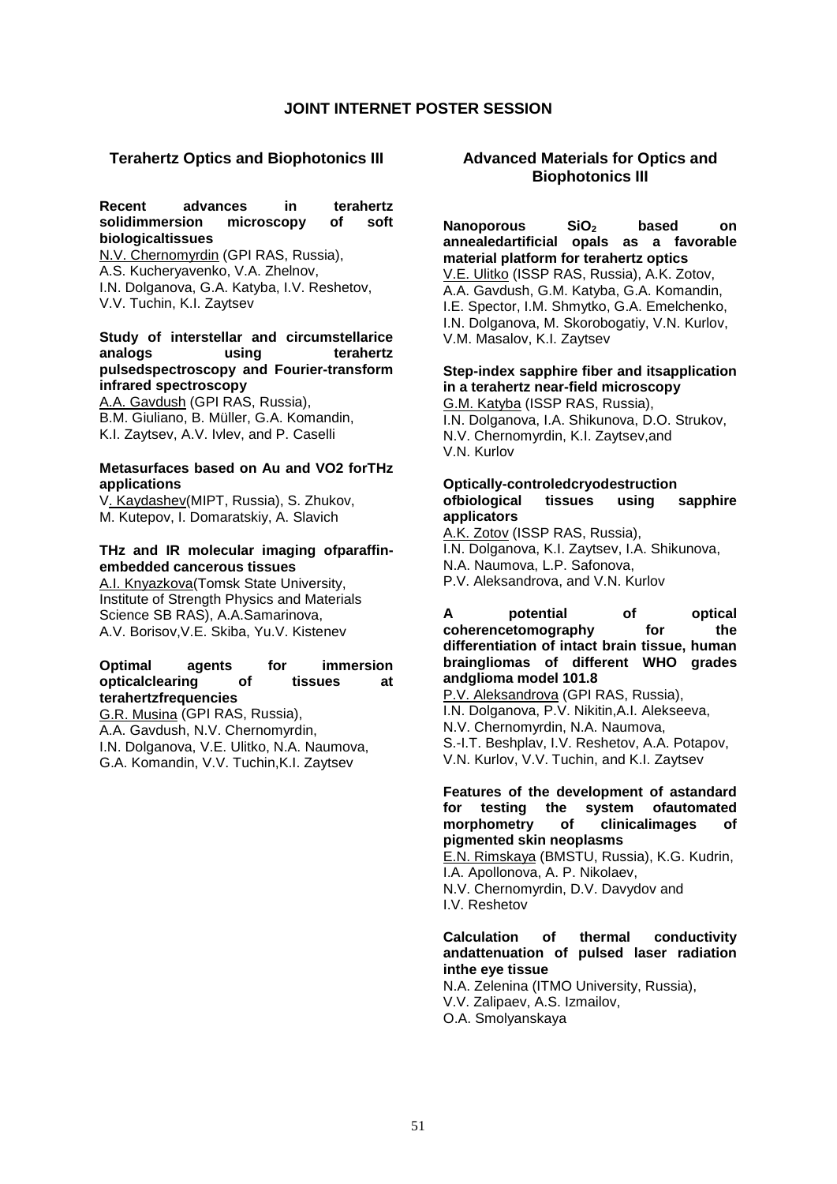## JOINT INTERNET POSTER SESSION

### Terahertz Optics and Biophotonics III

**Recent advances in terahertz solidimmersion microscopy of soft biologicaltissues**
N.V. Chernomyrdin (GPI RAS, Russia), A.S. Kucheryavenko, V.A. Zhelnov, I.N. Dolganova, G.A. Katyba, I.V. Reshetov, V.V. Tuchin, K.I. Zaytsev

**Study of interstellar and circumstellarice analogs using terahertz pulsedspectroscopy and Fourier-transform infrared spectroscopy**
A.A. Gavdush (GPI RAS, Russia), B.M. Giuliano, B. Müller, G.A. Komandin, K.I. Zaytsev, A.V. Ivlev, and P. Caselli

**Metasurfaces based on Au and VO2 forTHz applications**
V. Kaydashev(MIPT, Russia), S. Zhukov, M. Kutepov, I. Domaratskiy, A. Slavich

**THz and IR molecular imaging ofparaffin-embedded cancerous tissues**
A.I. Knyazkova(Tomsk State University, Institute of Strength Physics and Materials Science SB RAS), A.A.Samarinova, A.V. Borisov,V.E. Skiba, Yu.V. Kistenev

**Optimal agents for immersion opticalclearing of tissues at terahertzfrequencies**
G.R. Musina (GPI RAS, Russia), A.A. Gavdush, N.V. Chernomyrdin, I.N. Dolganova, V.E. Ulitko, N.A. Naumova, G.A. Komandin, V.V. Tuchin,K.I. Zaytsev

### Advanced Materials for Optics and Biophotonics III

**Nanoporous $SiO_2$ based on annealedartificial opals as a favorable material platform for terahertz optics**
V.E. Ulitko (ISSP RAS, Russia), A.K. Zotov, A.A. Gavdush, G.M. Katyba, G.A. Komandin, I.E. Spector, I.M. Shmytko, G.A. Emelchenko, I.N. Dolganova, M. Skorobogatiy, V.N. Kurlov, V.M. Masalov, K.I. Zaytsev

**Step-index sapphire fiber and itsapplication in a terahertz near-field microscopy**
G.M. Katyba (ISSP RAS, Russia), I.N. Dolganova, I.A. Shikunova, D.O. Strukov, N.V. Chernomyrdin, K.I. Zaytsev,and V.N. Kurlov

**Optically-controledcryodestruction ofbiological tissues using sapphire applicators**
A.K. Zotov (ISSP RAS, Russia), I.N. Dolganova, K.I. Zaytsev, I.A. Shikunova, N.A. Naumova, L.P. Safonova, P.V. Aleksandrova, and V.N. Kurlov

**A potential of optical coherencetomography for the differentiation of intact brain tissue, human braingliomas of different WHO grades andglioma model 101.8**
P.V. Aleksandrova (GPI RAS, Russia), I.N. Dolganova, P.V. Nikitin,A.I. Alekseeva, N.V. Chernomyrdin, N.A. Naumova, S.-I.T. Beshplav, I.V. Reshetov, A.A. Potapov, V.N. Kurlov, V.V. Tuchin, and K.I. Zaytsev

**Features of the development of astandard for testing the system ofautomated morphometry of clinicalimages of pigmented skin neoplasms**
E.N. Rimskaya (BMSTU, Russia), K.G. Kudrin, I.A. Apollonova, A. P. Nikolaev, N.V. Chernomyrdin, D.V. Davydov and I.V. Reshetov

**Calculation of thermal conductivity andattenuation of pulsed laser radiation inthe eye tissue**
N.A. Zelenina (ITMO University, Russia), V.V. Zalipaev, A.S. Izmailov, O.A. Smolyanskaya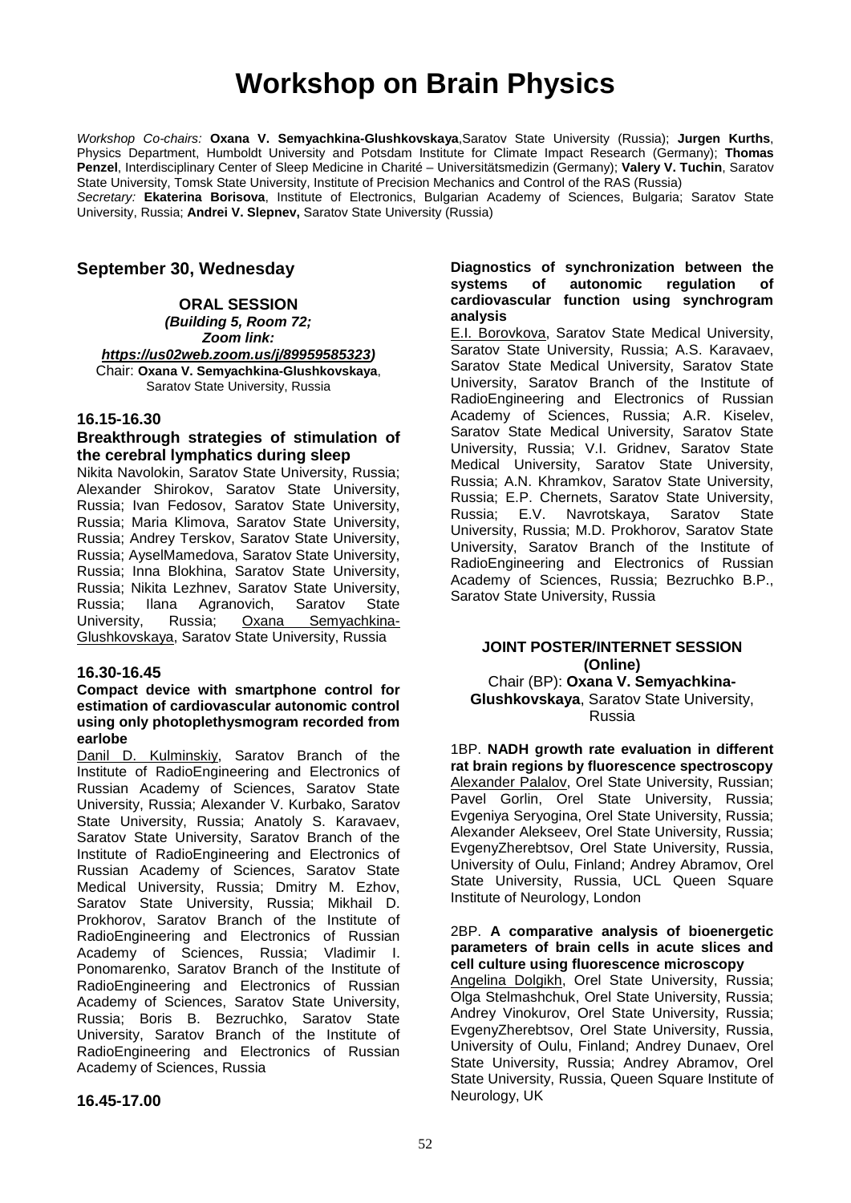# Workshop on Brain Physics

*Workshop Co-chairs:* **Oxana V. Semyachkina-Glushkovskaya**,Saratov State University (Russia); **Jurgen Kurths**, Physics Department, Humboldt University and Potsdam Institute for Climate Impact Research (Germany); **Thomas Penzel**, Interdisciplinary Center of Sleep Medicine in Charité – Universitätsmedizin (Germany); **Valery V. Tuchin**, Saratov State University, Tomsk State University, Institute of Precision Mechanics and Control of the RAS (Russia)
*Secretary:* **Ekaterina Borisova**, Institute of Electronics, Bulgarian Academy of Sciences, Bulgaria; Saratov State University, Russia; **Andrei V. Slepnev,** Saratov State University (Russia)

## September 30, Wednesday

**ORAL SESSION**
***(Building 5, Room 72; Zoom link: https://us02web.zoom.us/j/89959585323)***
Chair: **Oxana V. Semyachkina-Glushkovskaya**, Saratov State University, Russia

### 16.15-16.30

#### Breakthrough strategies of stimulation of the cerebral lymphatics during sleep

Nikita Navolokin, Saratov State University, Russia; Alexander Shirokov, Saratov State University, Russia; Ivan Fedosov, Saratov State University, Russia; Maria Klimova, Saratov State University, Russia; Andrey Terskov, Saratov State University, Russia; AyselMamedova, Saratov State University, Russia; Inna Blokhina, Saratov State University, Russia; Nikita Lezhnev, Saratov State University, Russia; Ilana Agranovich, Saratov State University, Russia; Oxana Semyachkina-Glushkovskaya, Saratov State University, Russia

### 16.30-16.45

**Compact device with smartphone control for estimation of cardiovascular autonomic control using only photoplethysmogram recorded from earlobe**

Danil D. Kulminskiy, Saratov Branch of the Institute of RadioEngineering and Electronics of Russian Academy of Sciences, Saratov State University, Russia; Alexander V. Kurbako, Saratov State University, Russia; Anatoly S. Karavaev, Saratov State University, Saratov Branch of the Institute of RadioEngineering and Electronics of Russian Academy of Sciences, Saratov State Medical University, Russia; Dmitry M. Ezhov, Saratov State University, Russia; Mikhail D. Prokhorov, Saratov Branch of the Institute of RadioEngineering and Electronics of Russian Academy of Sciences, Russia; Vladimir I. Ponomarenko, Saratov Branch of the Institute of RadioEngineering and Electronics of Russian Academy of Sciences, Saratov State University, Russia; Boris B. Bezruchko, Saratov State University, Saratov Branch of the Institute of RadioEngineering and Electronics of Russian Academy of Sciences, Russia

### 16.45-17.00

**Diagnostics of synchronization between the systems of autonomic regulation of cardiovascular function using synchrogram analysis**

E.I. Borovkova, Saratov State Medical University, Saratov State University, Russia; A.S. Karavaev, Saratov State Medical University, Saratov State University, Saratov Branch of the Institute of RadioEngineering and Electronics of Russian Academy of Sciences, Russia; A.R. Kiselev, Saratov State Medical University, Saratov State University, Russia; V.I. Gridnev, Saratov State Medical University, Saratov State University, Russia; A.N. Khramkov, Saratov State University, Russia; E.P. Chernets, Saratov State University, Russia; E.V. Navrotskaya, Saratov State University, Russia; M.D. Prokhorov, Saratov State University, Saratov Branch of the Institute of RadioEngineering and Electronics of Russian Academy of Sciences, Russia; Bezruchko B.P., Saratov State University, Russia

**JOINT POSTER/INTERNET SESSION (Online)**
Chair (BP): **Oxana V. Semyachkina-Glushkovskaya**, Saratov State University, Russia

1BP. **NADH growth rate evaluation in different rat brain regions by fluorescence spectroscopy**
Alexander Palalov, Orel State University, Russian; Pavel Gorlin, Orel State University, Russia; Evgeniya Seryogina, Orel State University, Russia; Alexander Alekseev, Orel State University, Russia; EvgenyZherebtsov, Orel State University, Russia, University of Oulu, Finland; Andrey Abramov, Orel State University, Russia, UCL Queen Square Institute of Neurology, London

2BP. **A comparative analysis of bioenergetic parameters of brain cells in acute slices and cell culture using fluorescence microscopy**
Angelina Dolgikh, Orel State University, Russia; Olga Stelmashchuk, Orel State University, Russia; Andrey Vinokurov, Orel State University, Russia; EvgenyZherebtsov, Orel State University, Russia, University of Oulu, Finland; Andrey Dunaev, Orel State University, Russia; Andrey Abramov, Orel State University, Russia, Queen Square Institute of Neurology, UK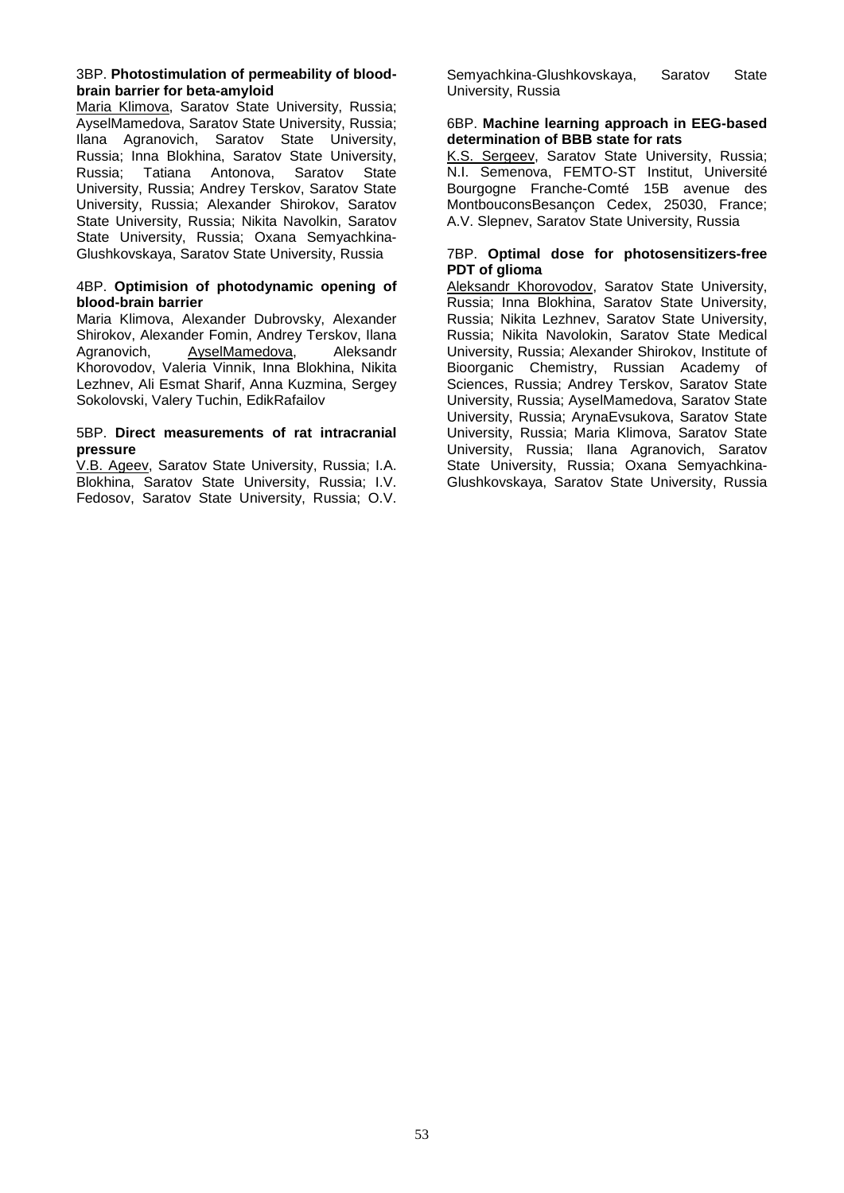3BP. **Photostimulation of permeability of blood-brain barrier for beta-amyloid**

Maria Klimova, Saratov State University, Russia; AyselMamedova, Saratov State University, Russia; Ilana Agranovich, Saratov State University, Russia; Inna Blokhina, Saratov State University, Russia; Tatiana Antonova, Saratov State University, Russia; Andrey Terskov, Saratov State University, Russia; Alexander Shirokov, Saratov State University, Russia; Nikita Navolkin, Saratov State University, Russia; Oxana Semyachkina-Glushkovskaya, Saratov State University, Russia

4BP. **Optimision of photodynamic opening of blood-brain barrier**

Maria Klimova, Alexander Dubrovsky, Alexander Shirokov, Alexander Fomin, Andrey Terskov, Ilana Agranovich, AyselMamedova, Aleksandr Khorovodov, Valeria Vinnik, Inna Blokhina, Nikita Lezhnev, Ali Esmat Sharif, Anna Kuzmina, Sergey Sokolovski, Valery Tuchin, EdikRafailov

5BP. **Direct measurements of rat intracranial pressure**

V.B. Ageev, Saratov State University, Russia; I.A. Blokhina, Saratov State University, Russia; I.V. Fedosov, Saratov State University, Russia; O.V. Semyachkina-Glushkovskaya, Saratov State University, Russia

6BP. **Machine learning approach in EEG-based determination of BBB state for rats**

K.S. Sergeev, Saratov State University, Russia; N.I. Semenova, FEMTO-ST Institut, Université Bourgogne Franche-Comté 15B avenue des MontbouconsBesançon Cedex, 25030, France; A.V. Slepnev, Saratov State University, Russia

7BP. **Optimal dose for photosensitizers-free PDT of glioma**

Aleksandr Khorovodov, Saratov State University, Russia; Inna Blokhina, Saratov State University, Russia; Nikita Lezhnev, Saratov State University, Russia; Nikita Navolokin, Saratov State Medical University, Russia; Alexander Shirokov, Institute of Bioorganic Chemistry, Russian Academy of Sciences, Russia; Andrey Terskov, Saratov State University, Russia; AyselMamedova, Saratov State University, Russia; ArynaEvsukova, Saratov State University, Russia; Maria Klimova, Saratov State University, Russia; Ilana Agranovich, Saratov State University, Russia; Oxana Semyachkina-Glushkovskaya, Saratov State University, Russia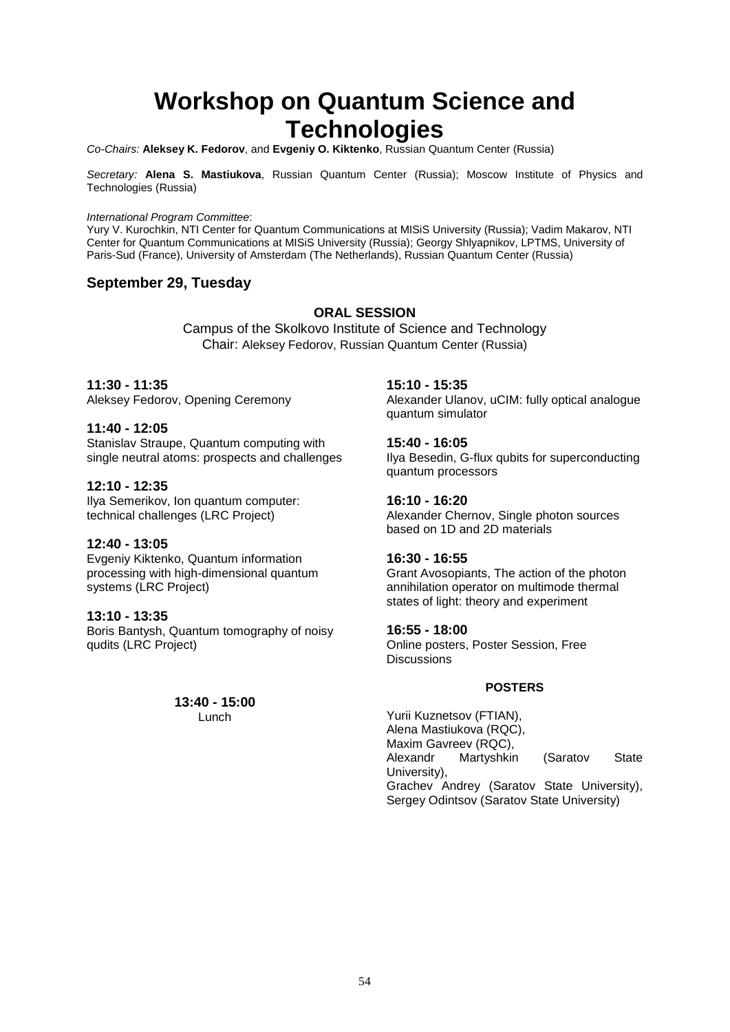# Workshop on Quantum Science and Technologies

*Co-Chairs:* **Aleksey K. Fedorov**, and **Evgeniy O. Kiktenko**, Russian Quantum Center (Russia)

*Secretary:* **Alena S. Mastiukova**, Russian Quantum Center (Russia); Moscow Institute of Physics and Technologies (Russia)

*International Program Committee*:
Yury V. Kurochkin, NTI Center for Quantum Communications at MISiS University (Russia); Vadim Makarov, NTI Center for Quantum Communications at MISiS University (Russia); Georgy Shlyapnikov, LPTMS, University of Paris-Sud (France), University of Amsterdam (The Netherlands), Russian Quantum Center (Russia)

## September 29, Tuesday

**ORAL SESSION**

Campus of the Skolkovo Institute of Science and Technology
Chair: Aleksey Fedorov, Russian Quantum Center (Russia)

**11:30 - 11:35**
Aleksey Fedorov, Opening Ceremony

**11:40 - 12:05**
Stanislav Straupe, Quantum computing with single neutral atoms: prospects and challenges

**12:10 - 12:35**
Ilya Semerikov, Ion quantum computer: technical challenges (LRC Project)

**12:40 - 13:05**
Evgeniy Kiktenko, Quantum information processing with high-dimensional quantum systems (LRC Project)

**13:10 - 13:35**
Boris Bantysh, Quantum tomography of noisy qudits (LRC Project)

**13:40 - 15:00**
Lunch

**15:10 - 15:35**
Alexander Ulanov, uCIM: fully optical analogue quantum simulator

**15:40 - 16:05**
Ilya Besedin, G-flux qubits for superconducting quantum processors

**16:10 - 16:20**
Alexander Chernov, Single photon sources based on 1D and 2D materials

**16:30 - 16:55**
Grant Avosopiants, The action of the photon annihilation operator on multimode thermal states of light: theory and experiment

**16:55 - 18:00**
Online posters, Poster Session, Free Discussions

**POSTERS**

Yurii Kuznetsov (FTIAN),
Alena Mastiukova (RQC),
Maxim Gavreev (RQC),
Alexandr Martyshkin (Saratov State University),
Grachev Andrey (Saratov State University),
Sergey Odintsov (Saratov State University)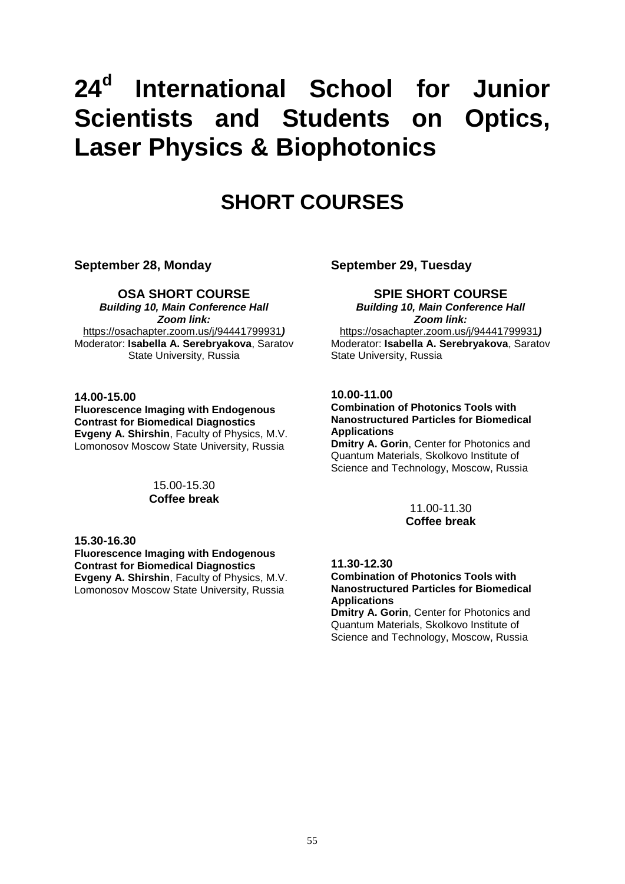# 24[d] International School for Junior Scientists and Students on Optics, Laser Physics & Biophotonics

## SHORT COURSES

### September 28, Monday

**OSA SHORT COURSE**
***Building 10, Main Conference Hall***
***Zoom link:***
https://osachapter.zoom.us/j/94441799931***)***
Moderator: **Isabella A. Serebryakova**, Saratov State University, Russia

**14.00-15.00**
**Fluorescence Imaging with Endogenous Contrast for Biomedical Diagnostics**
**Evgeny A. Shirshin**, Faculty of Physics, M.V. Lomonosov Moscow State University, Russia

15.00-15.30
**Coffee break**

**15.30-16.30**
**Fluorescence Imaging with Endogenous Contrast for Biomedical Diagnostics**
**Evgeny A. Shirshin**, Faculty of Physics, M.V. Lomonosov Moscow State University, Russia

### September 29, Tuesday

**SPIE SHORT COURSE**
***Building 10, Main Conference Hall***
***Zoom link:***
https://osachapter.zoom.us/j/94441799931***)***
Moderator: **Isabella A. Serebryakova**, Saratov State University, Russia

**10.00-11.00**
**Combination of Photonics Tools with Nanostructured Particles for Biomedical Applications**
**Dmitry A. Gorin**, Center for Photonics and Quantum Materials, Skolkovo Institute of Science and Technology, Moscow, Russia

11.00-11.30
**Coffee break**

**11.30-12.30**
**Combination of Photonics Tools with Nanostructured Particles for Biomedical Applications**
**Dmitry A. Gorin**, Center for Photonics and Quantum Materials, Skolkovo Institute of Science and Technology, Moscow, Russia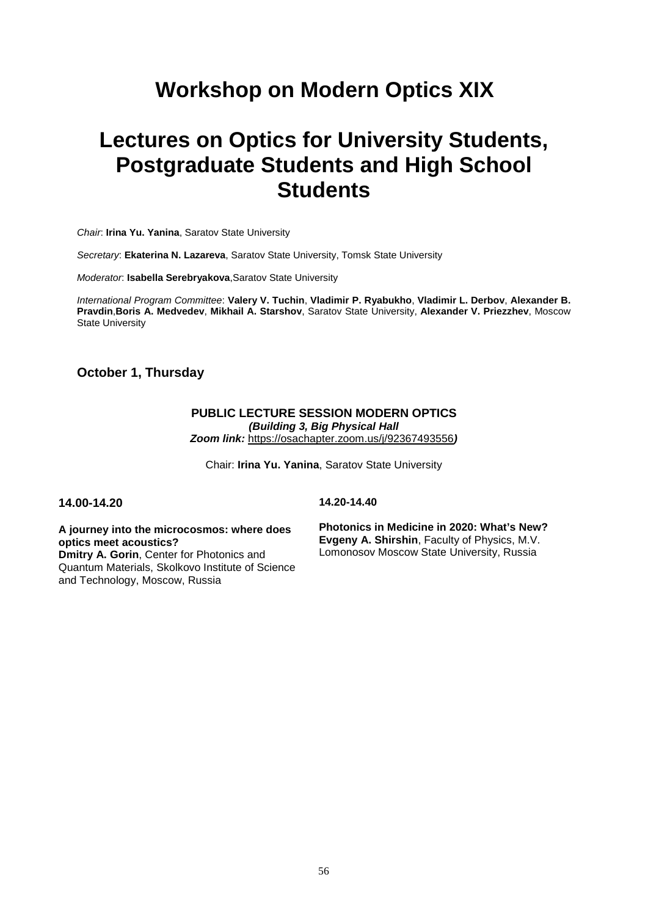# Workshop on Modern Optics XIX

# Lectures on Optics for University Students, Postgraduate Students and High School Students

*Chair*: **Irina Yu. Yanina**, Saratov State University

*Secretary*: **Ekaterina N. Lazareva**, Saratov State University, Tomsk State University

*Moderator*: **Isabella Serebryakova**,Saratov State University

*International Program Committee*: **Valery V. Tuchin**, **Vladimir P. Ryabukho**, **Vladimir L. Derbov**, **Alexander B. Pravdin**,**Boris A. Medvedev**, **Mikhail A. Starshov**, Saratov State University, **Alexander V. Priezzhev**, Moscow State University

### October 1, Thursday

**PUBLIC LECTURE SESSION MODERN OPTICS**
***(Building 3, Big Physical Hall***
***Zoom link:*** https://osachapter.zoom.us/j/92367493556***)***

Chair: **Irina Yu. Yanina**, Saratov State University

**14.00-14.20**

**A journey into the microcosmos: where does optics meet acoustics?**
**Dmitry A. Gorin**, Center for Photonics and Quantum Materials, Skolkovo Institute of Science and Technology, Moscow, Russia

**14.20-14.40**

**Photonics in Medicine in 2020: What's New?**
**Evgeny A. Shirshin**, Faculty of Physics, M.V. Lomonosov Moscow State University, Russia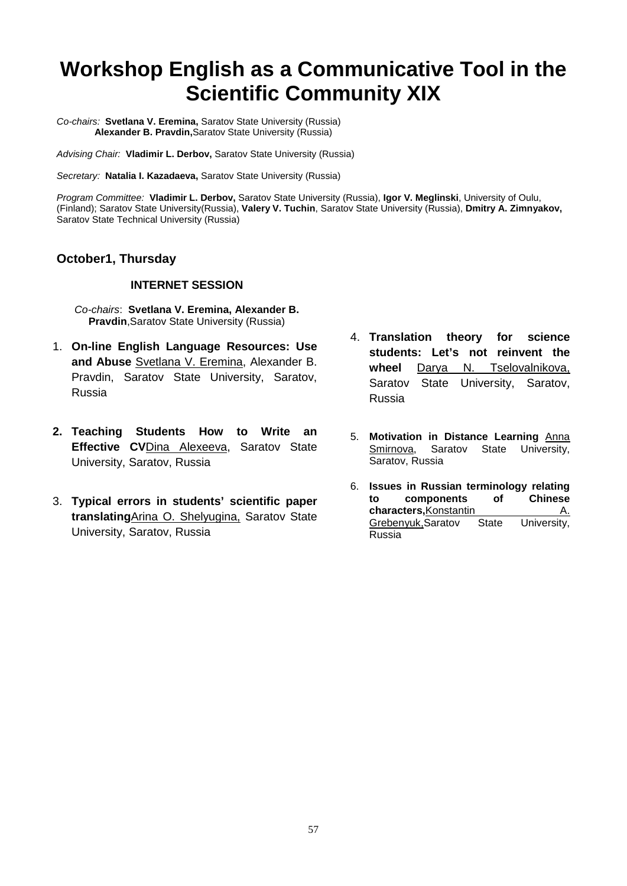# Workshop English as a Communicative Tool in the Scientific Community XIX

*Co-chairs:* **Svetlana V. Eremina,** Saratov State University (Russia)
**Alexander B. Pravdin,**Saratov State University (Russia)

*Advising Chair:* **Vladimir L. Derbov,** Saratov State University (Russia)

*Secretary:* **Natalia I. Kazadaeva,** Saratov State University (Russia)

*Program Committee:* **Vladimir L. Derbov,** Saratov State University (Russia), **Igor V. Meglinski**, University of Oulu, (Finland); Saratov State University(Russia), **Valery V. Tuchin**, Saratov State University (Russia), **Dmitry A. Zimnyakov,** Saratov State Technical University (Russia)

## October1, Thursday

### INTERNET SESSION

*Co-chairs*: **Svetlana V. Eremina, Alexander B. Pravdin**,Saratov State University (Russia)

1. **On-line English Language Resources: Use and Abuse** Svetlana V. Eremina, Alexander B. Pravdin, Saratov State University, Saratov, Russia

2. **Teaching Students How to Write an Effective CV**Dina Alexeeva, Saratov State University, Saratov, Russia

3. **Typical errors in students' scientific paper translating**Arina O. Shelyugina, Saratov State University, Saratov, Russia

4. **Translation theory for science students: Let's not reinvent the wheel** Darya N. Tselovalnikova, Saratov State University, Saratov, Russia

5. **Motivation in Distance Learning** Anna Smirnova, Saratov State University, Saratov, Russia

6. **Issues in Russian terminology relating to components of Chinese characters,**Konstantin A. Grebenyuk,Saratov State University, Russia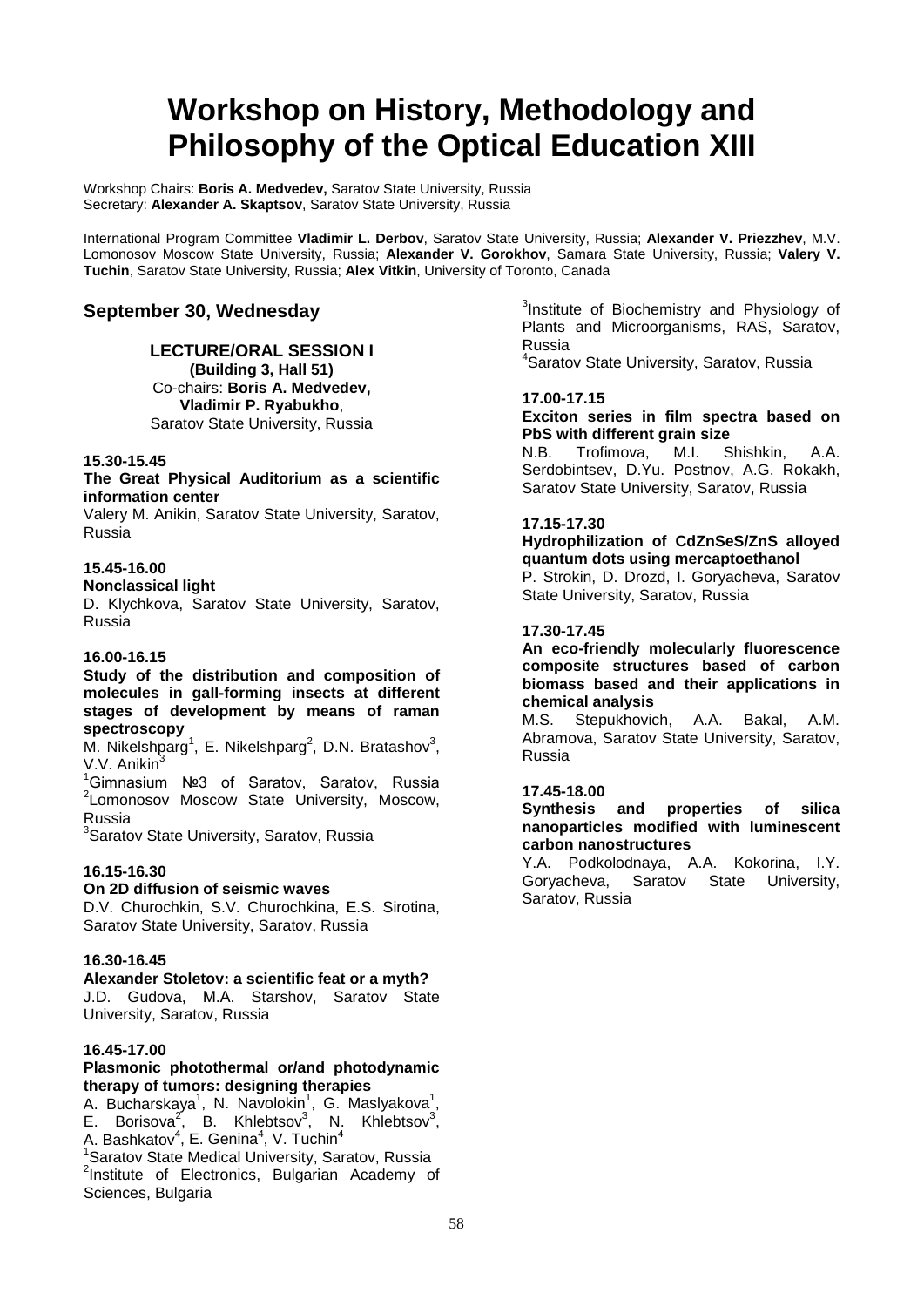# Workshop on History, Methodology and Philosophy of the Optical Education XIII

Workshop Chairs: **Boris A. Medvedev,** Saratov State University, Russia
Secretary: **Alexander A. Skaptsov**, Saratov State University, Russia

International Program Committee **Vladimir L. Derbov**, Saratov State University, Russia; **Alexander V. Priezzhev**, M.V. Lomonosov Moscow State University, Russia; **Alexander V. Gorokhov**, Samara State University, Russia; **Valery V. Tuchin**, Saratov State University, Russia; **Alex Vitkin**, University of Toronto, Canada

## September 30, Wednesday

### LECTURE/ORAL SESSION I

**(Building 3, Hall 51)**
Co-chairs: **Boris A. Medvedev, Vladimir P. Ryabukho**,
Saratov State University, Russia

**15.30-15.45**
**The Great Physical Auditorium as a scientific information center**
Valery M. Anikin, Saratov State University, Saratov, Russia

**15.45-16.00**
**Nonclassical light**
D. Klychkova, Saratov State University, Saratov, Russia

**16.00-16.15**
**Study of the distribution and composition of molecules in gall-forming insects at different stages of development by means of raman spectroscopy**
M. Nikelshparg[1], E. Nikelshparg[2], D.N. Bratashov[3], V.V. Anikin[3]
[1]Gimnasium №3 of Saratov, Saratov, Russia
[2]Lomonosov Moscow State University, Moscow, Russia
[3]Saratov State University, Saratov, Russia

**16.15-16.30**
**On 2D diffusion of seismic waves**
D.V. Churochkin, S.V. Churochkina, E.S. Sirotina, Saratov State University, Saratov, Russia

**16.30-16.45**
**Alexander Stoletov: a scientific feat or a myth?**
J.D. Gudova, M.A. Starshov, Saratov State University, Saratov, Russia

**16.45-17.00**
**Plasmonic photothermal or/and photodynamic therapy of tumors: designing therapies**
A. Bucharskaya[1], N. Navolokin[1], G. Maslyakova[1], E. Borisova[2], B. Khlebtsov[3], N. Khlebtsov[3], A. Bashkatov[4], E. Genina[4], V. Tuchin[4]
[1]Saratov State Medical University, Saratov, Russia
[2]Institute of Electronics, Bulgarian Academy of Sciences, Bulgaria
[3]Institute of Biochemistry and Physiology of Plants and Microorganisms, RAS, Saratov, Russia
[4]Saratov State University, Saratov, Russia

**17.00-17.15**
**Exciton series in film spectra based on PbS with different grain size**
N.B. Trofimova, M.I. Shishkin, A.A. Serdobintsev, D.Yu. Postnov, A.G. Rokakh, Saratov State University, Saratov, Russia

**17.15-17.30**
**Hydrophilization of CdZnSeS/ZnS alloyed quantum dots using mercaptoethanol**
P. Strokin, D. Drozd, I. Goryacheva, Saratov State University, Saratov, Russia

**17.30-17.45**
**An eco-friendly molecularly fluorescence composite structures based of carbon biomass based and their applications in chemical analysis**
M.S. Stepukhovich, A.A. Bakal, A.M. Abramova, Saratov State University, Saratov, Russia

**17.45-18.00**
**Synthesis and properties of silica nanoparticles modified with luminescent carbon nanostructures**
Y.A. Podkolodnaya, A.A. Kokorina, I.Y. Goryacheva, Saratov State University, Saratov, Russia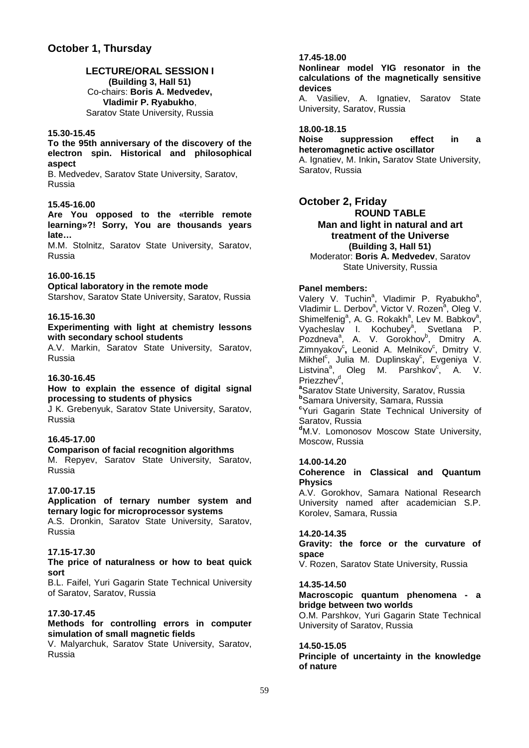## October 1, Thursday

### LECTURE/ORAL SESSION I

**(Building 3, Hall 51)**
Co-chairs: **Boris A. Medvedev, Vladimir P. Ryabukho**,
Saratov State University, Russia

**15.30-15.45**
**To the 95th anniversary of the discovery of the electron spin. Historical and philosophical aspect**
B. Medvedev, Saratov State University, Saratov, Russia

**15.45-16.00**
**Are You opposed to the «terrible remote learning»?! Sorry, You are thousands years late…**
M.M. Stolnitz, Saratov State University, Saratov, Russia

**16.00-16.15**
**Optical laboratory in the remote mode**
Starshov, Saratov State University, Saratov, Russia

**16.15-16.30**
**Experimenting with light at chemistry lessons with secondary school students**
A.V. Markin, Saratov State University, Saratov, Russia

**16.30-16.45**
**How to explain the essence of digital signal processing to students of physics**
J K. Grebenyuk, Saratov State University, Saratov, Russia

**16.45-17.00**
**Comparison of facial recognition algorithms**
M. Repyev, Saratov State University, Saratov, Russia

**17.00-17.15**
**Application of ternary number system and ternary logic for microprocessor systems**
A.S. Dronkin, Saratov State University, Saratov, Russia

**17.15-17.30**
**The price of naturalness or how to beat quick sort**
B.L. Faifel, Yuri Gagarin State Technical University of Saratov, Saratov, Russia

**17.30-17.45**
**Methods for controlling errors in computer simulation of small magnetic fields**
V. Malyarchuk, Saratov State University, Saratov, Russia

**17.45-18.00**
**Nonlinear model YIG resonator in the calculations of the magnetically sensitive devices**
A. Vasiliev, A. Ignatiev, Saratov State University, Saratov, Russia

**18.00-18.15**
**Noise suppression effect in a heteromagnetic active oscillator**
A. Ignatiev, M. Inkin**,** Saratov State University, Saratov, Russia

## October 2, Friday

### ROUND TABLE

### Man and light in natural and art treatment of the Universe

**(Building 3, Hall 51)**
Moderator: **Boris A. Medvedev**, Saratov State University, Russia

**Panel members:**
Valery V. Tuchin[a], Vladimir P. Ryabukho[a], Vladimir L. Derbov[a], Victor V. Rozen[a], Oleg V. Shimelfenig[a], A. G. Rokakh[a], Lev M. Babkov[a], Vyacheslav I. Kochubey[a], Svetlana P. Pozdneva[a], A. V. Gorokhov[b], Dmitry A. Zimnyakov[c]**,** Leonid A. Melnikov[c], Dmitry V. Mikhel[c], Julia M. Duplinskay[c], Evgeniya V. Listvina[a], Oleg M. Parshkov[c], A. V. Priezzhev[d],

**[a]**Saratov State University, Saratov, Russia
**[b]**Samara University, Samara, Russia
**[c]**Yuri Gagarin State Technical University of Saratov, Russia
**[d]**M.V. Lomonosov Moscow State University, Moscow, Russia

**14.00-14.20**
**Coherence in Classical and Quantum Physics**
A.V. Gorokhov, Samara National Research University named after academician S.P. Korolev, Samara, Russia

**14.20-14.35**
**Gravity: the force or the curvature of space**
V. Rozen, Saratov State University, Russia

**14.35-14.50**
**Macroscopic quantum phenomena - a bridge between two worlds**
O.M. Parshkov, Yuri Gagarin State Technical University of Saratov, Russia

**14.50-15.05**
**Principle of uncertainty in the knowledge of nature**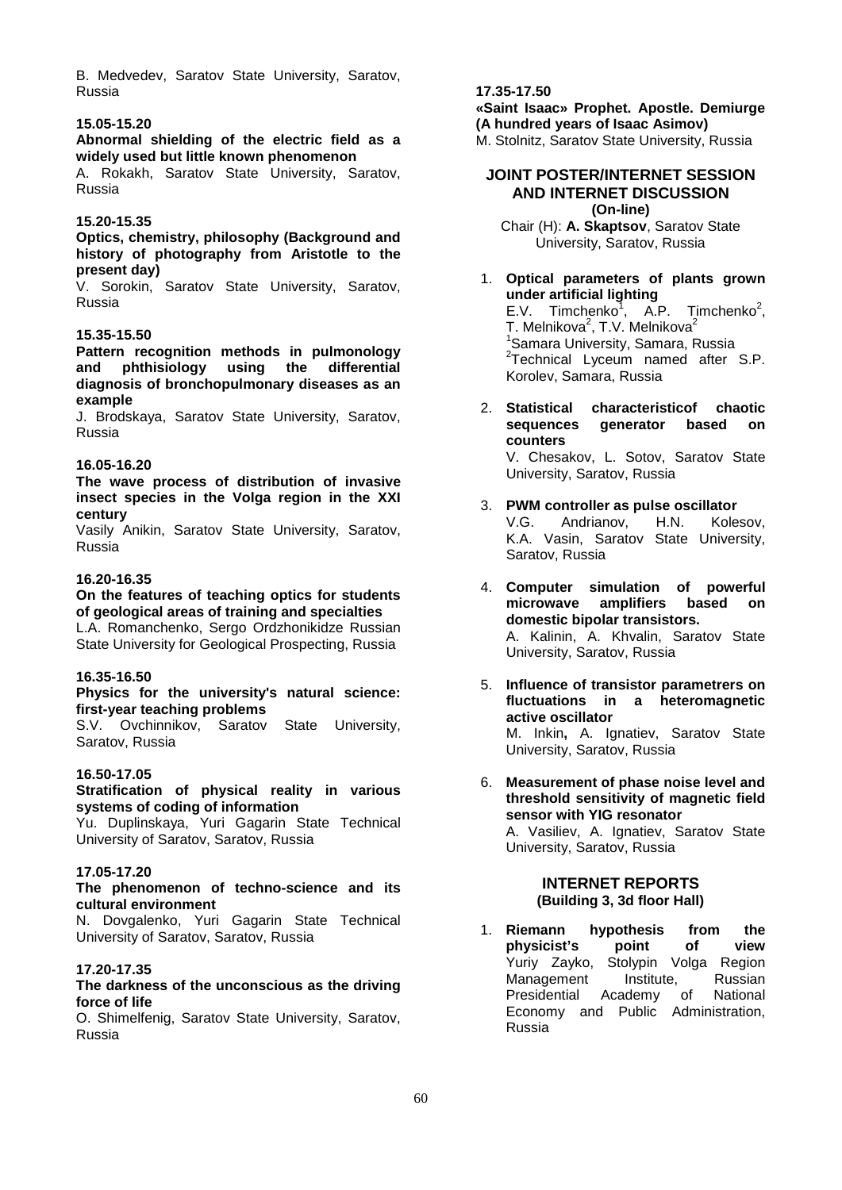B. Medvedev, Saratov State University, Saratov, Russia

**15.05-15.20**

**Abnormal shielding of the electric field as a widely used but little known phenomenon**

A. Rokakh, Saratov State University, Saratov, Russia

**15.20-15.35**

**Optics, chemistry, philosophy (Background and history of photography from Aristotle to the present day)**

V. Sorokin, Saratov State University, Saratov, Russia

**15.35-15.50**

**Pattern recognition methods in pulmonology and phthisiology using the differential diagnosis of bronchopulmonary diseases as an example**

J. Brodskaya, Saratov State University, Saratov, Russia

**16.05-16.20**

**The wave process of distribution of invasive insect species in the Volga region in the XXI century**

Vasily Anikin, Saratov State University, Saratov, Russia

**16.20-16.35**

**On the features of teaching optics for students of geological areas of training and specialties**

L.A. Romanchenko, Sergo Ordzhonikidze Russian State University for Geological Prospecting, Russia

**16.35-16.50**

**Physics for the university's natural science: first-year teaching problems**

S.V. Ovchinnikov, Saratov State University, Saratov, Russia

**16.50-17.05**

**Stratification of physical reality in various systems of coding of information**

Yu. Duplinskaya, Yuri Gagarin State Technical University of Saratov, Saratov, Russia

**17.05-17.20**

**The phenomenon of techno-science and its cultural environment**

N. Dovgalenko, Yuri Gagarin State Technical University of Saratov, Saratov, Russia

**17.20-17.35**

**The darkness of the unconscious as the driving force of life**

O. Shimelfenig, Saratov State University, Saratov, Russia

**17.35-17.50**

**«Saint Isaac» Prophet. Apostle. Demiurge (A hundred years of Isaac Asimov)**

M. Stolnitz, Saratov State University, Russia

## JOINT POSTER/INTERNET SESSION AND INTERNET DISCUSSION

**(On-line)**

Chair (H): **A. Skaptsov**, Saratov State University, Saratov, Russia

1. **Optical parameters of plants grown under artificial lighting**
   E.V. Timchenko[1], A.P. Timchenko[2], T. Melnikova[2], T.V. Melnikova[2]
   [1]Samara University, Samara, Russia
   [2]Technical Lyceum named after S.P. Korolev, Samara, Russia

2. **Statistical characteristicof chaotic sequences generator based on counters**
   V. Chesakov, L. Sotov, Saratov State University, Saratov, Russia

3. **PWM controller as pulse oscillator**
   V.G. Andrianov, H.N. Kolesov, K.A. Vasin, Saratov State University, Saratov, Russia

4. **Computer simulation of powerful microwave amplifiers based on domestic bipolar transistors.**
   A. Kalinin, A. Khvalin, Saratov State University, Saratov, Russia

5. **Influence of transistor parametrers on fluctuations in a heteromagnetic active oscillator**
   M. Inkin**,** A. Ignatiev, Saratov State University, Saratov, Russia

6. **Measurement of phase noise level and threshold sensitivity of magnetic field sensor with YIG resonator**
   A. Vasiliev, A. Ignatiev, Saratov State University, Saratov, Russia

## INTERNET REPORTS

**(Building 3, 3d floor Hall)**

1. **Riemann hypothesis from the physicist's point of view**
   Yuriy Zayko, Stolypin Volga Region Management Institute, Russian Presidential Academy of National Economy and Public Administration, Russia